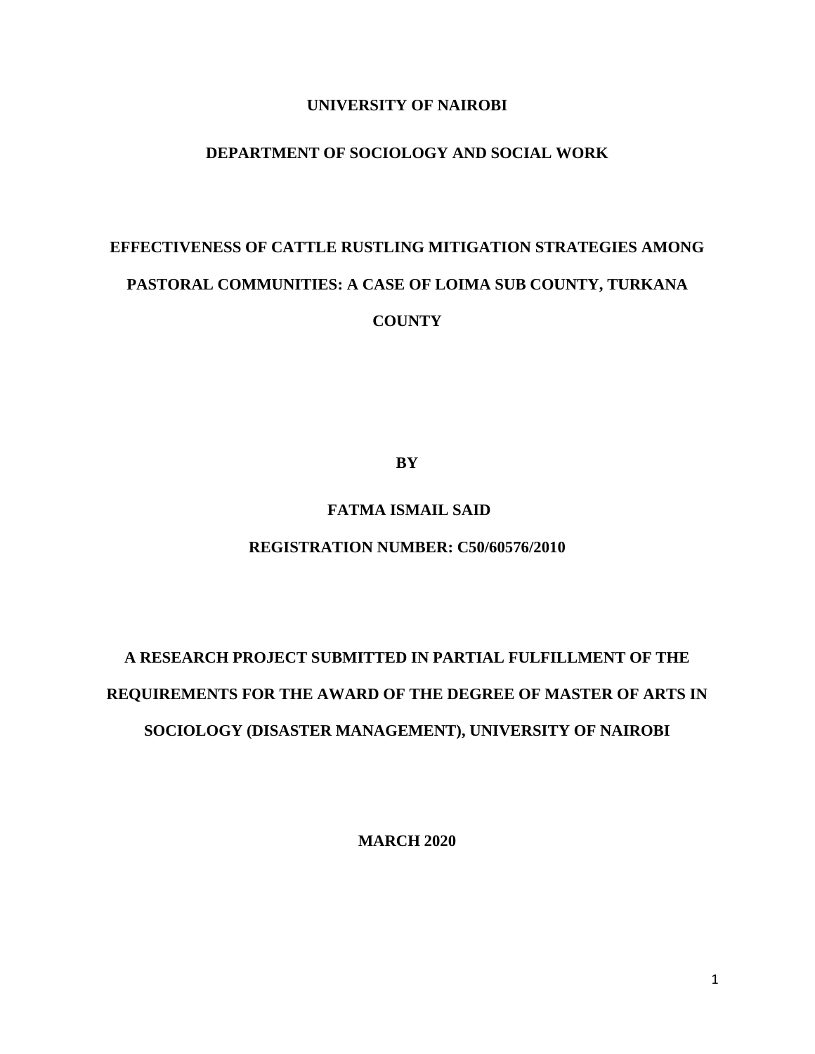**UNIVERSITY OF NAIROBI**

**DEPARTMENT OF SOCIOLOGY AND SOCIAL WORK**

# EFFECTIVENESS OF CATTLE RUSTLING MITIGATION STRATEGIES AMONG PASTORAL COMMUNITIES: A CASE OF LOIMA SUB COUNTY, TURKANA COUNTY

**BY**

**FATMA ISMAIL SAID**

**REGISTRATION NUMBER: C50/60576/2010**

**A RESEARCH PROJECT SUBMITTED IN PARTIAL FULFILLMENT OF THE REQUIREMENTS FOR THE AWARD OF THE DEGREE OF MASTER OF ARTS IN SOCIOLOGY (DISASTER MANAGEMENT), UNIVERSITY OF NAIROBI**

**MARCH 2020**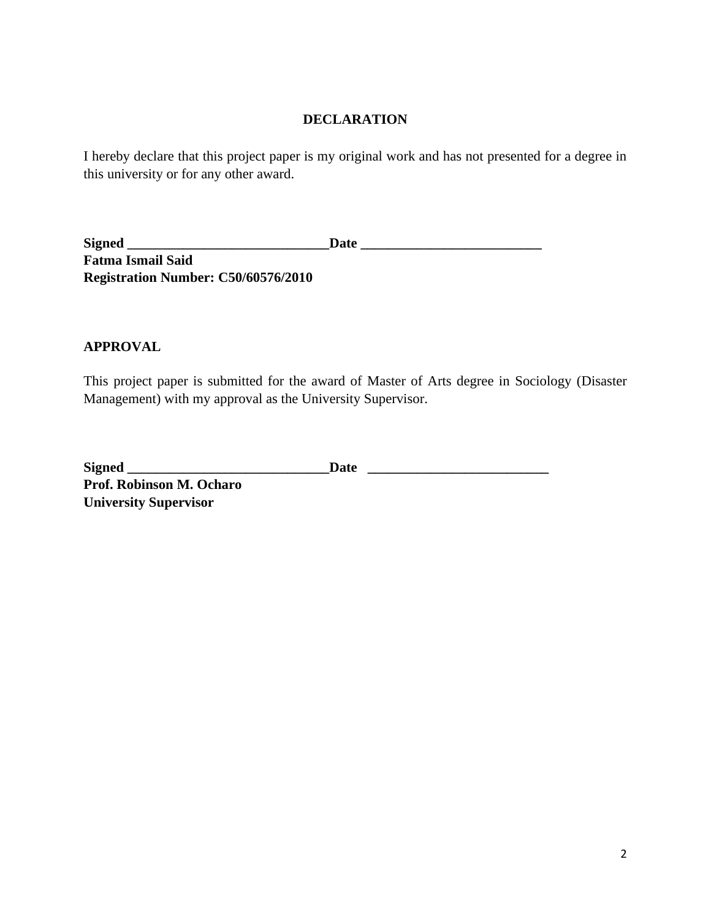# DECLARATION

I hereby declare that this project paper is my original work and has not presented for a degree in this university or for any other award.

**Signed \_\_\_\_\_\_\_\_\_\_\_\_\_\_\_\_\_\_\_\_\_\_\_\_\_\_\_\_\_\_Date \_\_\_\_\_\_\_\_\_\_\_\_\_\_\_\_\_\_\_\_\_\_\_\_\_\_**
**Fatma Ismail Said**
**Registration Number: C50/60576/2010**

## APPROVAL

This project paper is submitted for the award of Master of Arts degree in Sociology (Disaster Management) with my approval as the University Supervisor.

**Signed \_\_\_\_\_\_\_\_\_\_\_\_\_\_\_\_\_\_\_\_\_\_\_\_\_\_\_\_\_\_Date \_\_\_\_\_\_\_\_\_\_\_\_\_\_\_\_\_\_\_\_\_\_\_\_\_\_**
**Prof. Robinson M. Ocharo**
**University Supervisor**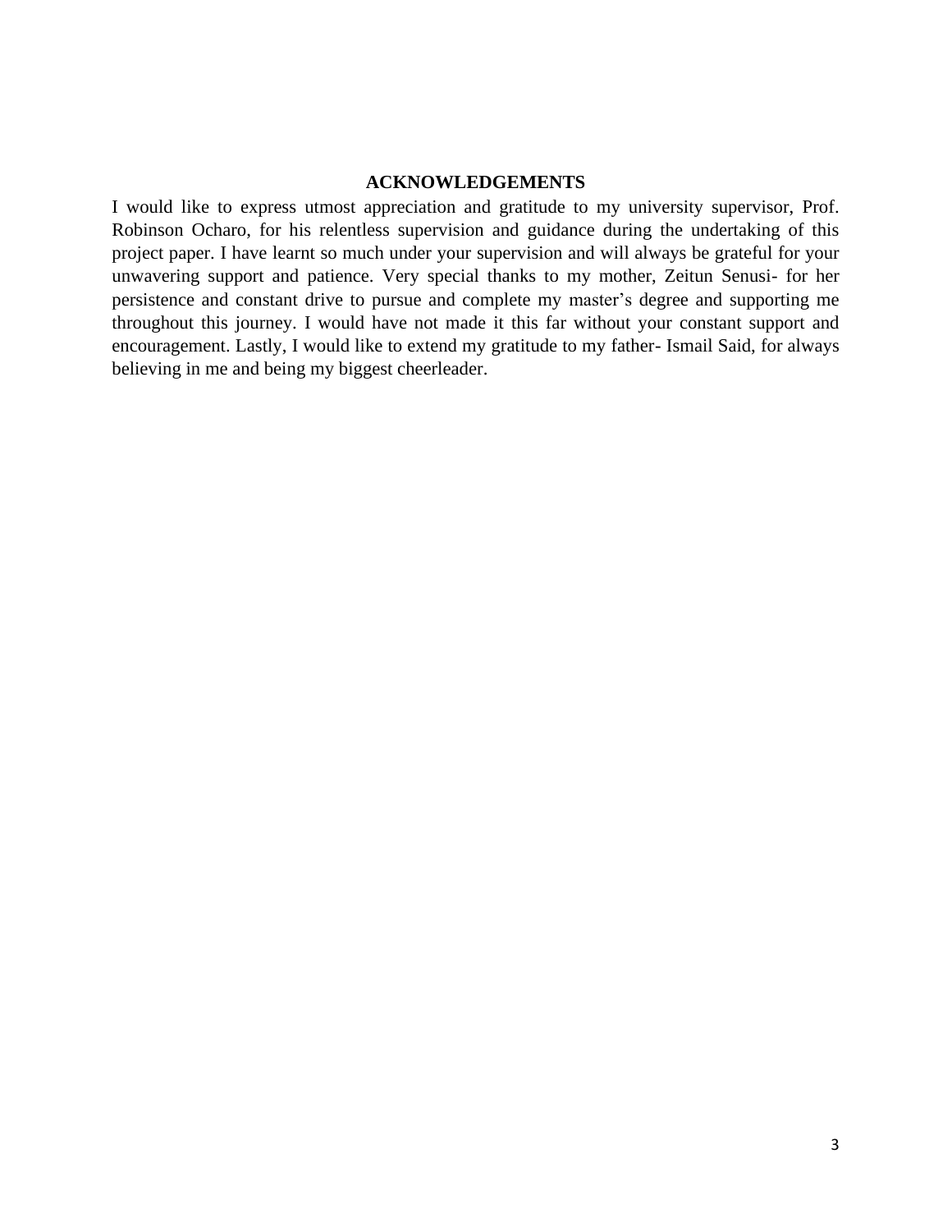## ACKNOWLEDGEMENTS

I would like to express utmost appreciation and gratitude to my university supervisor, Prof. Robinson Ocharo, for his relentless supervision and guidance during the undertaking of this project paper. I have learnt so much under your supervision and will always be grateful for your unwavering support and patience. Very special thanks to my mother, Zeitun Senusi- for her persistence and constant drive to pursue and complete my master's degree and supporting me throughout this journey. I would have not made it this far without your constant support and encouragement. Lastly, I would like to extend my gratitude to my father- Ismail Said, for always believing in me and being my biggest cheerleader.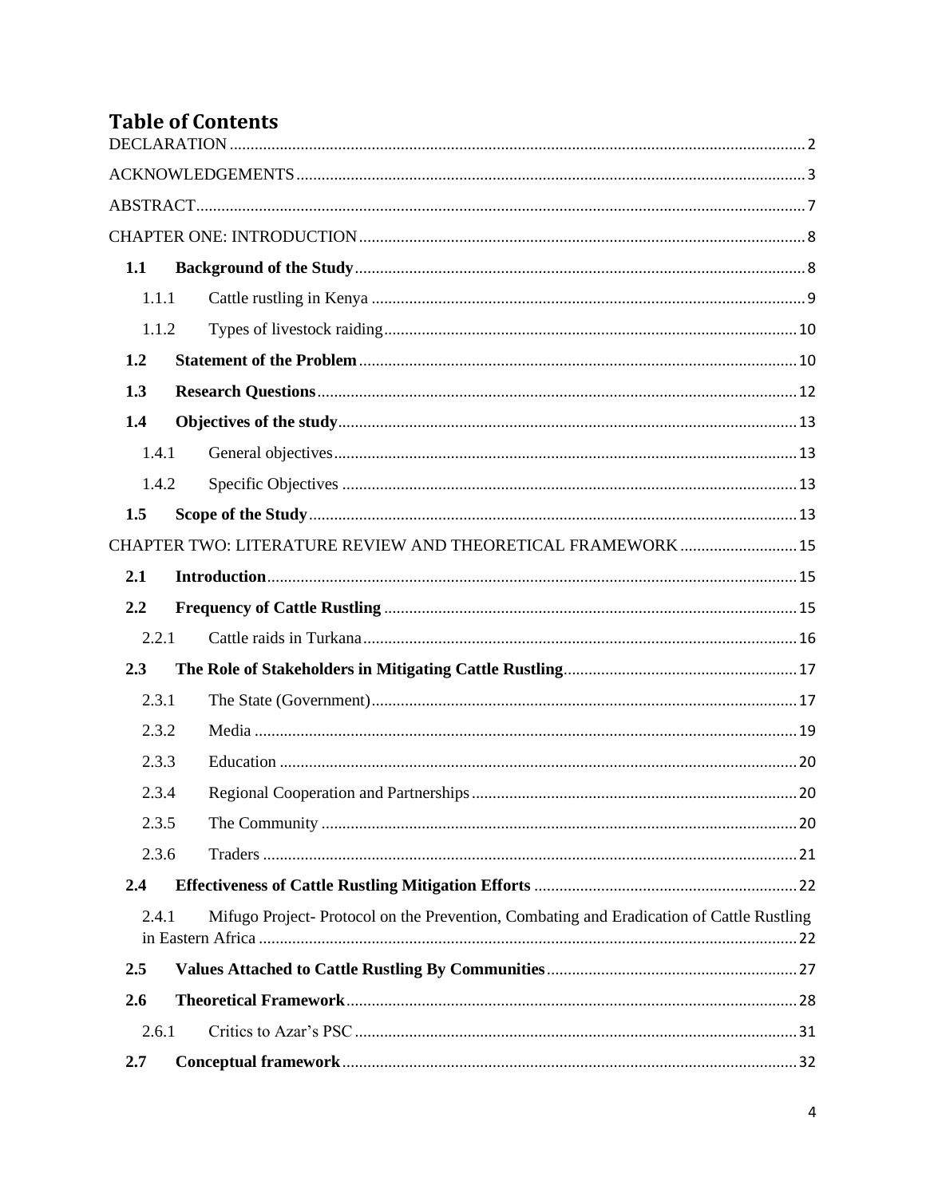# Table of Contents

DECLARATION ........ 2

ACKNOWLEDGEMENTS ........ 3

ABSTRACT ........ 7

CHAPTER ONE: INTRODUCTION ........ 8

- **1.1 Background of the Study** ........ 8
  - 1.1.1 Cattle rustling in Kenya ........ 9
  - 1.1.2 Types of livestock raiding ........ 10
- **1.2 Statement of the Problem** ........ 10
- **1.3 Research Questions** ........ 12
- **1.4 Objectives of the study** ........ 13
  - 1.4.1 General objectives ........ 13
  - 1.4.2 Specific Objectives ........ 13
- **1.5 Scope of the Study** ........ 13

CHAPTER TWO: LITERATURE REVIEW AND THEORETICAL FRAMEWORK ........ 15

- **2.1 Introduction** ........ 15
- **2.2 Frequency of Cattle Rustling** ........ 15
  - 2.2.1 Cattle raids in Turkana ........ 16
- **2.3 The Role of Stakeholders in Mitigating Cattle Rustling** ........ 17
  - 2.3.1 The State (Government) ........ 17
  - 2.3.2 Media ........ 19
  - 2.3.3 Education ........ 20
  - 2.3.4 Regional Cooperation and Partnerships ........ 20
  - 2.3.5 The Community ........ 20
  - 2.3.6 Traders ........ 21
- **2.4 Effectiveness of Cattle Rustling Mitigation Efforts** ........ 22
  - 2.4.1 Mifugo Project- Protocol on the Prevention, Combating and Eradication of Cattle Rustling in Eastern Africa ........ 22
- **2.5 Values Attached to Cattle Rustling By Communities** ........ 27
- **2.6 Theoretical Framework** ........ 28
  - 2.6.1 Critics to Azar's PSC ........ 31
- **2.7 Conceptual framework** ........ 32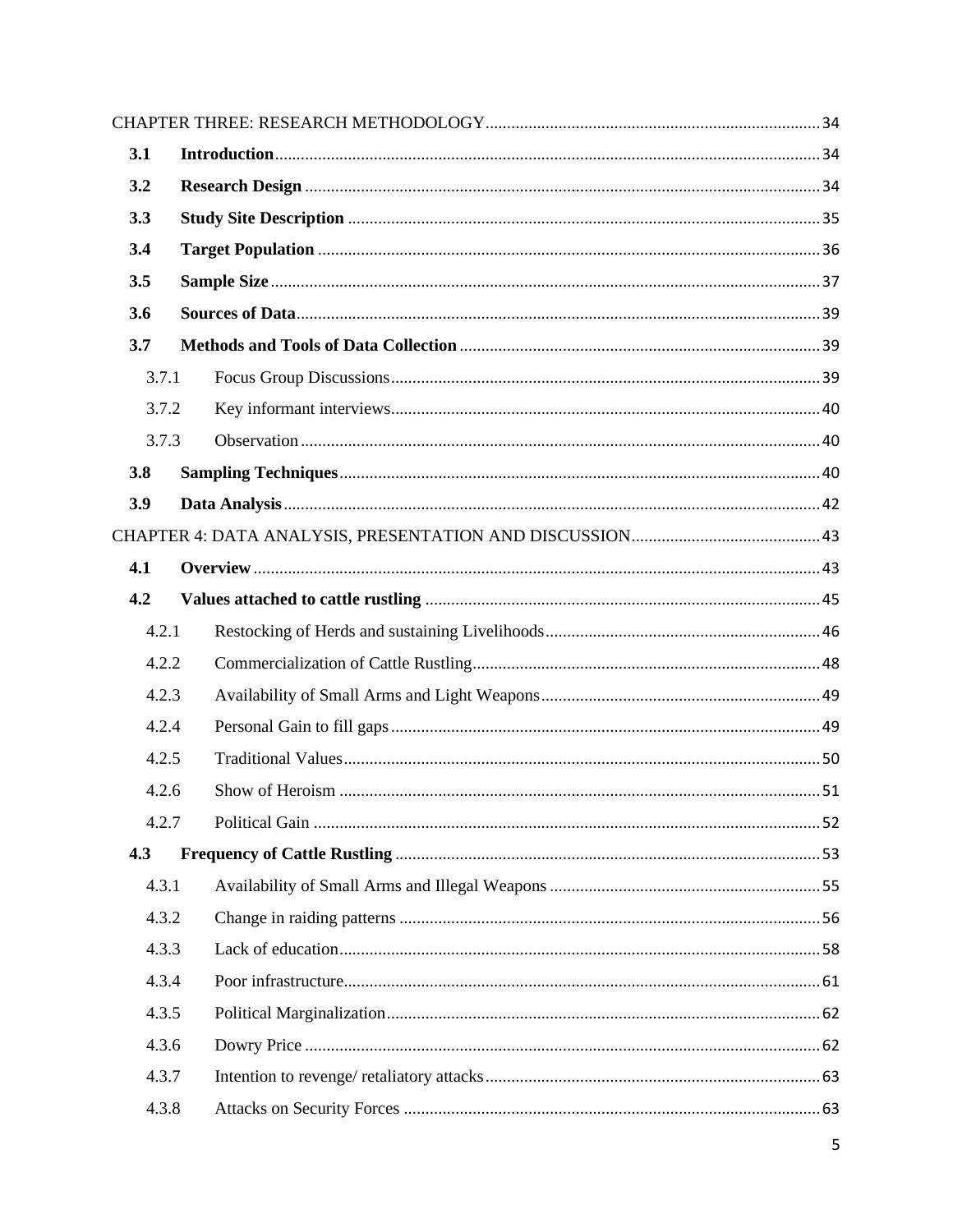CHAPTER THREE: RESEARCH METHODOLOGY ..... 34

**3.1 Introduction** ..... 34

**3.2 Research Design** ..... 34

**3.3 Study Site Description** ..... 35

**3.4 Target Population** ..... 36

**3.5 Sample Size** ..... 37

**3.6 Sources of Data** ..... 39

**3.7 Methods and Tools of Data Collection** ..... 39

3.7.1 Focus Group Discussions ..... 39

3.7.2 Key informant interviews ..... 40

3.7.3 Observation ..... 40

**3.8 Sampling Techniques** ..... 40

**3.9 Data Analysis** ..... 42

CHAPTER 4: DATA ANALYSIS, PRESENTATION AND DISCUSSION ..... 43

**4.1 Overview** ..... 43

**4.2 Values attached to cattle rustling** ..... 45

4.2.1 Restocking of Herds and sustaining Livelihoods ..... 46

4.2.2 Commercialization of Cattle Rustling ..... 48

4.2.3 Availability of Small Arms and Light Weapons ..... 49

4.2.4 Personal Gain to fill gaps ..... 49

4.2.5 Traditional Values ..... 50

4.2.6 Show of Heroism ..... 51

4.2.7 Political Gain ..... 52

**4.3 Frequency of Cattle Rustling** ..... 53

4.3.1 Availability of Small Arms and Illegal Weapons ..... 55

4.3.2 Change in raiding patterns ..... 56

4.3.3 Lack of education ..... 58

4.3.4 Poor infrastructure ..... 61

4.3.5 Political Marginalization ..... 62

4.3.6 Dowry Price ..... 62

4.3.7 Intention to revenge/ retaliatory attacks ..... 63

4.3.8 Attacks on Security Forces ..... 63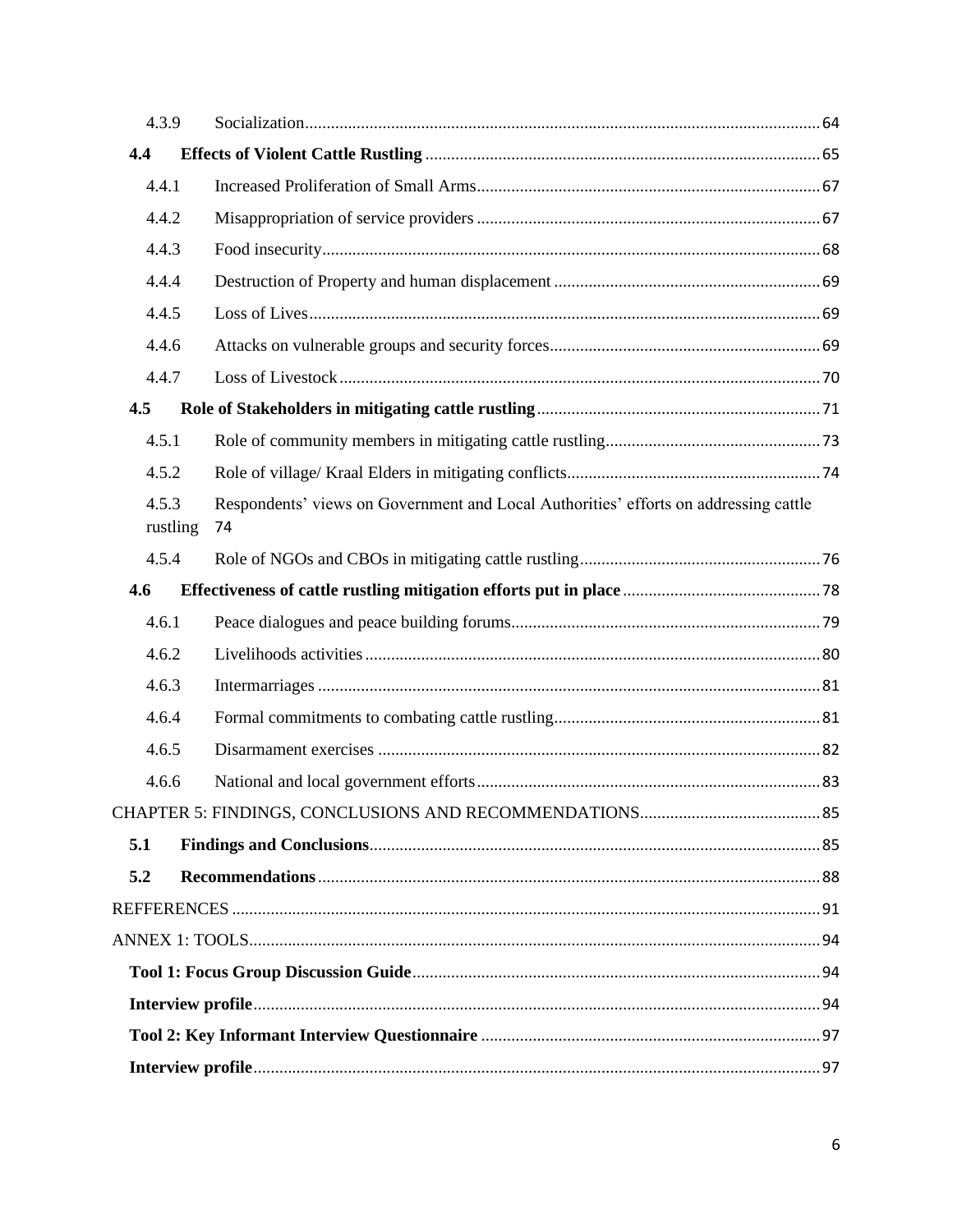4.3.9 Socialization....................................................................................................................64

**4.4 Effects of Violent Cattle Rustling** ..........................................................................................65

4.4.1 Increased Proliferation of Small Arms...............................................................................67

4.4.2 Misappropriation of service providers ...............................................................................67

4.4.3 Food insecurity...................................................................................................................68

4.4.4 Destruction of Property and human displacement .............................................................69

4.4.5 Loss of Lives......................................................................................................................69

4.4.6 Attacks on vulnerable groups and security forces..............................................................69

4.4.7 Loss of Livestock...............................................................................................................70

**4.5 Role of Stakeholders in mitigating cattle rustling**.................................................................71

4.5.1 Role of community members in mitigating cattle rustling.................................................73

4.5.2 Role of village/ Kraal Elders in mitigating conflicts..........................................................74

4.5.3 Respondents' views on Government and Local Authorities' efforts on addressing cattle rustling 74

4.5.4 Role of NGOs and CBOs in mitigating cattle rustling........................................................76

**4.6 Effectiveness of cattle rustling mitigation efforts put in place**..............................................78

4.6.1 Peace dialogues and peace building forums.......................................................................79

4.6.2 Livelihoods activities.........................................................................................................80

4.6.3 Intermarriages ....................................................................................................................81

4.6.4 Formal commitments to combating cattle rustling.............................................................81

4.6.5 Disarmament exercises ......................................................................................................82

4.6.6 National and local government efforts...............................................................................83

CHAPTER 5: FINDINGS, CONCLUSIONS AND RECOMMENDATIONS..........................................85

**5.1 Findings and Conclusions**........................................................................................................85

**5.2 Recommendations**....................................................................................................................88

REFFERENCES.......................................................................................................................................91

ANNEX 1: TOOLS...................................................................................................................................94

**Tool 1: Focus Group Discussion Guide**..............................................................................................94

**Interview profile**...................................................................................................................................94

**Tool 2: Key Informant Interview Questionnaire** ..............................................................................97

**Interview profile**...................................................................................................................................97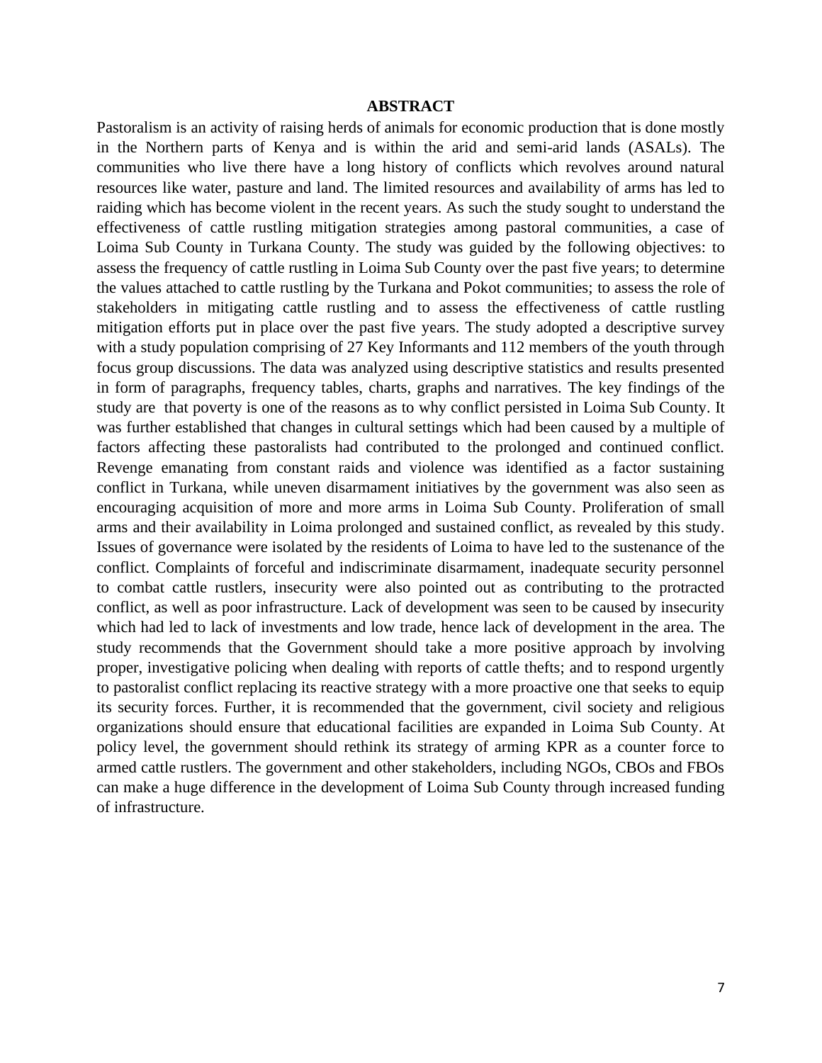## ABSTRACT

Pastoralism is an activity of raising herds of animals for economic production that is done mostly in the Northern parts of Kenya and is within the arid and semi-arid lands (ASALs). The communities who live there have a long history of conflicts which revolves around natural resources like water, pasture and land. The limited resources and availability of arms has led to raiding which has become violent in the recent years. As such the study sought to understand the effectiveness of cattle rustling mitigation strategies among pastoral communities, a case of Loima Sub County in Turkana County. The study was guided by the following objectives: to assess the frequency of cattle rustling in Loima Sub County over the past five years; to determine the values attached to cattle rustling by the Turkana and Pokot communities; to assess the role of stakeholders in mitigating cattle rustling and to assess the effectiveness of cattle rustling mitigation efforts put in place over the past five years. The study adopted a descriptive survey with a study population comprising of 27 Key Informants and 112 members of the youth through focus group discussions. The data was analyzed using descriptive statistics and results presented in form of paragraphs, frequency tables, charts, graphs and narratives. The key findings of the study are that poverty is one of the reasons as to why conflict persisted in Loima Sub County. It was further established that changes in cultural settings which had been caused by a multiple of factors affecting these pastoralists had contributed to the prolonged and continued conflict. Revenge emanating from constant raids and violence was identified as a factor sustaining conflict in Turkana, while uneven disarmament initiatives by the government was also seen as encouraging acquisition of more and more arms in Loima Sub County. Proliferation of small arms and their availability in Loima prolonged and sustained conflict, as revealed by this study. Issues of governance were isolated by the residents of Loima to have led to the sustenance of the conflict. Complaints of forceful and indiscriminate disarmament, inadequate security personnel to combat cattle rustlers, insecurity were also pointed out as contributing to the protracted conflict, as well as poor infrastructure. Lack of development was seen to be caused by insecurity which had led to lack of investments and low trade, hence lack of development in the area. The study recommends that the Government should take a more positive approach by involving proper, investigative policing when dealing with reports of cattle thefts; and to respond urgently to pastoralist conflict replacing its reactive strategy with a more proactive one that seeks to equip its security forces. Further, it is recommended that the government, civil society and religious organizations should ensure that educational facilities are expanded in Loima Sub County. At policy level, the government should rethink its strategy of arming KPR as a counter force to armed cattle rustlers. The government and other stakeholders, including NGOs, CBOs and FBOs can make a huge difference in the development of Loima Sub County through increased funding of infrastructure.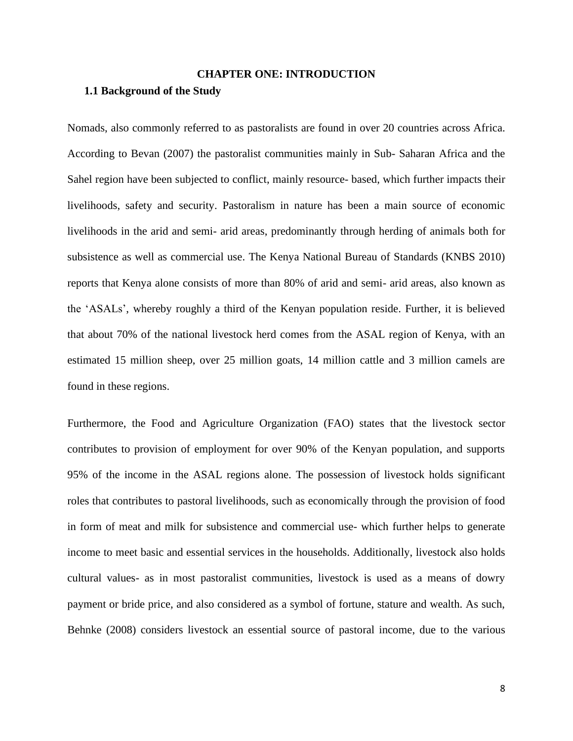# CHAPTER ONE: INTRODUCTION

## 1.1 Background of the Study

Nomads, also commonly referred to as pastoralists are found in over 20 countries across Africa. According to Bevan (2007) the pastoralist communities mainly in Sub- Saharan Africa and the Sahel region have been subjected to conflict, mainly resource- based, which further impacts their livelihoods, safety and security. Pastoralism in nature has been a main source of economic livelihoods in the arid and semi- arid areas, predominantly through herding of animals both for subsistence as well as commercial use. The Kenya National Bureau of Standards (KNBS 2010) reports that Kenya alone consists of more than 80% of arid and semi- arid areas, also known as the 'ASALs', whereby roughly a third of the Kenyan population reside. Further, it is believed that about 70% of the national livestock herd comes from the ASAL region of Kenya, with an estimated 15 million sheep, over 25 million goats, 14 million cattle and 3 million camels are found in these regions.

Furthermore, the Food and Agriculture Organization (FAO) states that the livestock sector contributes to provision of employment for over 90% of the Kenyan population, and supports 95% of the income in the ASAL regions alone. The possession of livestock holds significant roles that contributes to pastoral livelihoods, such as economically through the provision of food in form of meat and milk for subsistence and commercial use- which further helps to generate income to meet basic and essential services in the households. Additionally, livestock also holds cultural values- as in most pastoralist communities, livestock is used as a means of dowry payment or bride price, and also considered as a symbol of fortune, stature and wealth. As such, Behnke (2008) considers livestock an essential source of pastoral income, due to the various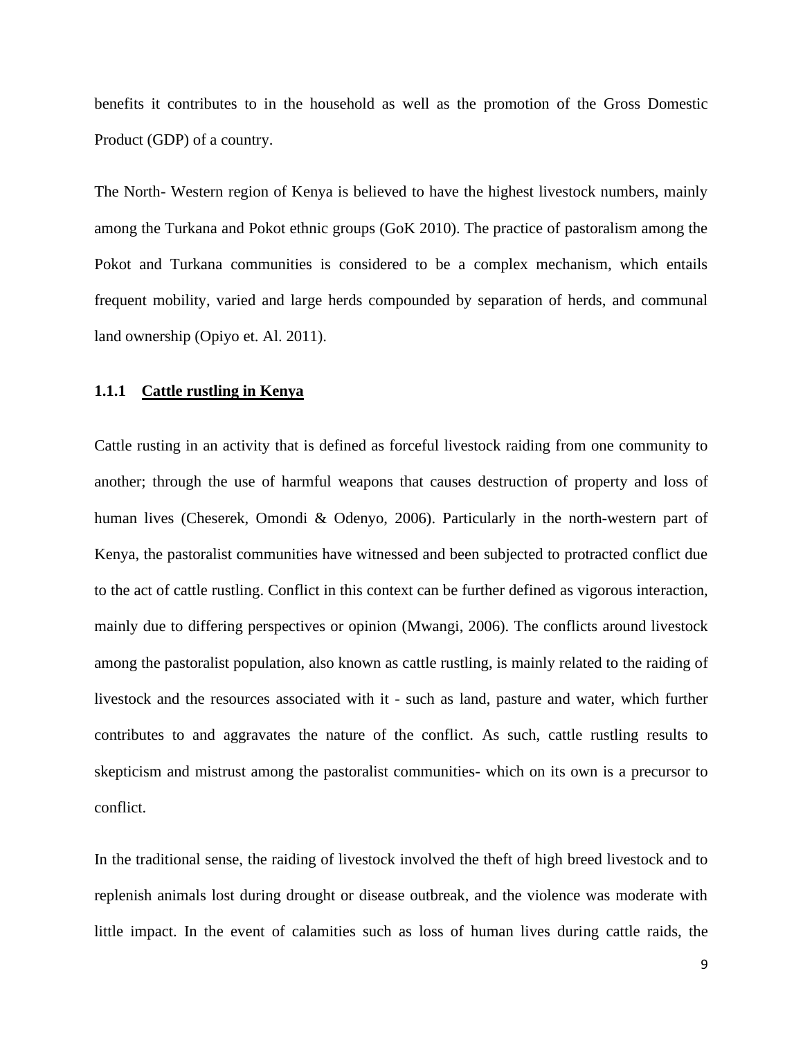benefits it contributes to in the household as well as the promotion of the Gross Domestic Product (GDP) of a country.

The North- Western region of Kenya is believed to have the highest livestock numbers, mainly among the Turkana and Pokot ethnic groups (GoK 2010). The practice of pastoralism among the Pokot and Turkana communities is considered to be a complex mechanism, which entails frequent mobility, varied and large herds compounded by separation of herds, and communal land ownership (Opiyo et. Al. 2011).

### 1.1.1 <u>Cattle rustling in Kenya</u>

Cattle rusting in an activity that is defined as forceful livestock raiding from one community to another; through the use of harmful weapons that causes destruction of property and loss of human lives (Cheserek, Omondi & Odenyo, 2006). Particularly in the north-western part of Kenya, the pastoralist communities have witnessed and been subjected to protracted conflict due to the act of cattle rustling. Conflict in this context can be further defined as vigorous interaction, mainly due to differing perspectives or opinion (Mwangi, 2006). The conflicts around livestock among the pastoralist population, also known as cattle rustling, is mainly related to the raiding of livestock and the resources associated with it - such as land, pasture and water, which further contributes to and aggravates the nature of the conflict. As such, cattle rustling results to skepticism and mistrust among the pastoralist communities- which on its own is a precursor to conflict.

In the traditional sense, the raiding of livestock involved the theft of high breed livestock and to replenish animals lost during drought or disease outbreak, and the violence was moderate with little impact. In the event of calamities such as loss of human lives during cattle raids, the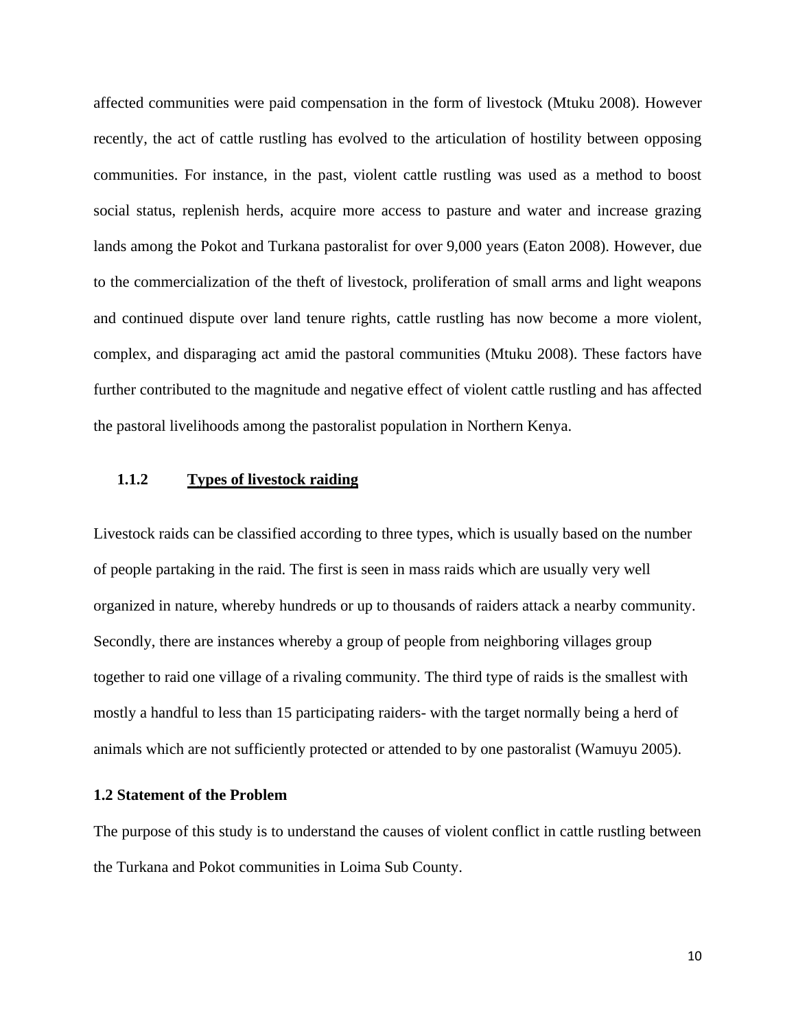affected communities were paid compensation in the form of livestock (Mtuku 2008). However recently, the act of cattle rustling has evolved to the articulation of hostility between opposing communities. For instance, in the past, violent cattle rustling was used as a method to boost social status, replenish herds, acquire more access to pasture and water and increase grazing lands among the Pokot and Turkana pastoralist for over 9,000 years (Eaton 2008). However, due to the commercialization of the theft of livestock, proliferation of small arms and light weapons and continued dispute over land tenure rights, cattle rustling has now become a more violent, complex, and disparaging act amid the pastoral communities (Mtuku 2008). These factors have further contributed to the magnitude and negative effect of violent cattle rustling and has affected the pastoral livelihoods among the pastoralist population in Northern Kenya.

### 1.1.2 Types of livestock raiding

Livestock raids can be classified according to three types, which is usually based on the number of people partaking in the raid. The first is seen in mass raids which are usually very well organized in nature, whereby hundreds or up to thousands of raiders attack a nearby community. Secondly, there are instances whereby a group of people from neighboring villages group together to raid one village of a rivaling community. The third type of raids is the smallest with mostly a handful to less than 15 participating raiders- with the target normally being a herd of animals which are not sufficiently protected or attended to by one pastoralist (Wamuyu 2005).

## 1.2 Statement of the Problem

The purpose of this study is to understand the causes of violent conflict in cattle rustling between the Turkana and Pokot communities in Loima Sub County.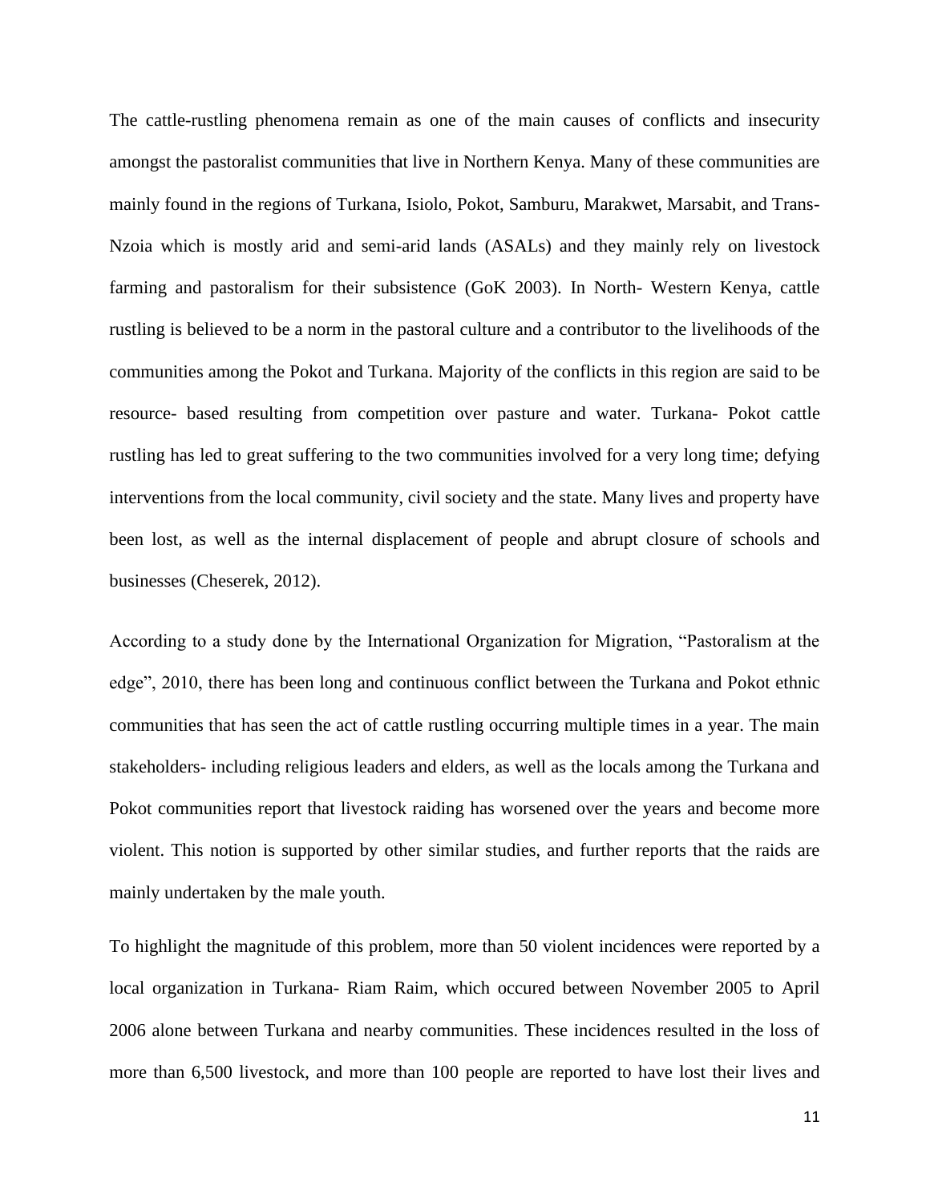The cattle-rustling phenomena remain as one of the main causes of conflicts and insecurity amongst the pastoralist communities that live in Northern Kenya. Many of these communities are mainly found in the regions of Turkana, Isiolo, Pokot, Samburu, Marakwet, Marsabit, and Trans-Nzoia which is mostly arid and semi-arid lands (ASALs) and they mainly rely on livestock farming and pastoralism for their subsistence (GoK 2003). In North- Western Kenya, cattle rustling is believed to be a norm in the pastoral culture and a contributor to the livelihoods of the communities among the Pokot and Turkana. Majority of the conflicts in this region are said to be resource- based resulting from competition over pasture and water. Turkana- Pokot cattle rustling has led to great suffering to the two communities involved for a very long time; defying interventions from the local community, civil society and the state. Many lives and property have been lost, as well as the internal displacement of people and abrupt closure of schools and businesses (Cheserek, 2012).

According to a study done by the International Organization for Migration, "Pastoralism at the edge", 2010, there has been long and continuous conflict between the Turkana and Pokot ethnic communities that has seen the act of cattle rustling occurring multiple times in a year. The main stakeholders- including religious leaders and elders, as well as the locals among the Turkana and Pokot communities report that livestock raiding has worsened over the years and become more violent. This notion is supported by other similar studies, and further reports that the raids are mainly undertaken by the male youth.

To highlight the magnitude of this problem, more than 50 violent incidences were reported by a local organization in Turkana- Riam Raim, which occured between November 2005 to April 2006 alone between Turkana and nearby communities. These incidences resulted in the loss of more than 6,500 livestock, and more than 100 people are reported to have lost their lives and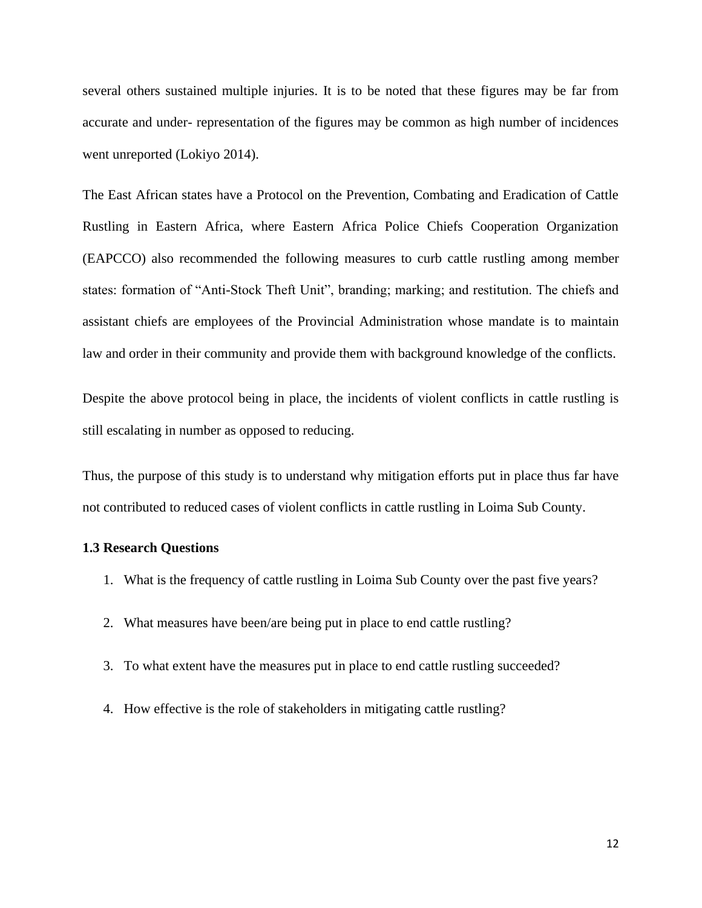several others sustained multiple injuries. It is to be noted that these figures may be far from accurate and under- representation of the figures may be common as high number of incidences went unreported (Lokiyo 2014).

The East African states have a Protocol on the Prevention, Combating and Eradication of Cattle Rustling in Eastern Africa, where Eastern Africa Police Chiefs Cooperation Organization (EAPCCO) also recommended the following measures to curb cattle rustling among member states: formation of “Anti-Stock Theft Unit”, branding; marking; and restitution. The chiefs and assistant chiefs are employees of the Provincial Administration whose mandate is to maintain law and order in their community and provide them with background knowledge of the conflicts.

Despite the above protocol being in place, the incidents of violent conflicts in cattle rustling is still escalating in number as opposed to reducing.

Thus, the purpose of this study is to understand why mitigation efforts put in place thus far have not contributed to reduced cases of violent conflicts in cattle rustling in Loima Sub County.

### 1.3 Research Questions

1. What is the frequency of cattle rustling in Loima Sub County over the past five years?
2. What measures have been/are being put in place to end cattle rustling?
3. To what extent have the measures put in place to end cattle rustling succeeded?
4. How effective is the role of stakeholders in mitigating cattle rustling?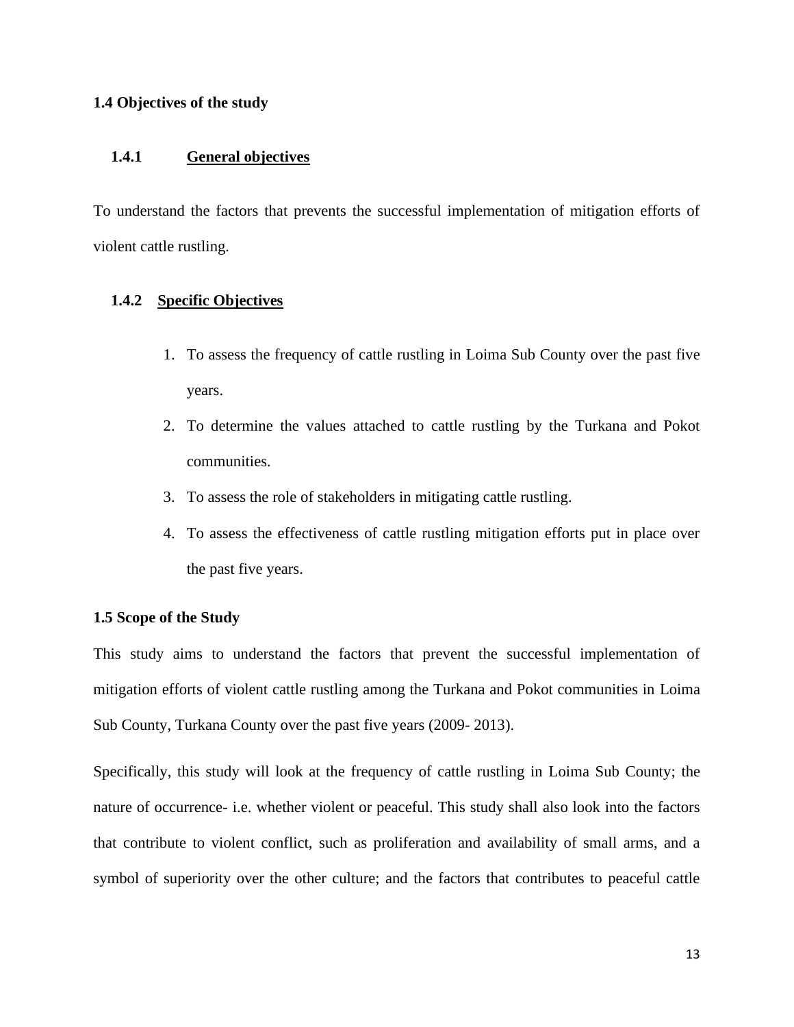### 1.4 Objectives of the study

#### 1.4.1 General objectives

To understand the factors that prevents the successful implementation of mitigation efforts of violent cattle rustling.

#### 1.4.2 Specific Objectives

1. To assess the frequency of cattle rustling in Loima Sub County over the past five years.
2. To determine the values attached to cattle rustling by the Turkana and Pokot communities.
3. To assess the role of stakeholders in mitigating cattle rustling.
4. To assess the effectiveness of cattle rustling mitigation efforts put in place over the past five years.

### 1.5 Scope of the Study

This study aims to understand the factors that prevent the successful implementation of mitigation efforts of violent cattle rustling among the Turkana and Pokot communities in Loima Sub County, Turkana County over the past five years (2009- 2013).

Specifically, this study will look at the frequency of cattle rustling in Loima Sub County; the nature of occurrence- i.e. whether violent or peaceful. This study shall also look into the factors that contribute to violent conflict, such as proliferation and availability of small arms, and a symbol of superiority over the other culture; and the factors that contributes to peaceful cattle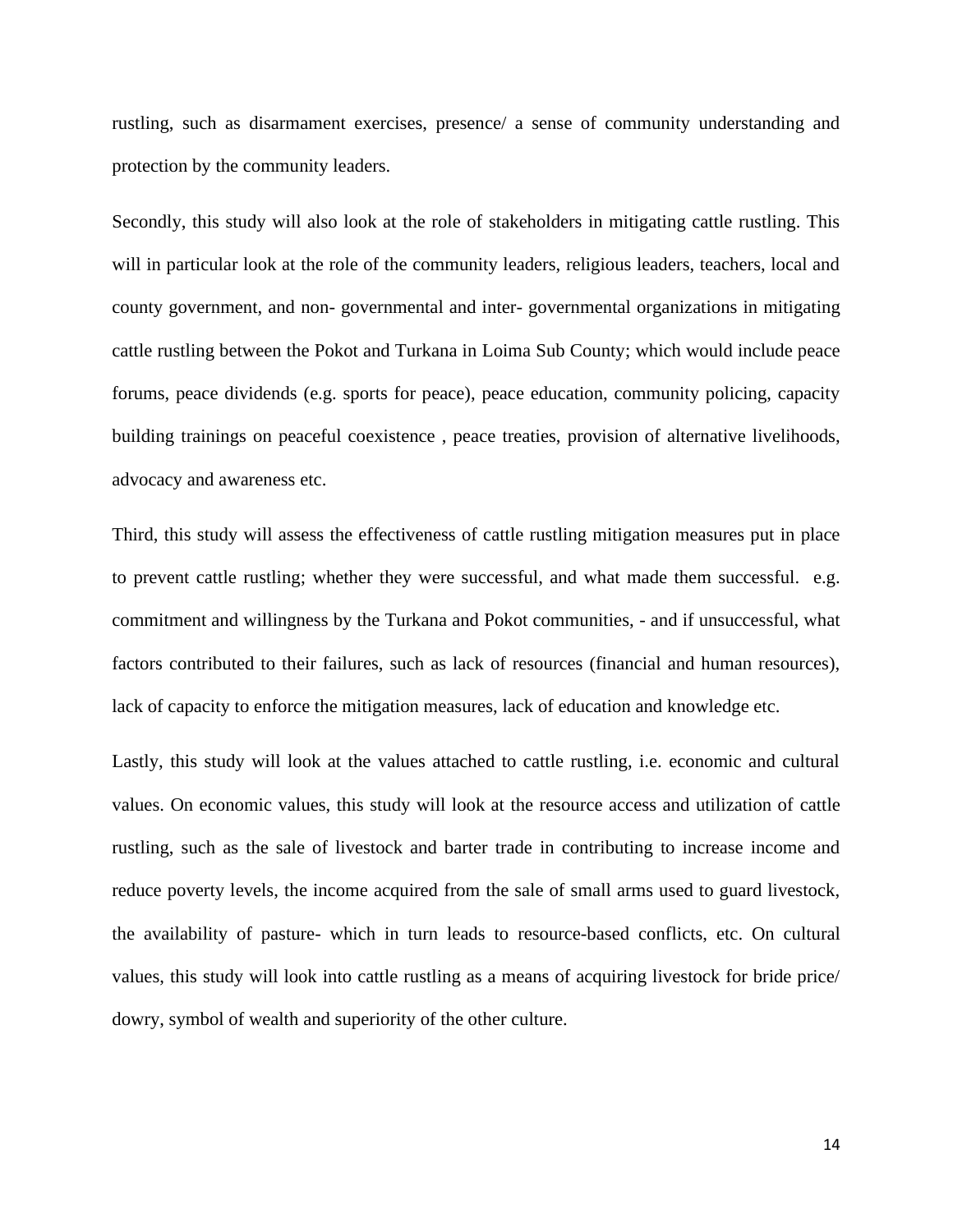rustling, such as disarmament exercises, presence/ a sense of community understanding and protection by the community leaders.

Secondly, this study will also look at the role of stakeholders in mitigating cattle rustling. This will in particular look at the role of the community leaders, religious leaders, teachers, local and county government, and non- governmental and inter- governmental organizations in mitigating cattle rustling between the Pokot and Turkana in Loima Sub County; which would include peace forums, peace dividends (e.g. sports for peace), peace education, community policing, capacity building trainings on peaceful coexistence , peace treaties, provision of alternative livelihoods, advocacy and awareness etc.

Third, this study will assess the effectiveness of cattle rustling mitigation measures put in place to prevent cattle rustling; whether they were successful, and what made them successful. e.g. commitment and willingness by the Turkana and Pokot communities, - and if unsuccessful, what factors contributed to their failures, such as lack of resources (financial and human resources), lack of capacity to enforce the mitigation measures, lack of education and knowledge etc.

Lastly, this study will look at the values attached to cattle rustling, i.e. economic and cultural values. On economic values, this study will look at the resource access and utilization of cattle rustling, such as the sale of livestock and barter trade in contributing to increase income and reduce poverty levels, the income acquired from the sale of small arms used to guard livestock, the availability of pasture- which in turn leads to resource-based conflicts, etc. On cultural values, this study will look into cattle rustling as a means of acquiring livestock for bride price/ dowry, symbol of wealth and superiority of the other culture.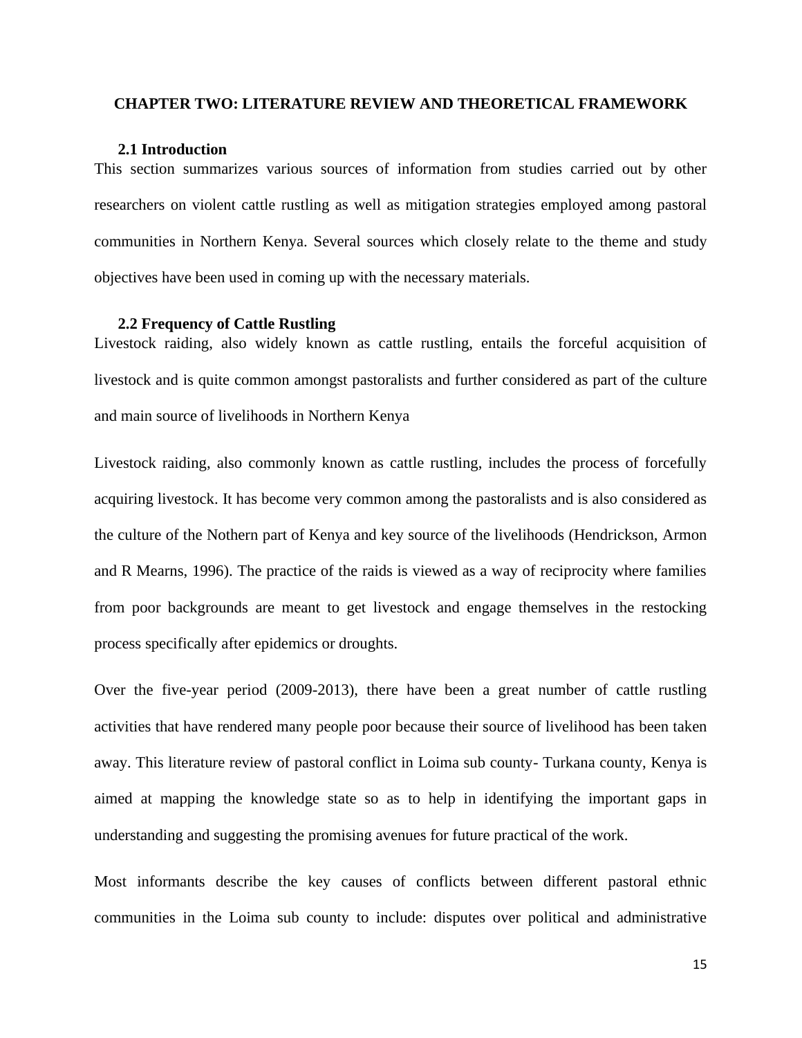## CHAPTER TWO: LITERATURE REVIEW AND THEORETICAL FRAMEWORK

### 2.1 Introduction

This section summarizes various sources of information from studies carried out by other researchers on violent cattle rustling as well as mitigation strategies employed among pastoral communities in Northern Kenya. Several sources which closely relate to the theme and study objectives have been used in coming up with the necessary materials.

### 2.2 Frequency of Cattle Rustling

Livestock raiding, also widely known as cattle rustling, entails the forceful acquisition of livestock and is quite common amongst pastoralists and further considered as part of the culture and main source of livelihoods in Northern Kenya

Livestock raiding, also commonly known as cattle rustling, includes the process of forcefully acquiring livestock. It has become very common among the pastoralists and is also considered as the culture of the Nothern part of Kenya and key source of the livelihoods (Hendrickson, Armon and R Mearns, 1996). The practice of the raids is viewed as a way of reciprocity where families from poor backgrounds are meant to get livestock and engage themselves in the restocking process specifically after epidemics or droughts.

Over the five-year period (2009-2013), there have been a great number of cattle rustling activities that have rendered many people poor because their source of livelihood has been taken away. This literature review of pastoral conflict in Loima sub county- Turkana county, Kenya is aimed at mapping the knowledge state so as to help in identifying the important gaps in understanding and suggesting the promising avenues for future practical of the work.

Most informants describe the key causes of conflicts between different pastoral ethnic communities in the Loima sub county to include: disputes over political and administrative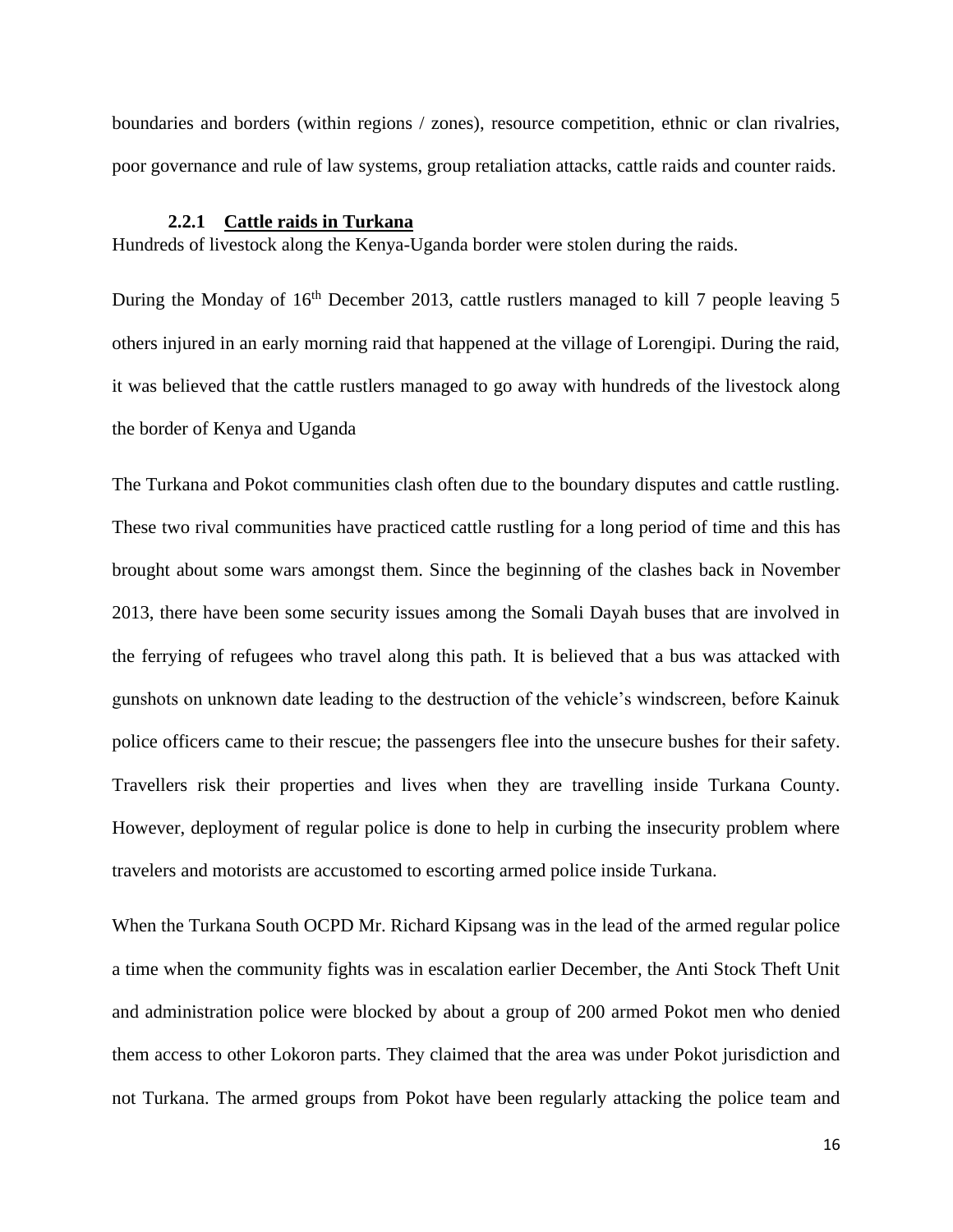boundaries and borders (within regions / zones), resource competition, ethnic or clan rivalries, poor governance and rule of law systems, group retaliation attacks, cattle raids and counter raids.

### 2.2.1 Cattle raids in Turkana

Hundreds of livestock along the Kenya-Uganda border were stolen during the raids.

During the Monday of 16th December 2013, cattle rustlers managed to kill 7 people leaving 5 others injured in an early morning raid that happened at the village of Lorengipi. During the raid, it was believed that the cattle rustlers managed to go away with hundreds of the livestock along the border of Kenya and Uganda

The Turkana and Pokot communities clash often due to the boundary disputes and cattle rustling. These two rival communities have practiced cattle rustling for a long period of time and this has brought about some wars amongst them. Since the beginning of the clashes back in November 2013, there have been some security issues among the Somali Dayah buses that are involved in the ferrying of refugees who travel along this path. It is believed that a bus was attacked with gunshots on unknown date leading to the destruction of the vehicle's windscreen, before Kainuk police officers came to their rescue; the passengers flee into the unsecure bushes for their safety. Travellers risk their properties and lives when they are travelling inside Turkana County. However, deployment of regular police is done to help in curbing the insecurity problem where travelers and motorists are accustomed to escorting armed police inside Turkana.

When the Turkana South OCPD Mr. Richard Kipsang was in the lead of the armed regular police a time when the community fights was in escalation earlier December, the Anti Stock Theft Unit and administration police were blocked by about a group of 200 armed Pokot men who denied them access to other Lokoron parts. They claimed that the area was under Pokot jurisdiction and not Turkana. The armed groups from Pokot have been regularly attacking the police team and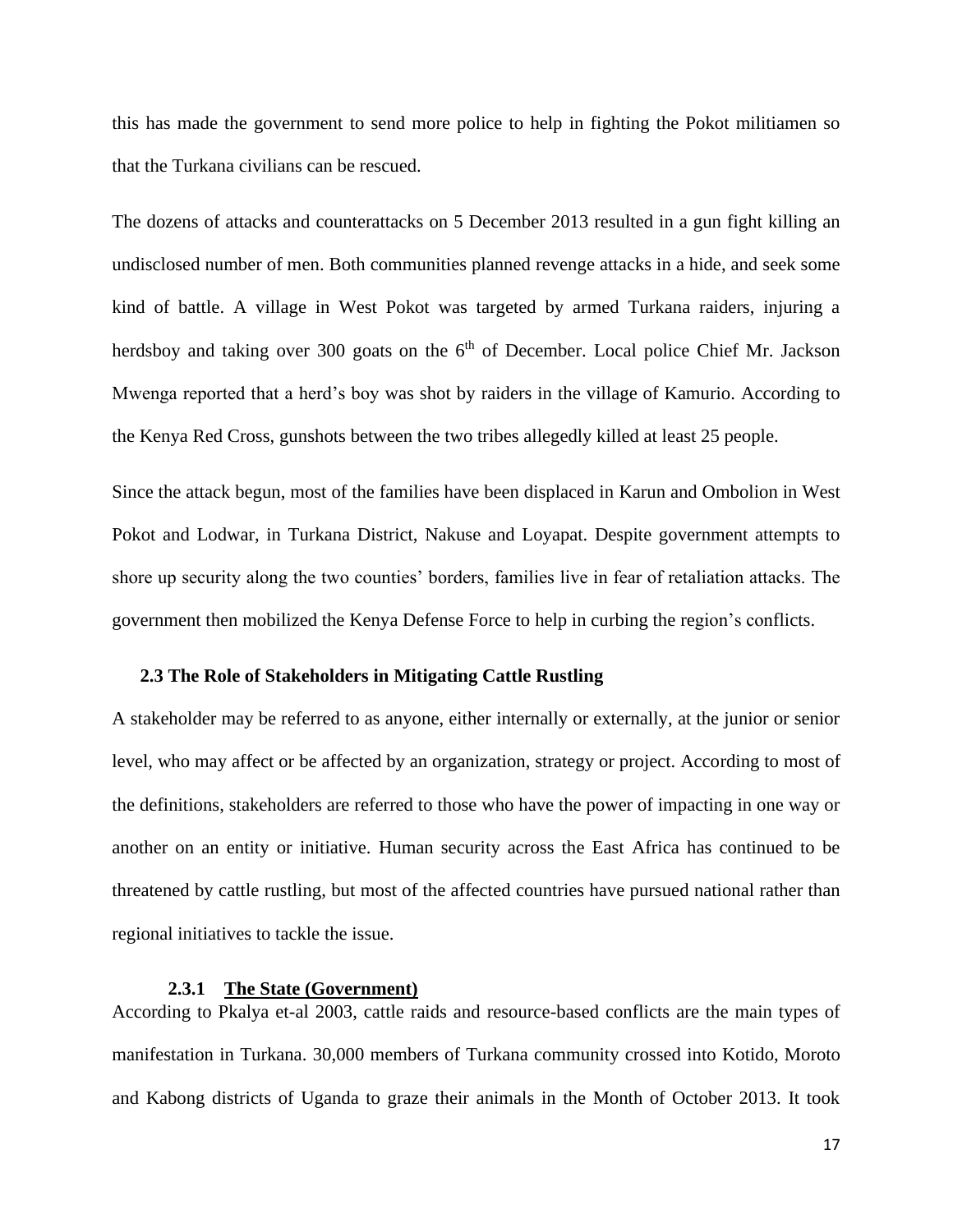this has made the government to send more police to help in fighting the Pokot militiamen so that the Turkana civilians can be rescued.

The dozens of attacks and counterattacks on 5 December 2013 resulted in a gun fight killing an undisclosed number of men. Both communities planned revenge attacks in a hide, and seek some kind of battle. A village in West Pokot was targeted by armed Turkana raiders, injuring a herdsboy and taking over 300 goats on the 6th of December. Local police Chief Mr. Jackson Mwenga reported that a herd's boy was shot by raiders in the village of Kamurio. According to the Kenya Red Cross, gunshots between the two tribes allegedly killed at least 25 people.

Since the attack begun, most of the families have been displaced in Karun and Ombolion in West Pokot and Lodwar, in Turkana District, Nakuse and Loyapat. Despite government attempts to shore up security along the two counties' borders, families live in fear of retaliation attacks. The government then mobilized the Kenya Defense Force to help in curbing the region's conflicts.

### 2.3 The Role of Stakeholders in Mitigating Cattle Rustling

A stakeholder may be referred to as anyone, either internally or externally, at the junior or senior level, who may affect or be affected by an organization, strategy or project. According to most of the definitions, stakeholders are referred to those who have the power of impacting in one way or another on an entity or initiative. Human security across the East Africa has continued to be threatened by cattle rustling, but most of the affected countries have pursued national rather than regional initiatives to tackle the issue.

#### 2.3.1 <u>The State (Government)</u>

According to Pkalya et-al 2003, cattle raids and resource-based conflicts are the main types of manifestation in Turkana. 30,000 members of Turkana community crossed into Kotido, Moroto and Kabong districts of Uganda to graze their animals in the Month of October 2013. It took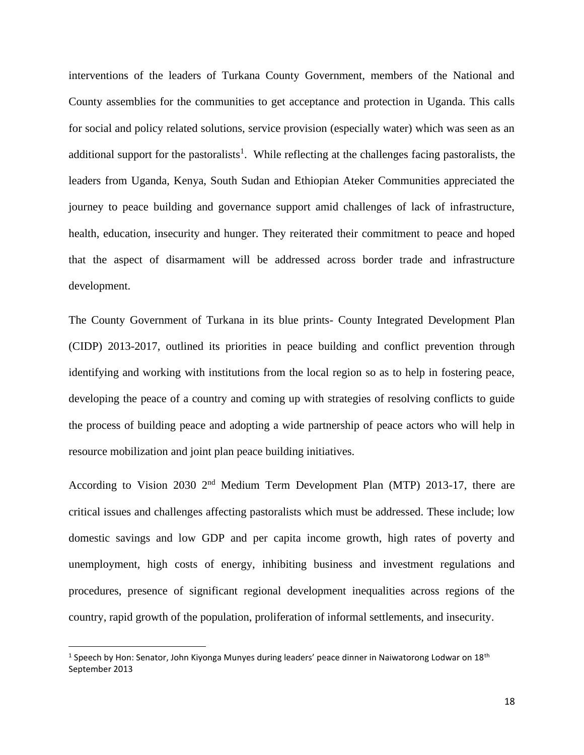interventions of the leaders of Turkana County Government, members of the National and County assemblies for the communities to get acceptance and protection in Uganda. This calls for social and policy related solutions, service provision (especially water) which was seen as an additional support for the pastoralists[1]. While reflecting at the challenges facing pastoralists, the leaders from Uganda, Kenya, South Sudan and Ethiopian Ateker Communities appreciated the journey to peace building and governance support amid challenges of lack of infrastructure, health, education, insecurity and hunger. They reiterated their commitment to peace and hoped that the aspect of disarmament will be addressed across border trade and infrastructure development.

The County Government of Turkana in its blue prints- County Integrated Development Plan (CIDP) 2013-2017, outlined its priorities in peace building and conflict prevention through identifying and working with institutions from the local region so as to help in fostering peace, developing the peace of a country and coming up with strategies of resolving conflicts to guide the process of building peace and adopting a wide partnership of peace actors who will help in resource mobilization and joint plan peace building initiatives.

According to Vision 2030 2nd Medium Term Development Plan (MTP) 2013-17, there are critical issues and challenges affecting pastoralists which must be addressed. These include; low domestic savings and low GDP and per capita income growth, high rates of poverty and unemployment, high costs of energy, inhibiting business and investment regulations and procedures, presence of significant regional development inequalities across regions of the country, rapid growth of the population, proliferation of informal settlements, and insecurity.

---

[1] Speech by Hon: Senator, John Kiyonga Munyes during leaders' peace dinner in Naiwatorong Lodwar on 18th September 2013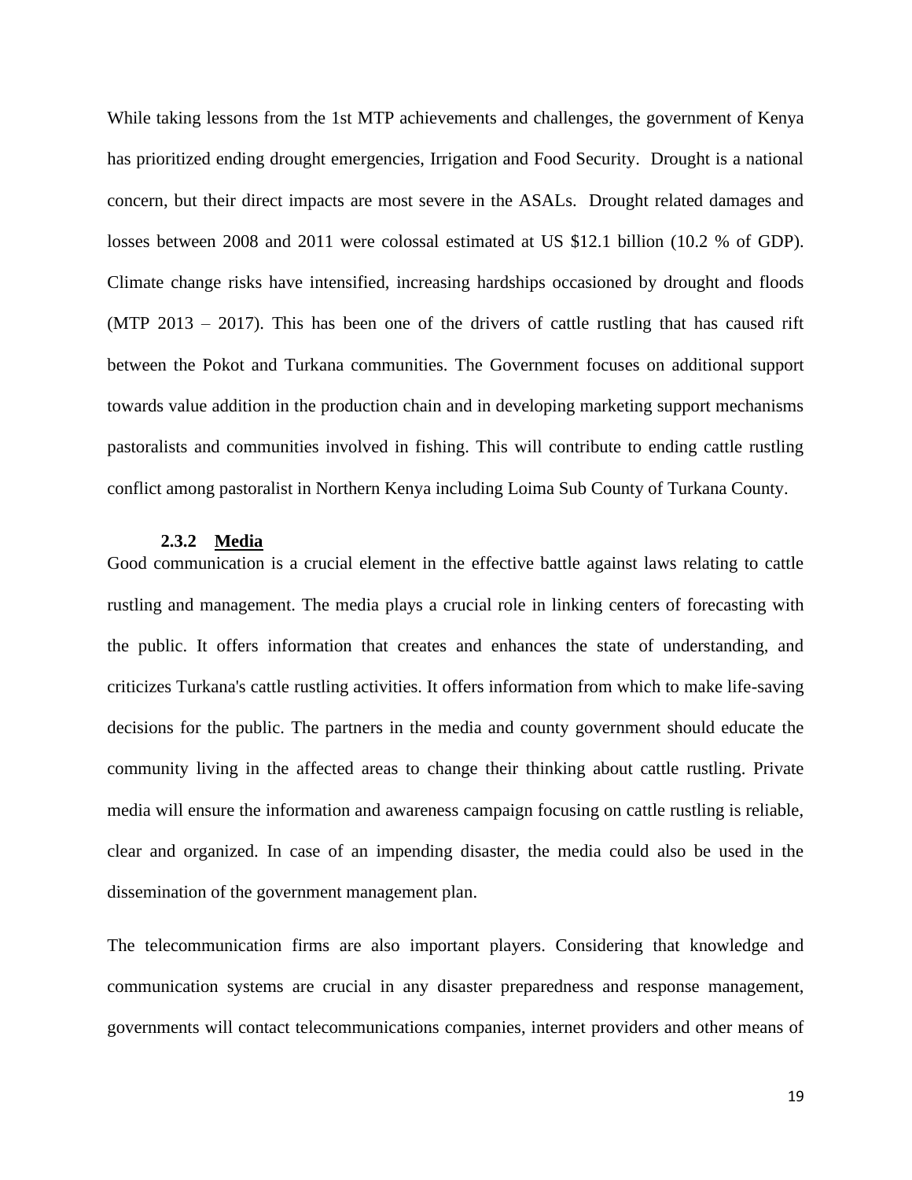While taking lessons from the 1st MTP achievements and challenges, the government of Kenya has prioritized ending drought emergencies, Irrigation and Food Security. Drought is a national concern, but their direct impacts are most severe in the ASALs. Drought related damages and losses between 2008 and 2011 were colossal estimated at US $12.1 billion (10.2 % of GDP). Climate change risks have intensified, increasing hardships occasioned by drought and floods (MTP 2013 – 2017). This has been one of the drivers of cattle rustling that has caused rift between the Pokot and Turkana communities. The Government focuses on additional support towards value addition in the production chain and in developing marketing support mechanisms pastoralists and communities involved in fishing. This will contribute to ending cattle rustling conflict among pastoralist in Northern Kenya including Loima Sub County of Turkana County.

### 2.3.2 Media

Good communication is a crucial element in the effective battle against laws relating to cattle rustling and management. The media plays a crucial role in linking centers of forecasting with the public. It offers information that creates and enhances the state of understanding, and criticizes Turkana's cattle rustling activities. It offers information from which to make life-saving decisions for the public. The partners in the media and county government should educate the community living in the affected areas to change their thinking about cattle rustling. Private media will ensure the information and awareness campaign focusing on cattle rustling is reliable, clear and organized. In case of an impending disaster, the media could also be used in the dissemination of the government management plan.

The telecommunication firms are also important players. Considering that knowledge and communication systems are crucial in any disaster preparedness and response management, governments will contact telecommunications companies, internet providers and other means of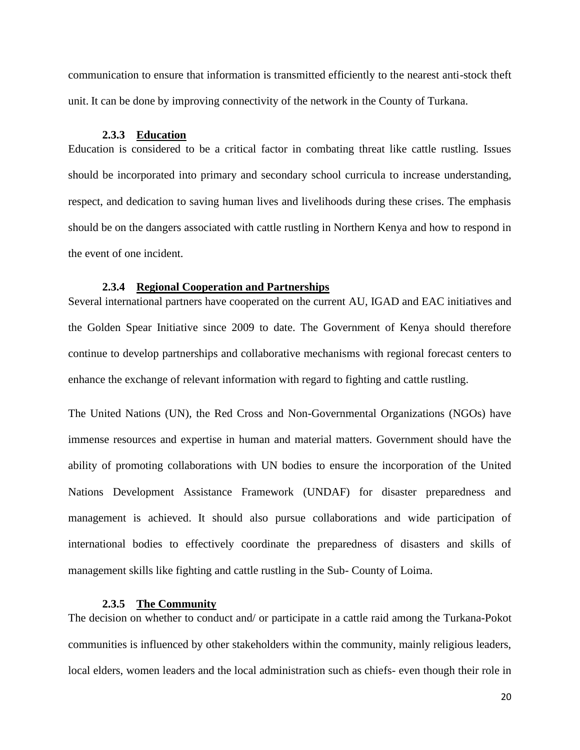communication to ensure that information is transmitted efficiently to the nearest anti-stock theft unit. It can be done by improving connectivity of the network in the County of Turkana.

### 2.3.3 Education

Education is considered to be a critical factor in combating threat like cattle rustling. Issues should be incorporated into primary and secondary school curricula to increase understanding, respect, and dedication to saving human lives and livelihoods during these crises. The emphasis should be on the dangers associated with cattle rustling in Northern Kenya and how to respond in the event of one incident.

### 2.3.4 Regional Cooperation and Partnerships

Several international partners have cooperated on the current AU, IGAD and EAC initiatives and the Golden Spear Initiative since 2009 to date. The Government of Kenya should therefore continue to develop partnerships and collaborative mechanisms with regional forecast centers to enhance the exchange of relevant information with regard to fighting and cattle rustling.

The United Nations (UN), the Red Cross and Non-Governmental Organizations (NGOs) have immense resources and expertise in human and material matters. Government should have the ability of promoting collaborations with UN bodies to ensure the incorporation of the United Nations Development Assistance Framework (UNDAF) for disaster preparedness and management is achieved. It should also pursue collaborations and wide participation of international bodies to effectively coordinate the preparedness of disasters and skills of management skills like fighting and cattle rustling in the Sub- County of Loima.

### 2.3.5 The Community

The decision on whether to conduct and/ or participate in a cattle raid among the Turkana-Pokot communities is influenced by other stakeholders within the community, mainly religious leaders, local elders, women leaders and the local administration such as chiefs- even though their role in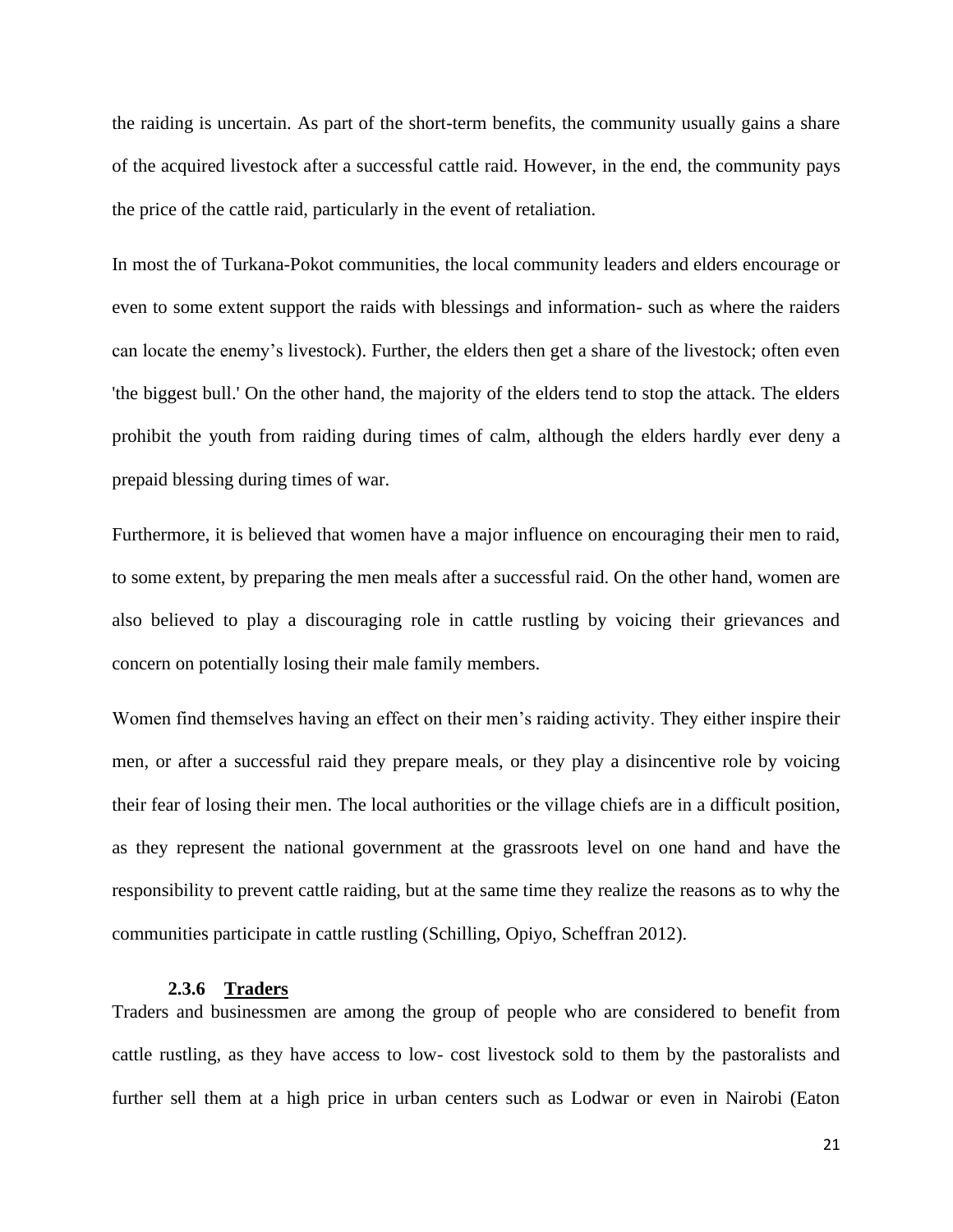the raiding is uncertain. As part of the short-term benefits, the community usually gains a share of the acquired livestock after a successful cattle raid. However, in the end, the community pays the price of the cattle raid, particularly in the event of retaliation.

In most the of Turkana-Pokot communities, the local community leaders and elders encourage or even to some extent support the raids with blessings and information- such as where the raiders can locate the enemy's livestock). Further, the elders then get a share of the livestock; often even 'the biggest bull.' On the other hand, the majority of the elders tend to stop the attack. The elders prohibit the youth from raiding during times of calm, although the elders hardly ever deny a prepaid blessing during times of war.

Furthermore, it is believed that women have a major influence on encouraging their men to raid, to some extent, by preparing the men meals after a successful raid. On the other hand, women are also believed to play a discouraging role in cattle rustling by voicing their grievances and concern on potentially losing their male family members.

Women find themselves having an effect on their men's raiding activity. They either inspire their men, or after a successful raid they prepare meals, or they play a disincentive role by voicing their fear of losing their men. The local authorities or the village chiefs are in a difficult position, as they represent the national government at the grassroots level on one hand and have the responsibility to prevent cattle raiding, but at the same time they realize the reasons as to why the communities participate in cattle rustling (Schilling, Opiyo, Scheffran 2012).

### 2.3.6 Traders

Traders and businessmen are among the group of people who are considered to benefit from cattle rustling, as they have access to low- cost livestock sold to them by the pastoralists and further sell them at a high price in urban centers such as Lodwar or even in Nairobi (Eaton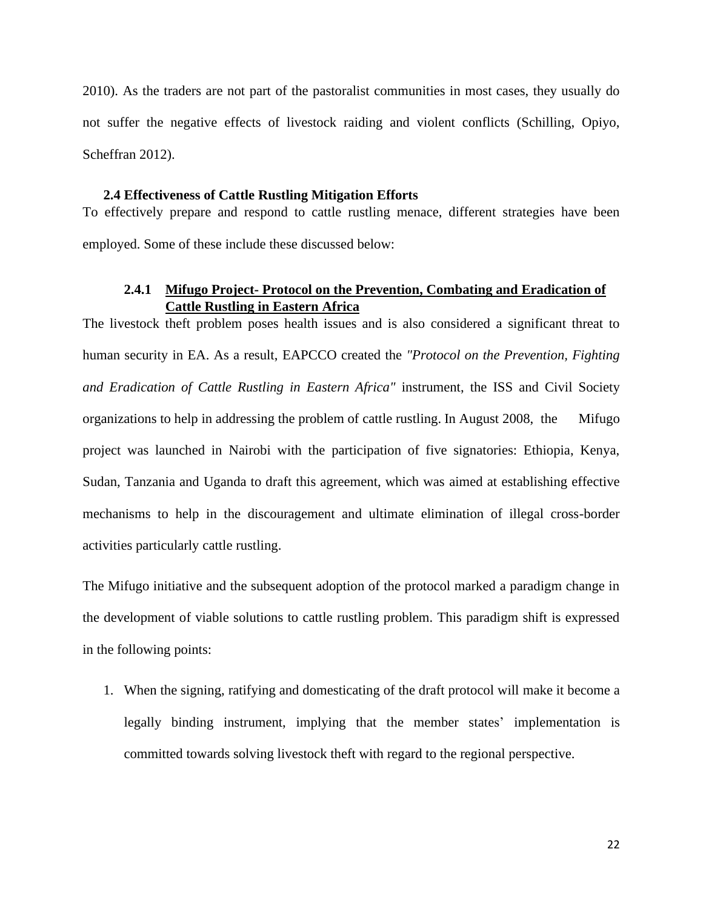2010). As the traders are not part of the pastoralist communities in most cases, they usually do not suffer the negative effects of livestock raiding and violent conflicts (Schilling, Opiyo, Scheffran 2012).

### 2.4 Effectiveness of Cattle Rustling Mitigation Efforts

To effectively prepare and respond to cattle rustling menace, different strategies have been employed. Some of these include these discussed below:

#### 2.4.1 Mifugo Project- Protocol on the Prevention, Combating and Eradication of Cattle Rustling in Eastern Africa

The livestock theft problem poses health issues and is also considered a significant threat to human security in EA. As a result, EAPCCO created the *"Protocol on the Prevention, Fighting and Eradication of Cattle Rustling in Eastern Africa"* instrument, the ISS and Civil Society organizations to help in addressing the problem of cattle rustling. In August 2008, the Mifugo project was launched in Nairobi with the participation of five signatories: Ethiopia, Kenya, Sudan, Tanzania and Uganda to draft this agreement, which was aimed at establishing effective mechanisms to help in the discouragement and ultimate elimination of illegal cross-border activities particularly cattle rustling.

The Mifugo initiative and the subsequent adoption of the protocol marked a paradigm change in the development of viable solutions to cattle rustling problem. This paradigm shift is expressed in the following points:

1. When the signing, ratifying and domesticating of the draft protocol will make it become a legally binding instrument, implying that the member states' implementation is committed towards solving livestock theft with regard to the regional perspective.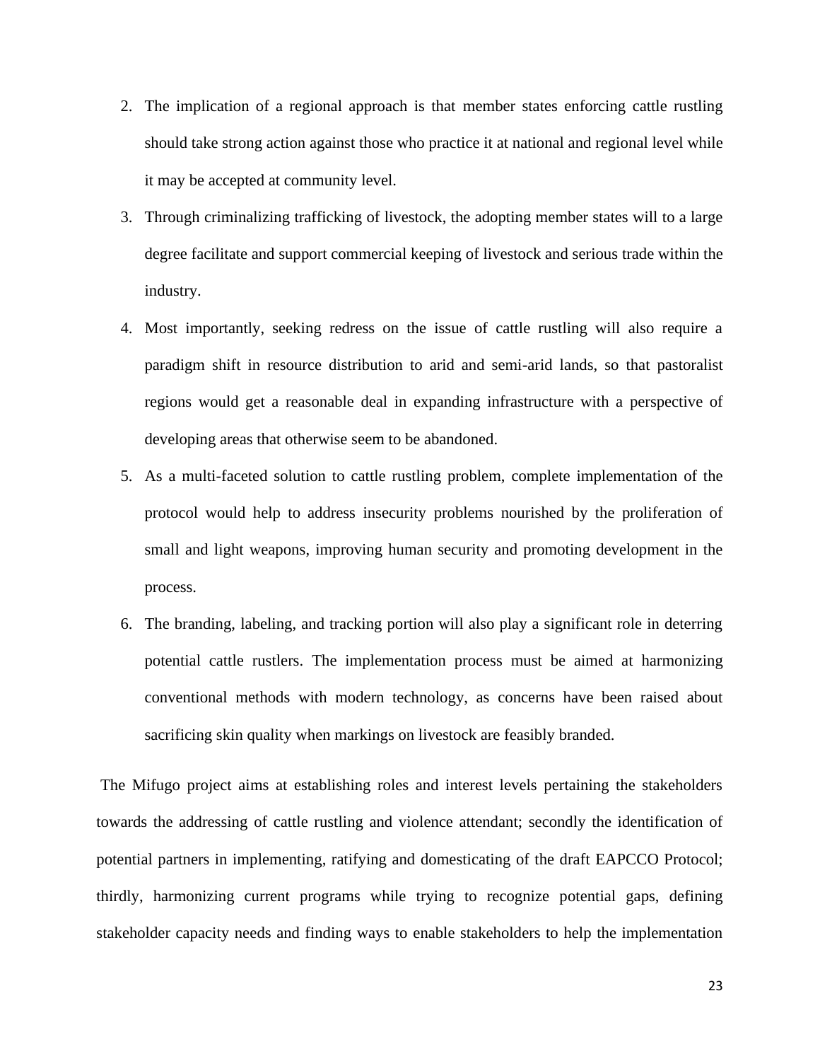2. The implication of a regional approach is that member states enforcing cattle rustling should take strong action against those who practice it at national and regional level while it may be accepted at community level.
3. Through criminalizing trafficking of livestock, the adopting member states will to a large degree facilitate and support commercial keeping of livestock and serious trade within the industry.
4. Most importantly, seeking redress on the issue of cattle rustling will also require a paradigm shift in resource distribution to arid and semi-arid lands, so that pastoralist regions would get a reasonable deal in expanding infrastructure with a perspective of developing areas that otherwise seem to be abandoned.
5. As a multi-faceted solution to cattle rustling problem, complete implementation of the protocol would help to address insecurity problems nourished by the proliferation of small and light weapons, improving human security and promoting development in the process.
6. The branding, labeling, and tracking portion will also play a significant role in deterring potential cattle rustlers. The implementation process must be aimed at harmonizing conventional methods with modern technology, as concerns have been raised about sacrificing skin quality when markings on livestock are feasibly branded.

The Mifugo project aims at establishing roles and interest levels pertaining the stakeholders towards the addressing of cattle rustling and violence attendant; secondly the identification of potential partners in implementing, ratifying and domesticating of the draft EAPCCO Protocol; thirdly, harmonizing current programs while trying to recognize potential gaps, defining stakeholder capacity needs and finding ways to enable stakeholders to help the implementation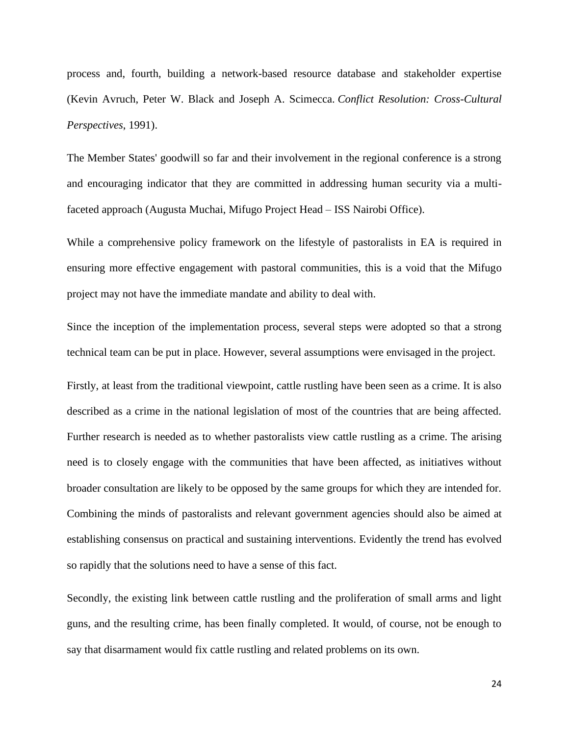process and, fourth, building a network-based resource database and stakeholder expertise (Kevin Avruch, Peter W. Black and Joseph A. Scimecca. *Conflict Resolution: Cross-Cultural Perspectives*, 1991).

The Member States' goodwill so far and their involvement in the regional conference is a strong and encouraging indicator that they are committed in addressing human security via a multi-faceted approach (Augusta Muchai, Mifugo Project Head – ISS Nairobi Office).

While a comprehensive policy framework on the lifestyle of pastoralists in EA is required in ensuring more effective engagement with pastoral communities, this is a void that the Mifugo project may not have the immediate mandate and ability to deal with.

Since the inception of the implementation process, several steps were adopted so that a strong technical team can be put in place. However, several assumptions were envisaged in the project.

Firstly, at least from the traditional viewpoint, cattle rustling have been seen as a crime. It is also described as a crime in the national legislation of most of the countries that are being affected. Further research is needed as to whether pastoralists view cattle rustling as a crime. The arising need is to closely engage with the communities that have been affected, as initiatives without broader consultation are likely to be opposed by the same groups for which they are intended for. Combining the minds of pastoralists and relevant government agencies should also be aimed at establishing consensus on practical and sustaining interventions. Evidently the trend has evolved so rapidly that the solutions need to have a sense of this fact.

Secondly, the existing link between cattle rustling and the proliferation of small arms and light guns, and the resulting crime, has been finally completed. It would, of course, not be enough to say that disarmament would fix cattle rustling and related problems on its own.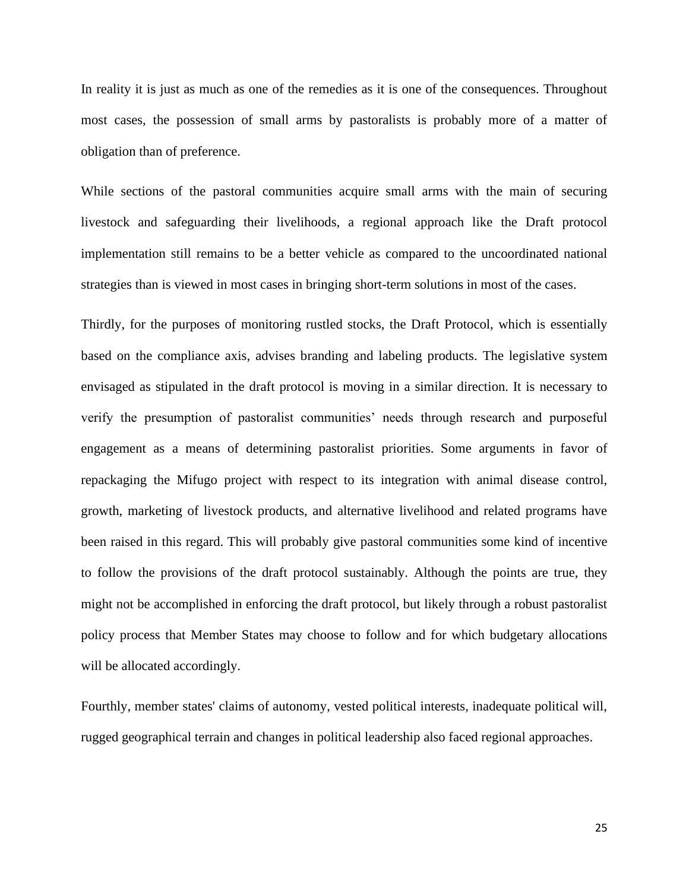In reality it is just as much as one of the remedies as it is one of the consequences. Throughout most cases, the possession of small arms by pastoralists is probably more of a matter of obligation than of preference.

While sections of the pastoral communities acquire small arms with the main of securing livestock and safeguarding their livelihoods, a regional approach like the Draft protocol implementation still remains to be a better vehicle as compared to the uncoordinated national strategies than is viewed in most cases in bringing short-term solutions in most of the cases.

Thirdly, for the purposes of monitoring rustled stocks, the Draft Protocol, which is essentially based on the compliance axis, advises branding and labeling products. The legislative system envisaged as stipulated in the draft protocol is moving in a similar direction. It is necessary to verify the presumption of pastoralist communities' needs through research and purposeful engagement as a means of determining pastoralist priorities. Some arguments in favor of repackaging the Mifugo project with respect to its integration with animal disease control, growth, marketing of livestock products, and alternative livelihood and related programs have been raised in this regard. This will probably give pastoral communities some kind of incentive to follow the provisions of the draft protocol sustainably. Although the points are true, they might not be accomplished in enforcing the draft protocol, but likely through a robust pastoralist policy process that Member States may choose to follow and for which budgetary allocations will be allocated accordingly.

Fourthly, member states' claims of autonomy, vested political interests, inadequate political will, rugged geographical terrain and changes in political leadership also faced regional approaches.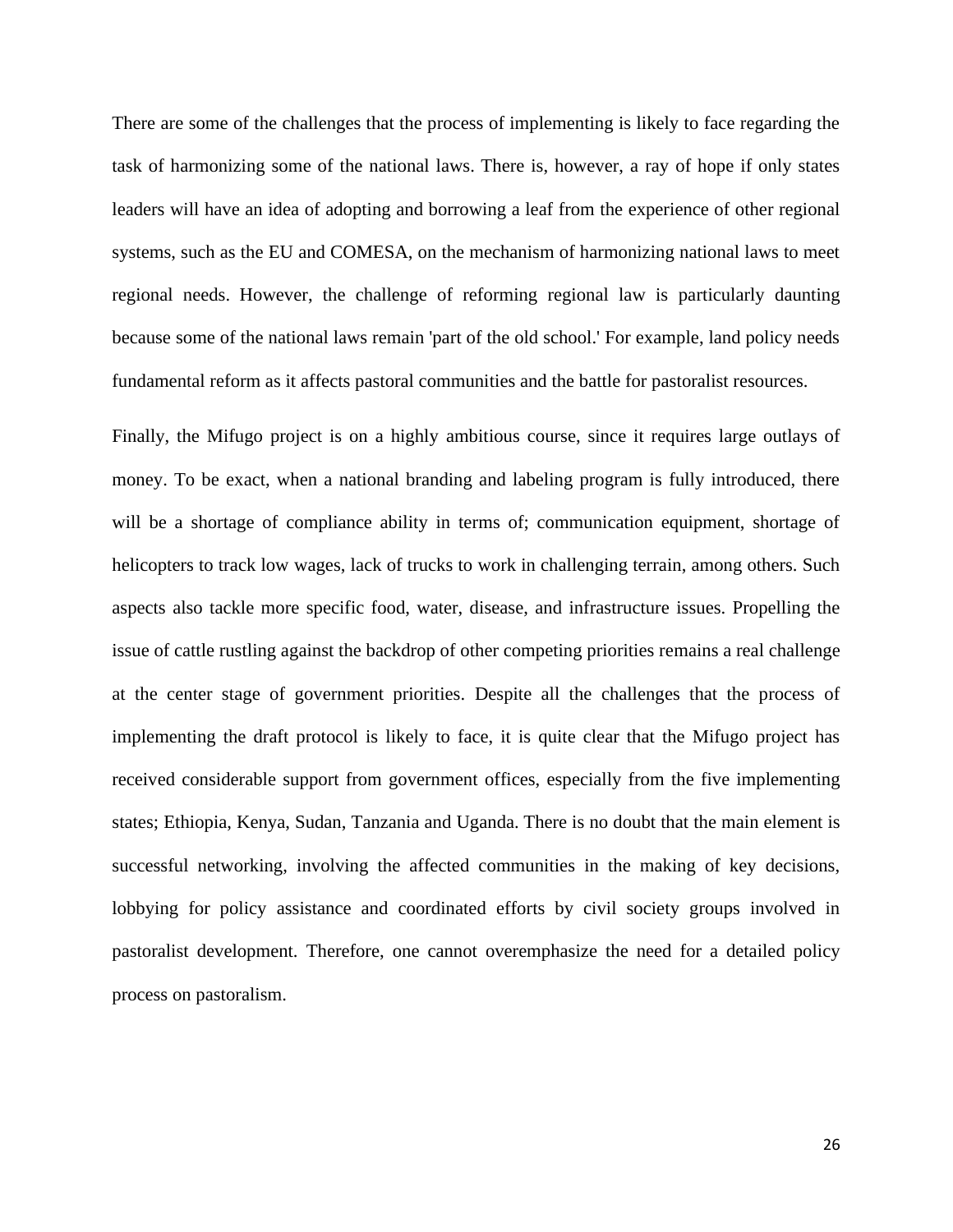There are some of the challenges that the process of implementing is likely to face regarding the task of harmonizing some of the national laws. There is, however, a ray of hope if only states leaders will have an idea of adopting and borrowing a leaf from the experience of other regional systems, such as the EU and COMESA, on the mechanism of harmonizing national laws to meet regional needs. However, the challenge of reforming regional law is particularly daunting because some of the national laws remain 'part of the old school.' For example, land policy needs fundamental reform as it affects pastoral communities and the battle for pastoralist resources.

Finally, the Mifugo project is on a highly ambitious course, since it requires large outlays of money. To be exact, when a national branding and labeling program is fully introduced, there will be a shortage of compliance ability in terms of; communication equipment, shortage of helicopters to track low wages, lack of trucks to work in challenging terrain, among others. Such aspects also tackle more specific food, water, disease, and infrastructure issues. Propelling the issue of cattle rustling against the backdrop of other competing priorities remains a real challenge at the center stage of government priorities. Despite all the challenges that the process of implementing the draft protocol is likely to face, it is quite clear that the Mifugo project has received considerable support from government offices, especially from the five implementing states; Ethiopia, Kenya, Sudan, Tanzania and Uganda. There is no doubt that the main element is successful networking, involving the affected communities in the making of key decisions, lobbying for policy assistance and coordinated efforts by civil society groups involved in pastoralist development. Therefore, one cannot overemphasize the need for a detailed policy process on pastoralism.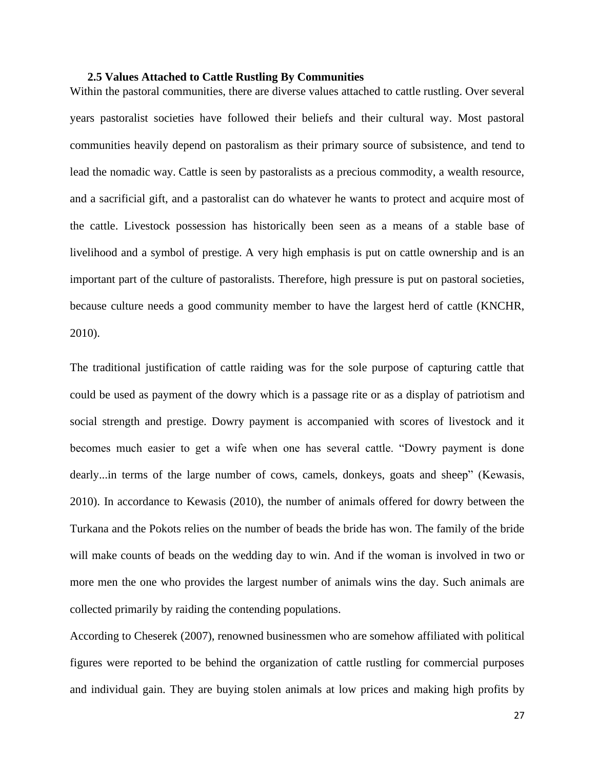### 2.5 Values Attached to Cattle Rustling By Communities

Within the pastoral communities, there are diverse values attached to cattle rustling. Over several years pastoralist societies have followed their beliefs and their cultural way. Most pastoral communities heavily depend on pastoralism as their primary source of subsistence, and tend to lead the nomadic way. Cattle is seen by pastoralists as a precious commodity, a wealth resource, and a sacrificial gift, and a pastoralist can do whatever he wants to protect and acquire most of the cattle. Livestock possession has historically been seen as a means of a stable base of livelihood and a symbol of prestige. A very high emphasis is put on cattle ownership and is an important part of the culture of pastoralists. Therefore, high pressure is put on pastoral societies, because culture needs a good community member to have the largest herd of cattle (KNCHR, 2010).

The traditional justification of cattle raiding was for the sole purpose of capturing cattle that could be used as payment of the dowry which is a passage rite or as a display of patriotism and social strength and prestige. Dowry payment is accompanied with scores of livestock and it becomes much easier to get a wife when one has several cattle. "Dowry payment is done dearly...in terms of the large number of cows, camels, donkeys, goats and sheep" (Kewasis, 2010). In accordance to Kewasis (2010), the number of animals offered for dowry between the Turkana and the Pokots relies on the number of beads the bride has won. The family of the bride will make counts of beads on the wedding day to win. And if the woman is involved in two or more men the one who provides the largest number of animals wins the day. Such animals are collected primarily by raiding the contending populations.

According to Cheserek (2007), renowned businessmen who are somehow affiliated with political figures were reported to be behind the organization of cattle rustling for commercial purposes and individual gain. They are buying stolen animals at low prices and making high profits by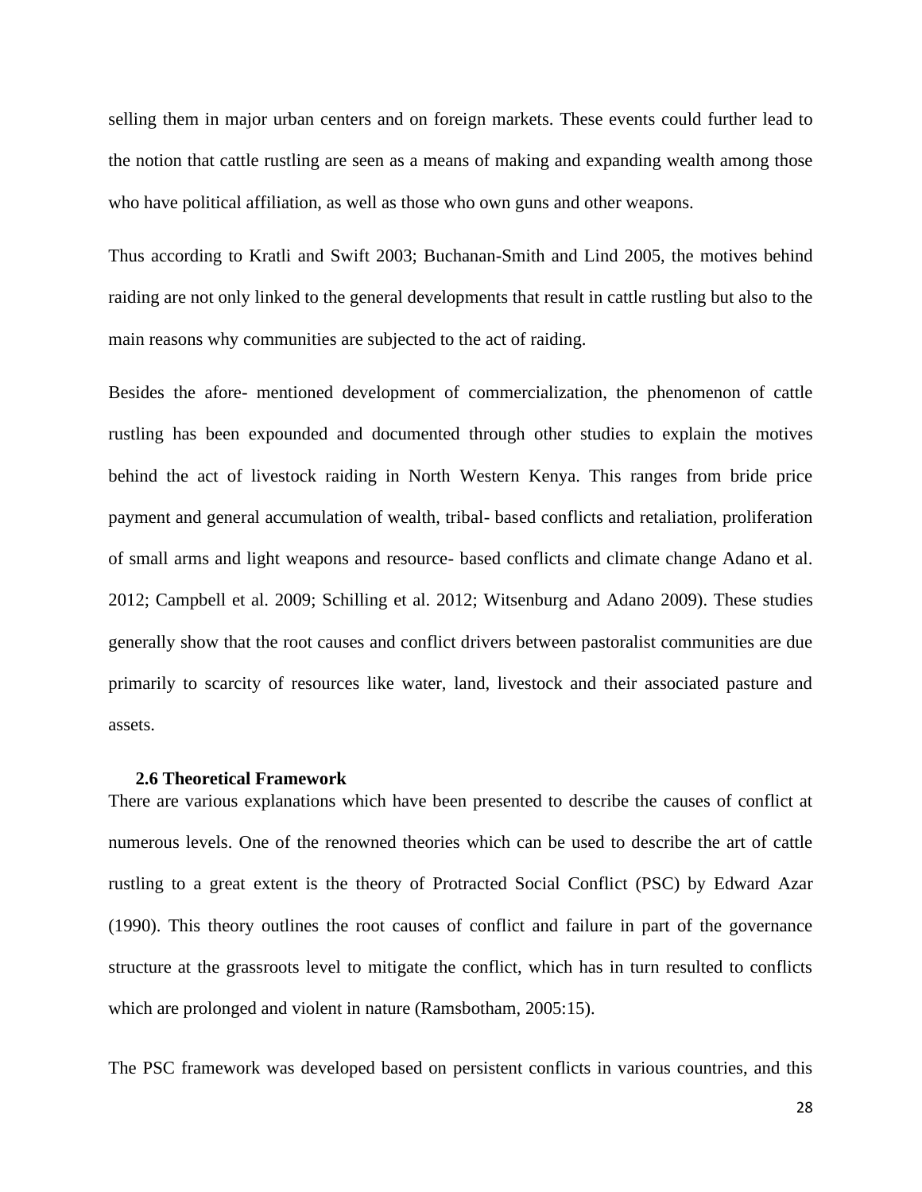selling them in major urban centers and on foreign markets. These events could further lead to the notion that cattle rustling are seen as a means of making and expanding wealth among those who have political affiliation, as well as those who own guns and other weapons.

Thus according to Kratli and Swift 2003; Buchanan-Smith and Lind 2005, the motives behind raiding are not only linked to the general developments that result in cattle rustling but also to the main reasons why communities are subjected to the act of raiding.

Besides the afore- mentioned development of commercialization, the phenomenon of cattle rustling has been expounded and documented through other studies to explain the motives behind the act of livestock raiding in North Western Kenya. This ranges from bride price payment and general accumulation of wealth, tribal- based conflicts and retaliation, proliferation of small arms and light weapons and resource- based conflicts and climate change Adano et al. 2012; Campbell et al. 2009; Schilling et al. 2012; Witsenburg and Adano 2009). These studies generally show that the root causes and conflict drivers between pastoralist communities are due primarily to scarcity of resources like water, land, livestock and their associated pasture and assets.

### 2.6 Theoretical Framework

There are various explanations which have been presented to describe the causes of conflict at numerous levels. One of the renowned theories which can be used to describe the art of cattle rustling to a great extent is the theory of Protracted Social Conflict (PSC) by Edward Azar (1990). This theory outlines the root causes of conflict and failure in part of the governance structure at the grassroots level to mitigate the conflict, which has in turn resulted to conflicts which are prolonged and violent in nature (Ramsbotham, 2005:15).

The PSC framework was developed based on persistent conflicts in various countries, and this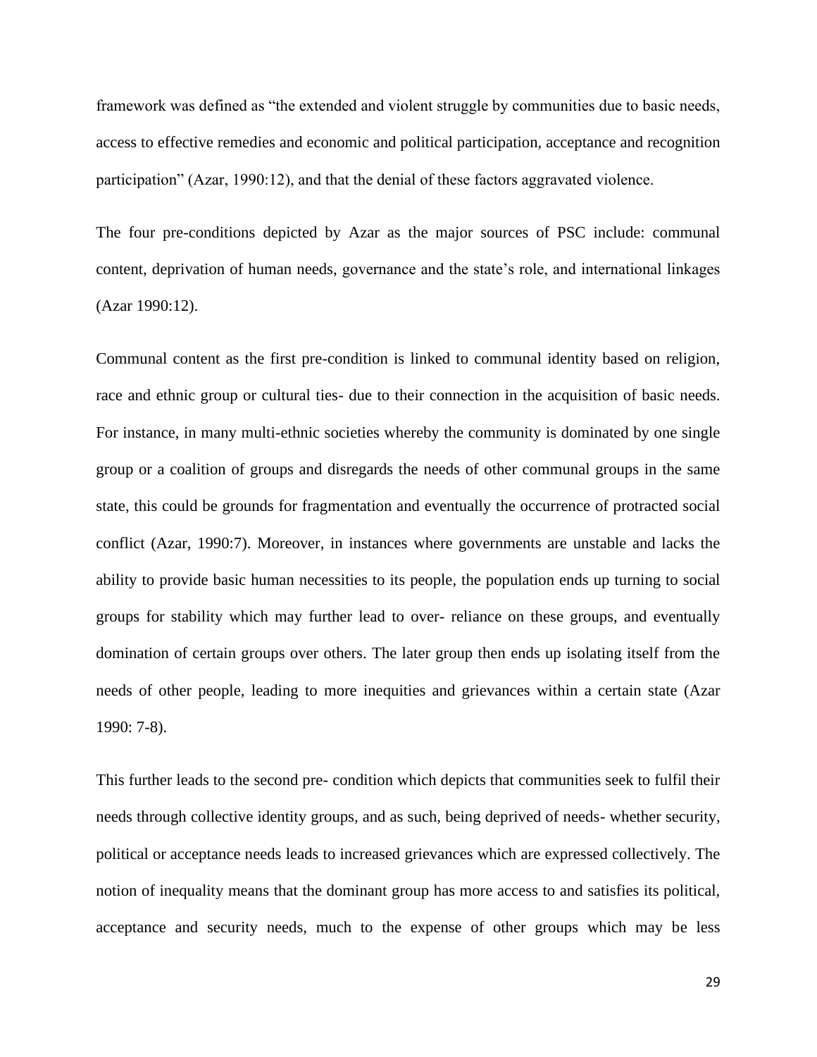framework was defined as "the extended and violent struggle by communities due to basic needs, access to effective remedies and economic and political participation, acceptance and recognition participation" (Azar, 1990:12), and that the denial of these factors aggravated violence.

The four pre-conditions depicted by Azar as the major sources of PSC include: communal content, deprivation of human needs, governance and the state's role, and international linkages (Azar 1990:12).

Communal content as the first pre-condition is linked to communal identity based on religion, race and ethnic group or cultural ties- due to their connection in the acquisition of basic needs. For instance, in many multi-ethnic societies whereby the community is dominated by one single group or a coalition of groups and disregards the needs of other communal groups in the same state, this could be grounds for fragmentation and eventually the occurrence of protracted social conflict (Azar, 1990:7). Moreover, in instances where governments are unstable and lacks the ability to provide basic human necessities to its people, the population ends up turning to social groups for stability which may further lead to over- reliance on these groups, and eventually domination of certain groups over others. The later group then ends up isolating itself from the needs of other people, leading to more inequities and grievances within a certain state (Azar 1990: 7-8).

This further leads to the second pre- condition which depicts that communities seek to fulfil their needs through collective identity groups, and as such, being deprived of needs- whether security, political or acceptance needs leads to increased grievances which are expressed collectively. The notion of inequality means that the dominant group has more access to and satisfies its political, acceptance and security needs, much to the expense of other groups which may be less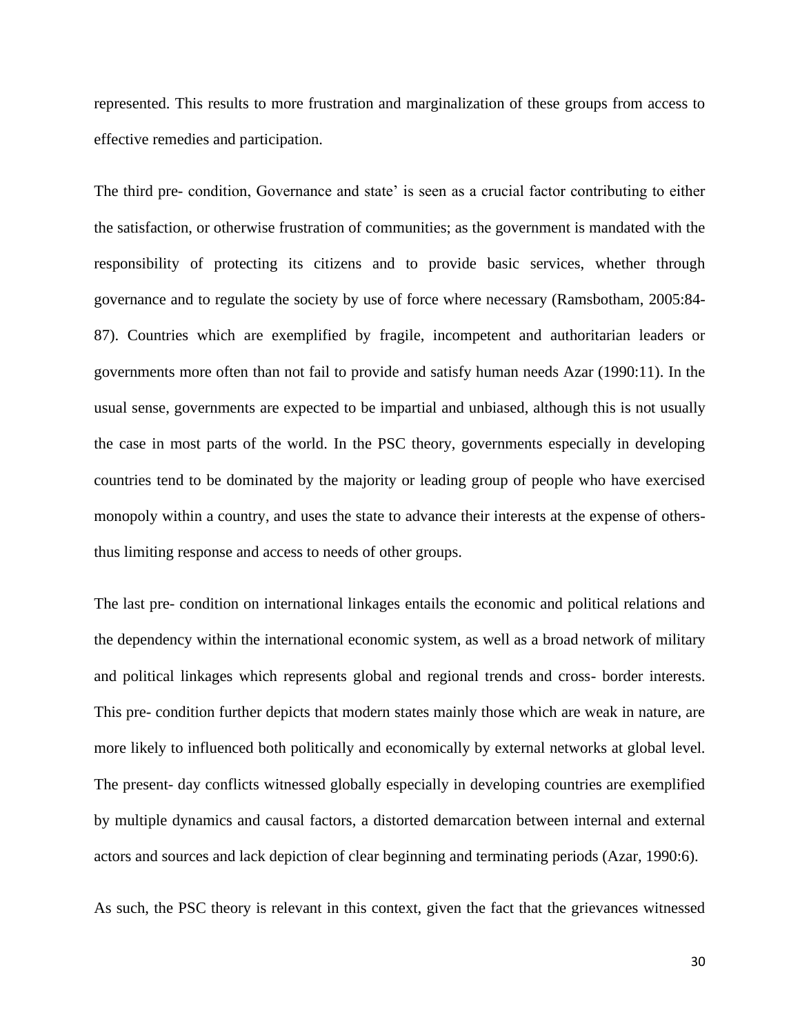represented. This results to more frustration and marginalization of these groups from access to effective remedies and participation.

The third pre- condition, Governance and state' is seen as a crucial factor contributing to either the satisfaction, or otherwise frustration of communities; as the government is mandated with the responsibility of protecting its citizens and to provide basic services, whether through governance and to regulate the society by use of force where necessary (Ramsbotham, 2005:84-87). Countries which are exemplified by fragile, incompetent and authoritarian leaders or governments more often than not fail to provide and satisfy human needs Azar (1990:11). In the usual sense, governments are expected to be impartial and unbiased, although this is not usually the case in most parts of the world. In the PSC theory, governments especially in developing countries tend to be dominated by the majority or leading group of people who have exercised monopoly within a country, and uses the state to advance their interests at the expense of others- thus limiting response and access to needs of other groups.

The last pre- condition on international linkages entails the economic and political relations and the dependency within the international economic system, as well as a broad network of military and political linkages which represents global and regional trends and cross- border interests. This pre- condition further depicts that modern states mainly those which are weak in nature, are more likely to influenced both politically and economically by external networks at global level. The present- day conflicts witnessed globally especially in developing countries are exemplified by multiple dynamics and causal factors, a distorted demarcation between internal and external actors and sources and lack depiction of clear beginning and terminating periods (Azar, 1990:6).

As such, the PSC theory is relevant in this context, given the fact that the grievances witnessed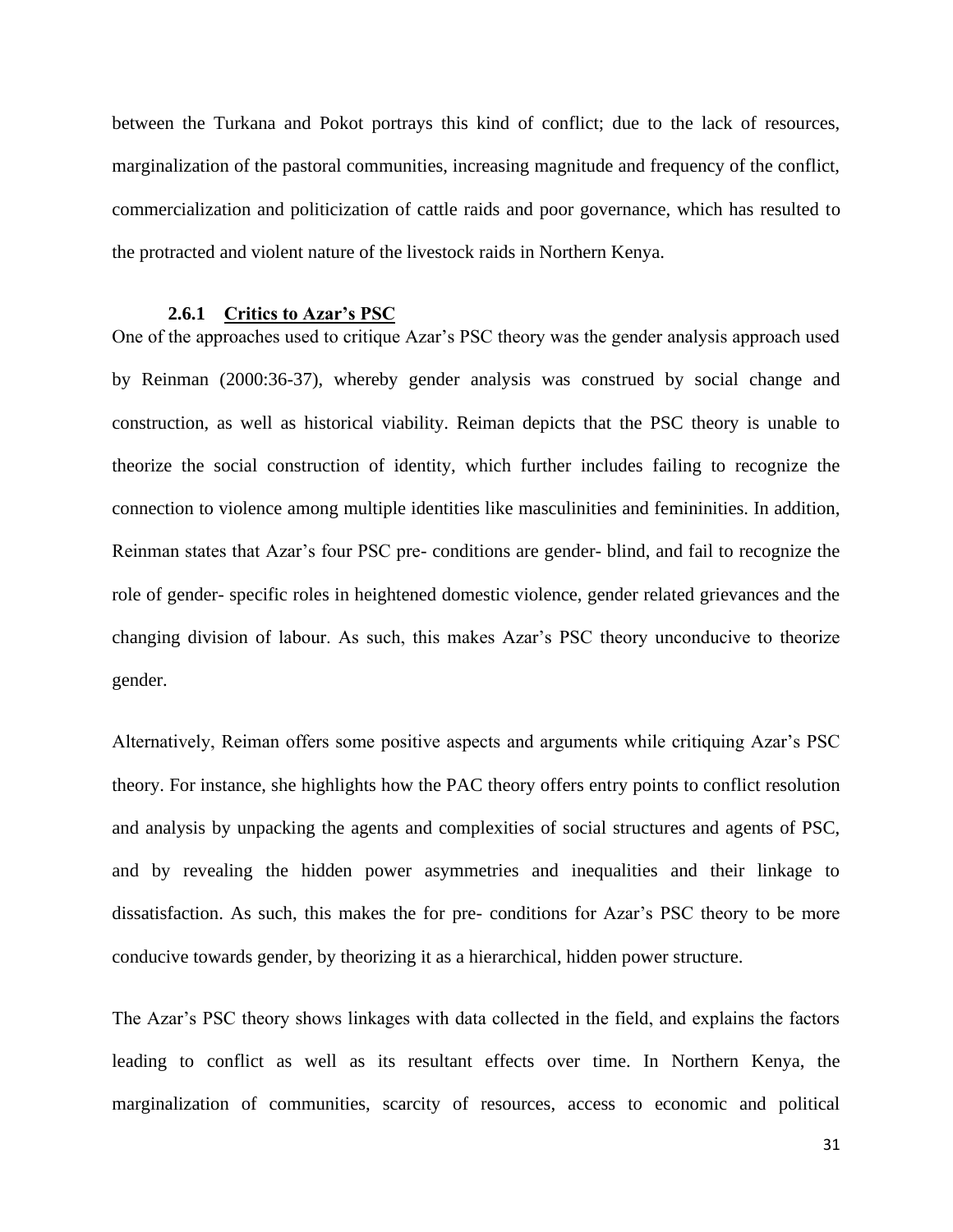between the Turkana and Pokot portrays this kind of conflict; due to the lack of resources, marginalization of the pastoral communities, increasing magnitude and frequency of the conflict, commercialization and politicization of cattle raids and poor governance, which has resulted to the protracted and violent nature of the livestock raids in Northern Kenya.

### 2.6.1 Critics to Azar's PSC

One of the approaches used to critique Azar's PSC theory was the gender analysis approach used by Reinman (2000:36-37), whereby gender analysis was construed by social change and construction, as well as historical viability. Reiman depicts that the PSC theory is unable to theorize the social construction of identity, which further includes failing to recognize the connection to violence among multiple identities like masculinities and femininities. In addition, Reinman states that Azar's four PSC pre- conditions are gender- blind, and fail to recognize the role of gender- specific roles in heightened domestic violence, gender related grievances and the changing division of labour. As such, this makes Azar's PSC theory unconducive to theorize gender.

Alternatively, Reiman offers some positive aspects and arguments while critiquing Azar's PSC theory. For instance, she highlights how the PAC theory offers entry points to conflict resolution and analysis by unpacking the agents and complexities of social structures and agents of PSC, and by revealing the hidden power asymmetries and inequalities and their linkage to dissatisfaction. As such, this makes the for pre- conditions for Azar's PSC theory to be more conducive towards gender, by theorizing it as a hierarchical, hidden power structure.

The Azar's PSC theory shows linkages with data collected in the field, and explains the factors leading to conflict as well as its resultant effects over time. In Northern Kenya, the marginalization of communities, scarcity of resources, access to economic and political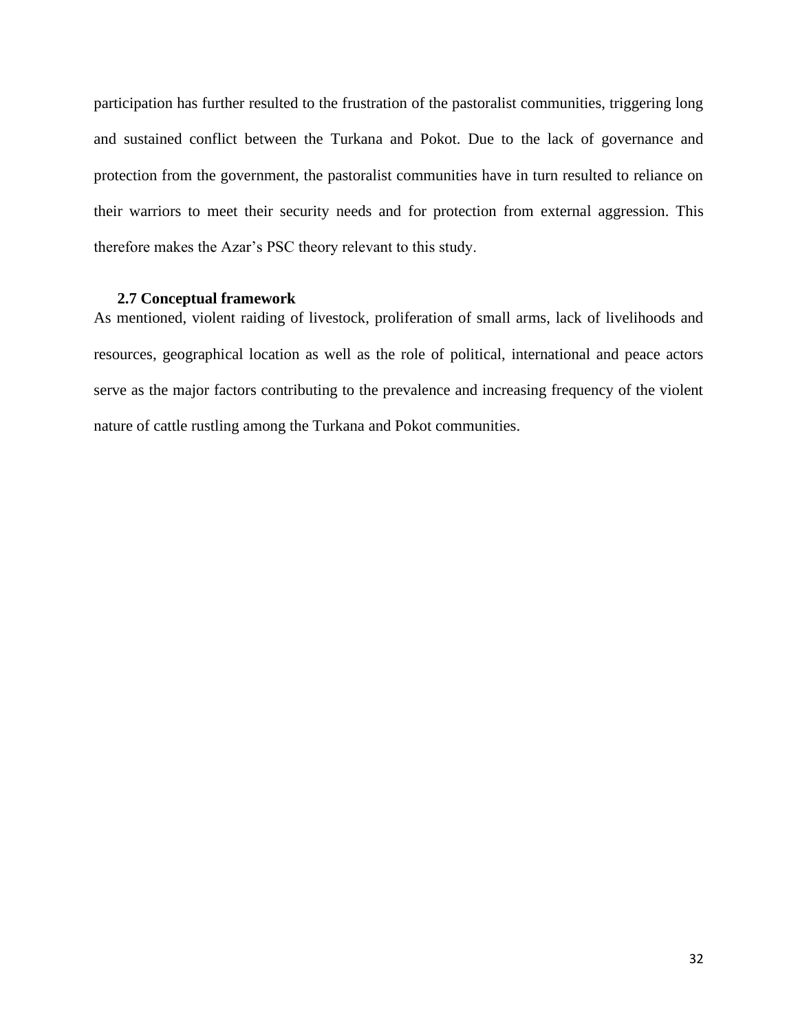participation has further resulted to the frustration of the pastoralist communities, triggering long and sustained conflict between the Turkana and Pokot. Due to the lack of governance and protection from the government, the pastoralist communities have in turn resulted to reliance on their warriors to meet their security needs and for protection from external aggression. This therefore makes the Azar's PSC theory relevant to this study.

### 2.7 Conceptual framework

As mentioned, violent raiding of livestock, proliferation of small arms, lack of livelihoods and resources, geographical location as well as the role of political, international and peace actors serve as the major factors contributing to the prevalence and increasing frequency of the violent nature of cattle rustling among the Turkana and Pokot communities.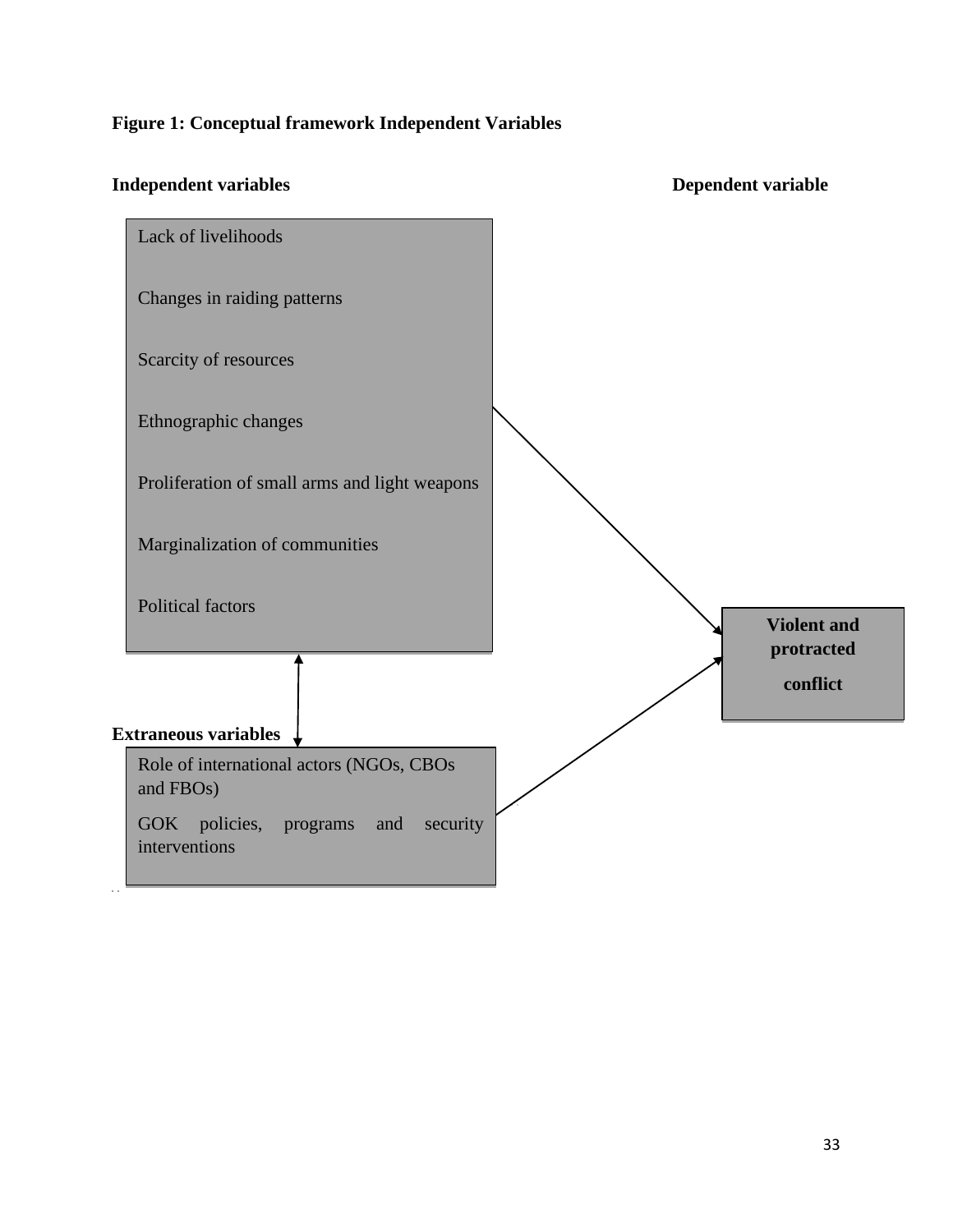**Figure 1: Conceptual framework Independent Variables**

**Independent variables** **Dependent variable**

Lack of livelihoods

Changes in raiding patterns

Scarcity of resources

Ethnographic changes

Proliferation of small arms and light weapons

Marginalization of communities

Political factors

**Violent and protracted conflict**

**Extraneous variables**

Role of international actors (NGOs, CBOs and FBOs)

GOK policies, programs and security interventions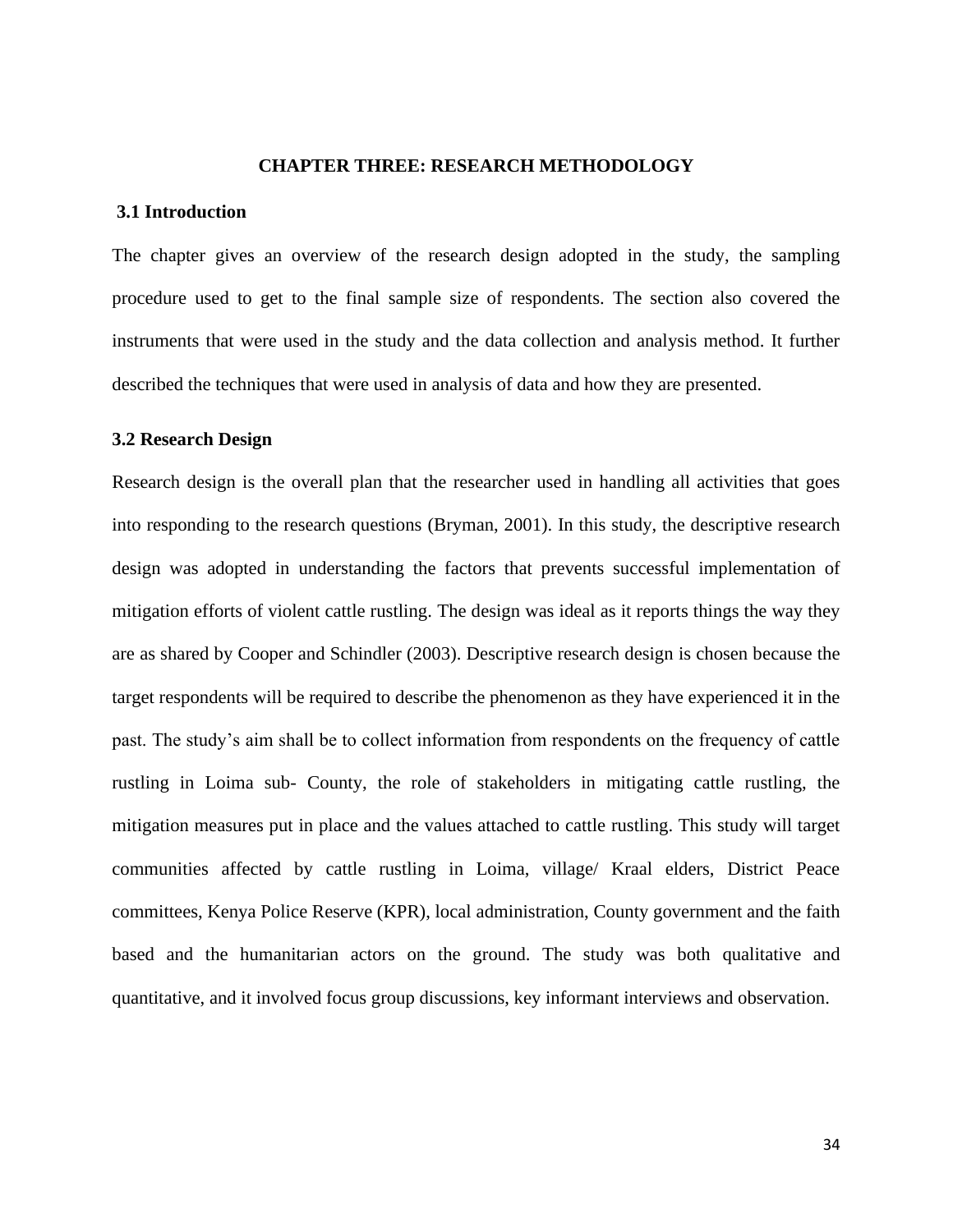## CHAPTER THREE: RESEARCH METHODOLOGY

### 3.1 Introduction

The chapter gives an overview of the research design adopted in the study, the sampling procedure used to get to the final sample size of respondents. The section also covered the instruments that were used in the study and the data collection and analysis method. It further described the techniques that were used in analysis of data and how they are presented.

### 3.2 Research Design

Research design is the overall plan that the researcher used in handling all activities that goes into responding to the research questions (Bryman, 2001). In this study, the descriptive research design was adopted in understanding the factors that prevents successful implementation of mitigation efforts of violent cattle rustling. The design was ideal as it reports things the way they are as shared by Cooper and Schindler (2003). Descriptive research design is chosen because the target respondents will be required to describe the phenomenon as they have experienced it in the past. The study's aim shall be to collect information from respondents on the frequency of cattle rustling in Loima sub- County, the role of stakeholders in mitigating cattle rustling, the mitigation measures put in place and the values attached to cattle rustling. This study will target communities affected by cattle rustling in Loima, village/ Kraal elders, District Peace committees, Kenya Police Reserve (KPR), local administration, County government and the faith based and the humanitarian actors on the ground. The study was both qualitative and quantitative, and it involved focus group discussions, key informant interviews and observation.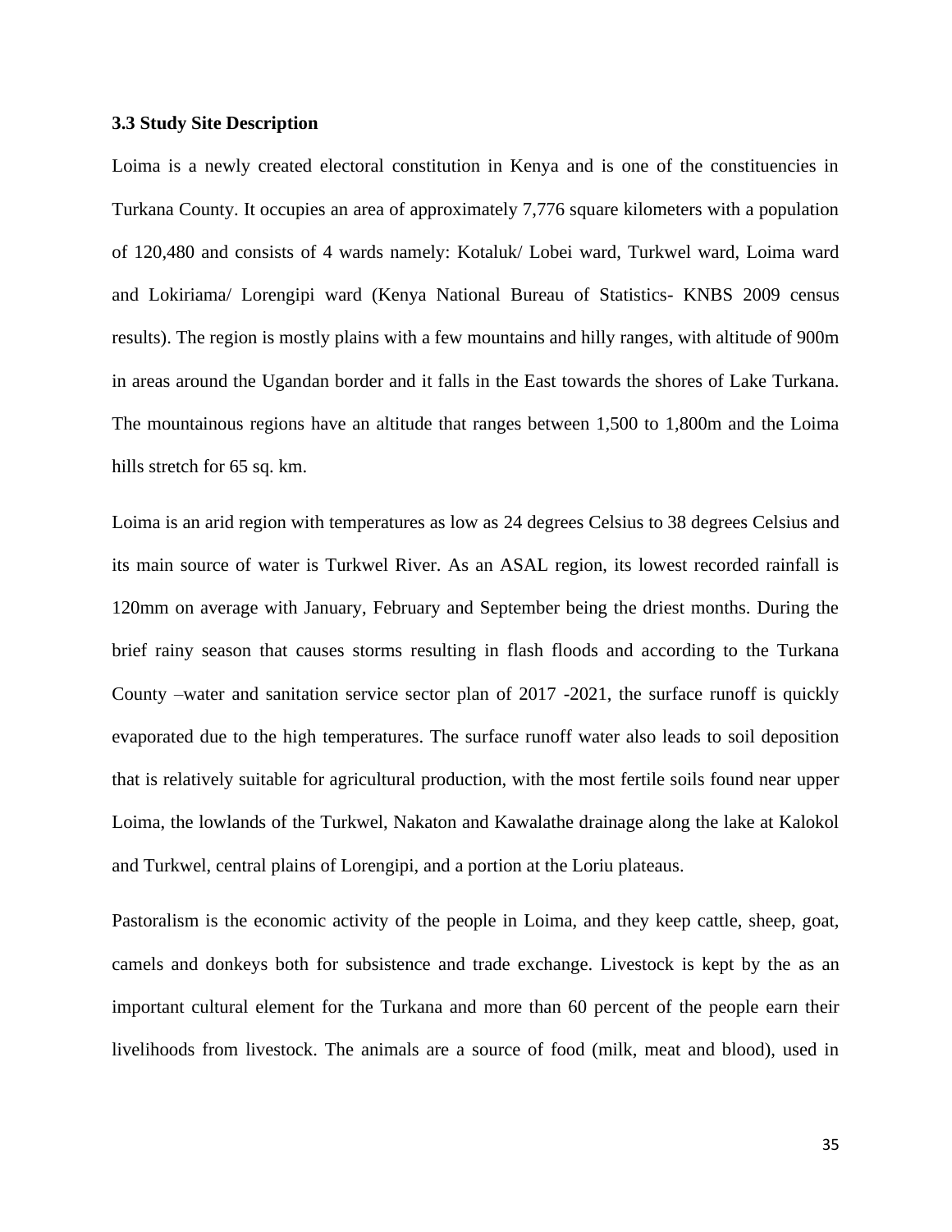### 3.3 Study Site Description

Loima is a newly created electoral constitution in Kenya and is one of the constituencies in Turkana County. It occupies an area of approximately 7,776 square kilometers with a population of 120,480 and consists of 4 wards namely: Kotaluk/ Lobei ward, Turkwel ward, Loima ward and Lokiriama/ Lorengipi ward (Kenya National Bureau of Statistics- KNBS 2009 census results). The region is mostly plains with a few mountains and hilly ranges, with altitude of 900m in areas around the Ugandan border and it falls in the East towards the shores of Lake Turkana. The mountainous regions have an altitude that ranges between 1,500 to 1,800m and the Loima hills stretch for 65 sq. km.

Loima is an arid region with temperatures as low as 24 degrees Celsius to 38 degrees Celsius and its main source of water is Turkwel River. As an ASAL region, its lowest recorded rainfall is 120mm on average with January, February and September being the driest months. During the brief rainy season that causes storms resulting in flash floods and according to the Turkana County –water and sanitation service sector plan of 2017 -2021, the surface runoff is quickly evaporated due to the high temperatures. The surface runoff water also leads to soil deposition that is relatively suitable for agricultural production, with the most fertile soils found near upper Loima, the lowlands of the Turkwel, Nakaton and Kawalathe drainage along the lake at Kalokol and Turkwel, central plains of Lorengipi, and a portion at the Loriu plateaus.

Pastoralism is the economic activity of the people in Loima, and they keep cattle, sheep, goat, camels and donkeys both for subsistence and trade exchange. Livestock is kept by the as an important cultural element for the Turkana and more than 60 percent of the people earn their livelihoods from livestock. The animals are a source of food (milk, meat and blood), used in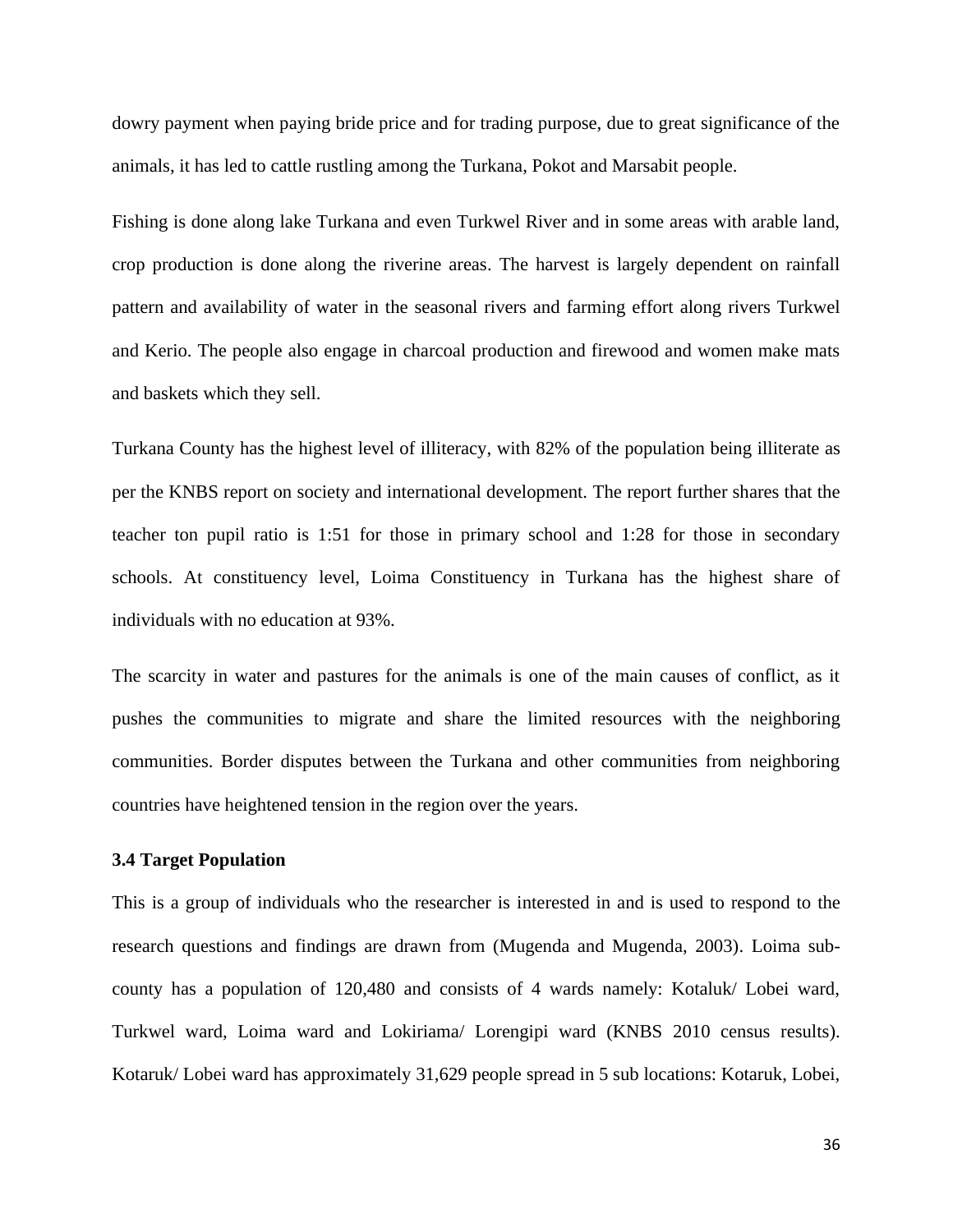dowry payment when paying bride price and for trading purpose, due to great significance of the animals, it has led to cattle rustling among the Turkana, Pokot and Marsabit people.

Fishing is done along lake Turkana and even Turkwel River and in some areas with arable land, crop production is done along the riverine areas. The harvest is largely dependent on rainfall pattern and availability of water in the seasonal rivers and farming effort along rivers Turkwel and Kerio. The people also engage in charcoal production and firewood and women make mats and baskets which they sell.

Turkana County has the highest level of illiteracy, with 82% of the population being illiterate as per the KNBS report on society and international development. The report further shares that the teacher ton pupil ratio is 1:51 for those in primary school and 1:28 for those in secondary schools. At constituency level, Loima Constituency in Turkana has the highest share of individuals with no education at 93%.

The scarcity in water and pastures for the animals is one of the main causes of conflict, as it pushes the communities to migrate and share the limited resources with the neighboring communities. Border disputes between the Turkana and other communities from neighboring countries have heightened tension in the region over the years.

### 3.4 Target Population

This is a group of individuals who the researcher is interested in and is used to respond to the research questions and findings are drawn from (Mugenda and Mugenda, 2003). Loima sub-county has a population of 120,480 and consists of 4 wards namely: Kotaluk/ Lobei ward, Turkwel ward, Loima ward and Lokiriama/ Lorengipi ward (KNBS 2010 census results). Kotaruk/ Lobei ward has approximately 31,629 people spread in 5 sub locations: Kotaruk, Lobei,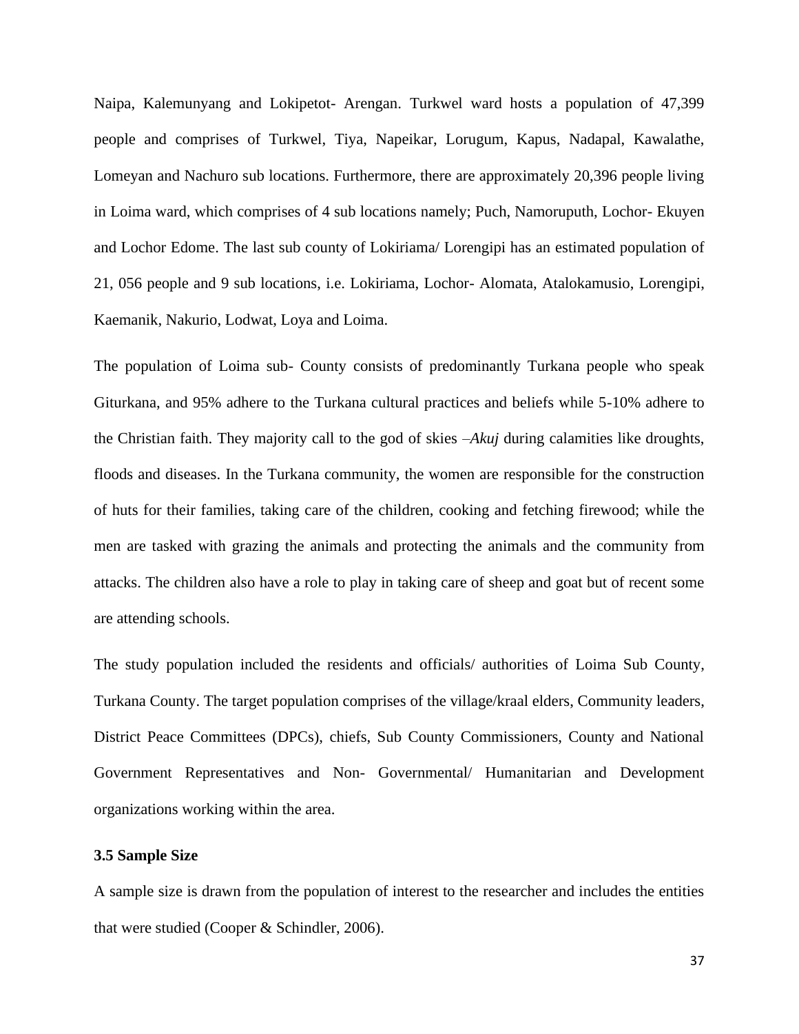Naipa, Kalemunyang and Lokipetot- Arengan. Turkwel ward hosts a population of 47,399 people and comprises of Turkwel, Tiya, Napeikar, Lorugum, Kapus, Nadapal, Kawalathe, Lomeyan and Nachuro sub locations. Furthermore, there are approximately 20,396 people living in Loima ward, which comprises of 4 sub locations namely; Puch, Namoruputh, Lochor- Ekuyen and Lochor Edome. The last sub county of Lokiriama/ Lorengipi has an estimated population of 21, 056 people and 9 sub locations, i.e. Lokiriama, Lochor- Alomata, Atalokamusio, Lorengipi, Kaemanik, Nakurio, Lodwat, Loya and Loima.

The population of Loima sub- County consists of predominantly Turkana people who speak Giturkana, and 95% adhere to the Turkana cultural practices and beliefs while 5-10% adhere to the Christian faith. They majority call to the god of skies –*Akuj* during calamities like droughts, floods and diseases. In the Turkana community, the women are responsible for the construction of huts for their families, taking care of the children, cooking and fetching firewood; while the men are tasked with grazing the animals and protecting the animals and the community from attacks. The children also have a role to play in taking care of sheep and goat but of recent some are attending schools.

The study population included the residents and officials/ authorities of Loima Sub County, Turkana County. The target population comprises of the village/kraal elders, Community leaders, District Peace Committees (DPCs), chiefs, Sub County Commissioners, County and National Government Representatives and Non- Governmental/ Humanitarian and Development organizations working within the area.

### 3.5 Sample Size

A sample size is drawn from the population of interest to the researcher and includes the entities that were studied (Cooper & Schindler, 2006).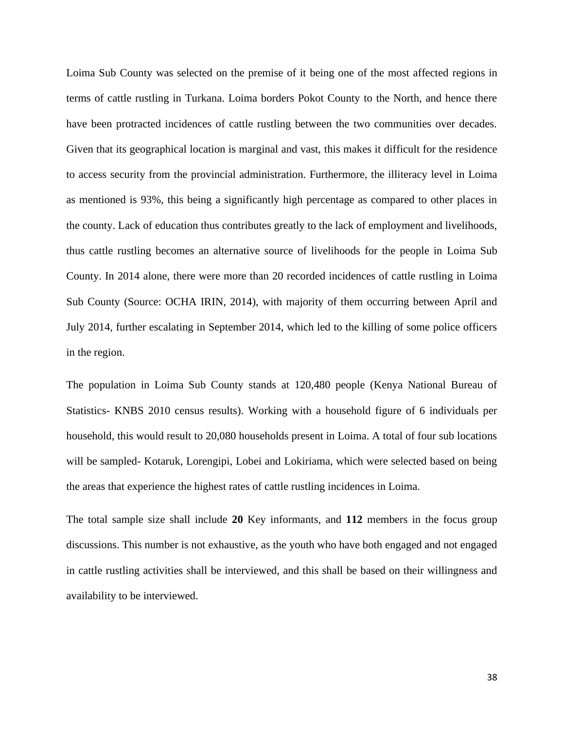Loima Sub County was selected on the premise of it being one of the most affected regions in terms of cattle rustling in Turkana. Loima borders Pokot County to the North, and hence there have been protracted incidences of cattle rustling between the two communities over decades. Given that its geographical location is marginal and vast, this makes it difficult for the residence to access security from the provincial administration. Furthermore, the illiteracy level in Loima as mentioned is 93%, this being a significantly high percentage as compared to other places in the county. Lack of education thus contributes greatly to the lack of employment and livelihoods, thus cattle rustling becomes an alternative source of livelihoods for the people in Loima Sub County. In 2014 alone, there were more than 20 recorded incidences of cattle rustling in Loima Sub County (Source: OCHA IRIN, 2014), with majority of them occurring between April and July 2014, further escalating in September 2014, which led to the killing of some police officers in the region.

The population in Loima Sub County stands at 120,480 people (Kenya National Bureau of Statistics- KNBS 2010 census results). Working with a household figure of 6 individuals per household, this would result to 20,080 households present in Loima. A total of four sub locations will be sampled- Kotaruk, Lorengipi, Lobei and Lokiriama, which were selected based on being the areas that experience the highest rates of cattle rustling incidences in Loima.

The total sample size shall include **20** Key informants, and **112** members in the focus group discussions. This number is not exhaustive, as the youth who have both engaged and not engaged in cattle rustling activities shall be interviewed, and this shall be based on their willingness and availability to be interviewed.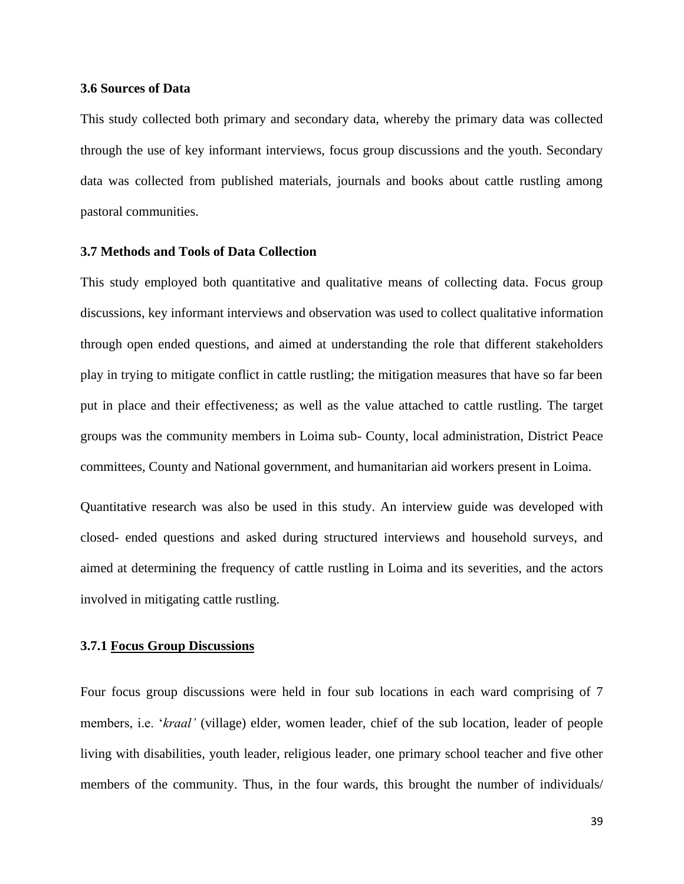### 3.6 Sources of Data

This study collected both primary and secondary data, whereby the primary data was collected through the use of key informant interviews, focus group discussions and the youth. Secondary data was collected from published materials, journals and books about cattle rustling among pastoral communities.

### 3.7 Methods and Tools of Data Collection

This study employed both quantitative and qualitative means of collecting data. Focus group discussions, key informant interviews and observation was used to collect qualitative information through open ended questions, and aimed at understanding the role that different stakeholders play in trying to mitigate conflict in cattle rustling; the mitigation measures that have so far been put in place and their effectiveness; as well as the value attached to cattle rustling. The target groups was the community members in Loima sub- County, local administration, District Peace committees, County and National government, and humanitarian aid workers present in Loima.

Quantitative research was also be used in this study. An interview guide was developed with closed- ended questions and asked during structured interviews and household surveys, and aimed at determining the frequency of cattle rustling in Loima and its severities, and the actors involved in mitigating cattle rustling.

#### 3.7.1 Focus Group Discussions

Four focus group discussions were held in four sub locations in each ward comprising of 7 members, i.e. '*kraal'* (village) elder, women leader, chief of the sub location, leader of people living with disabilities, youth leader, religious leader, one primary school teacher and five other members of the community. Thus, in the four wards, this brought the number of individuals/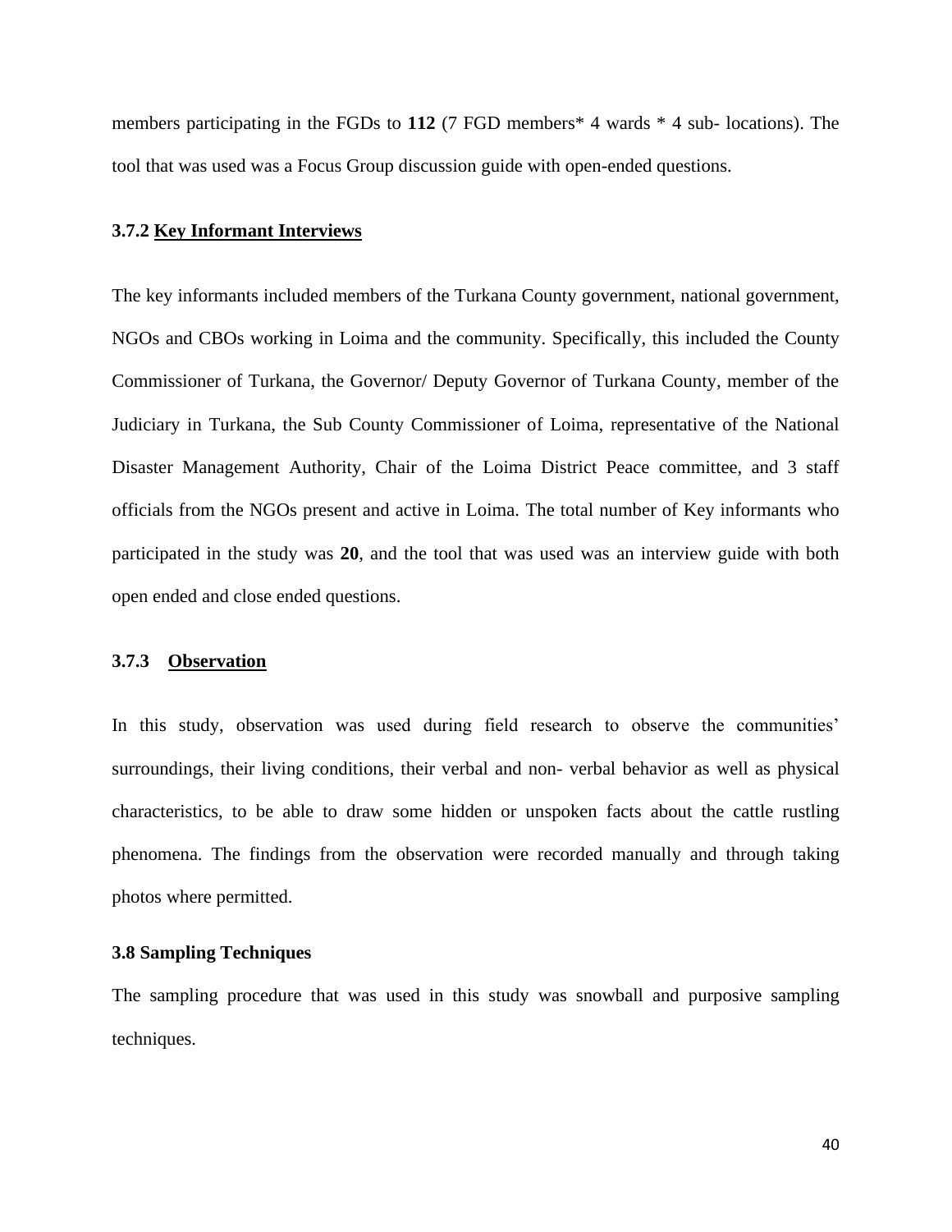members participating in the FGDs to **112** (7 FGD members* 4 wards * 4 sub- locations). The tool that was used was a Focus Group discussion guide with open-ended questions.

### 3.7.2 <u>Key Informant Interviews</u>

The key informants included members of the Turkana County government, national government, NGOs and CBOs working in Loima and the community. Specifically, this included the County Commissioner of Turkana, the Governor/ Deputy Governor of Turkana County, member of the Judiciary in Turkana, the Sub County Commissioner of Loima, representative of the National Disaster Management Authority, Chair of the Loima District Peace committee, and 3 staff officials from the NGOs present and active in Loima. The total number of Key informants who participated in the study was **20**, and the tool that was used was an interview guide with both open ended and close ended questions.

### 3.7.3 <u>Observation</u>

In this study, observation was used during field research to observe the communities' surroundings, their living conditions, their verbal and non- verbal behavior as well as physical characteristics, to be able to draw some hidden or unspoken facts about the cattle rustling phenomena. The findings from the observation were recorded manually and through taking photos where permitted.

## 3.8 Sampling Techniques

The sampling procedure that was used in this study was snowball and purposive sampling techniques.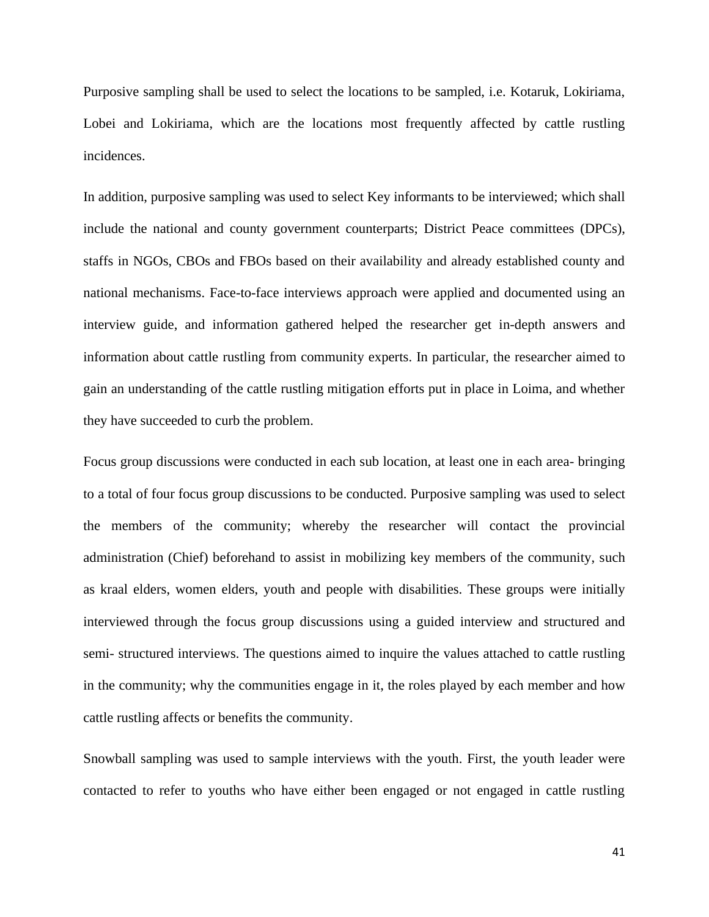Purposive sampling shall be used to select the locations to be sampled, i.e. Kotaruk, Lokiriama, Lobei and Lokiriama, which are the locations most frequently affected by cattle rustling incidences.

In addition, purposive sampling was used to select Key informants to be interviewed; which shall include the national and county government counterparts; District Peace committees (DPCs), staffs in NGOs, CBOs and FBOs based on their availability and already established county and national mechanisms. Face-to-face interviews approach were applied and documented using an interview guide, and information gathered helped the researcher get in-depth answers and information about cattle rustling from community experts. In particular, the researcher aimed to gain an understanding of the cattle rustling mitigation efforts put in place in Loima, and whether they have succeeded to curb the problem.

Focus group discussions were conducted in each sub location, at least one in each area- bringing to a total of four focus group discussions to be conducted. Purposive sampling was used to select the members of the community; whereby the researcher will contact the provincial administration (Chief) beforehand to assist in mobilizing key members of the community, such as kraal elders, women elders, youth and people with disabilities. These groups were initially interviewed through the focus group discussions using a guided interview and structured and semi- structured interviews. The questions aimed to inquire the values attached to cattle rustling in the community; why the communities engage in it, the roles played by each member and how cattle rustling affects or benefits the community.

Snowball sampling was used to sample interviews with the youth. First, the youth leader were contacted to refer to youths who have either been engaged or not engaged in cattle rustling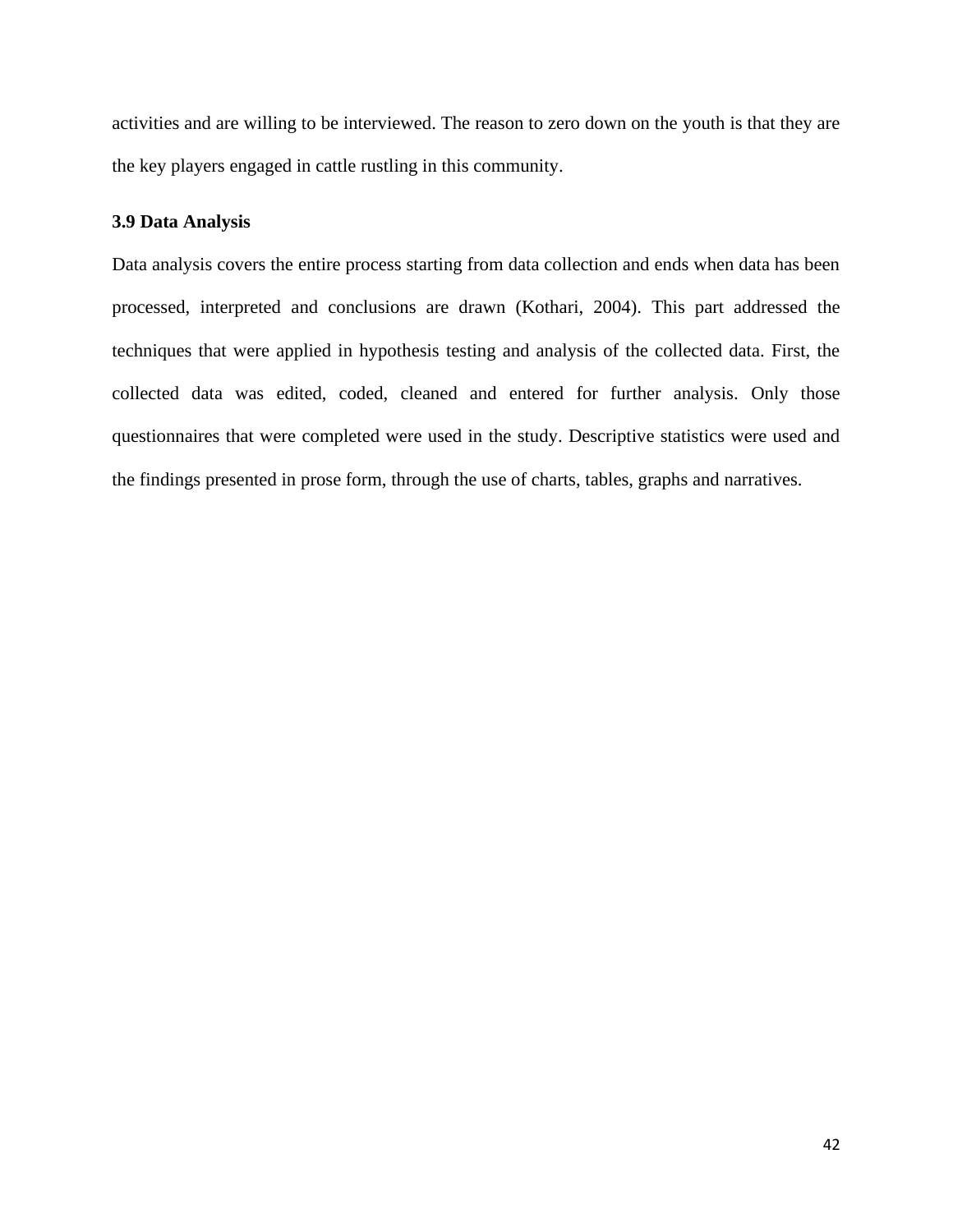activities and are willing to be interviewed. The reason to zero down on the youth is that they are the key players engaged in cattle rustling in this community.

### 3.9 Data Analysis

Data analysis covers the entire process starting from data collection and ends when data has been processed, interpreted and conclusions are drawn (Kothari, 2004). This part addressed the techniques that were applied in hypothesis testing and analysis of the collected data. First, the collected data was edited, coded, cleaned and entered for further analysis. Only those questionnaires that were completed were used in the study. Descriptive statistics were used and the findings presented in prose form, through the use of charts, tables, graphs and narratives.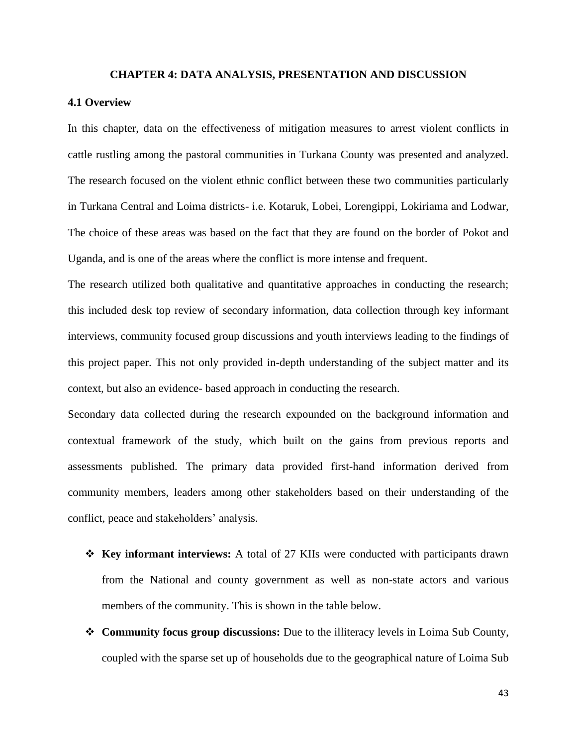# CHAPTER 4: DATA ANALYSIS, PRESENTATION AND DISCUSSION

## 4.1 Overview

In this chapter, data on the effectiveness of mitigation measures to arrest violent conflicts in cattle rustling among the pastoral communities in Turkana County was presented and analyzed. The research focused on the violent ethnic conflict between these two communities particularly in Turkana Central and Loima districts- i.e. Kotaruk, Lobei, Lorengippi, Lokiriama and Lodwar, The choice of these areas was based on the fact that they are found on the border of Pokot and Uganda, and is one of the areas where the conflict is more intense and frequent.

The research utilized both qualitative and quantitative approaches in conducting the research; this included desk top review of secondary information, data collection through key informant interviews, community focused group discussions and youth interviews leading to the findings of this project paper. This not only provided in-depth understanding of the subject matter and its context, but also an evidence- based approach in conducting the research.

Secondary data collected during the research expounded on the background information and contextual framework of the study, which built on the gains from previous reports and assessments published. The primary data provided first-hand information derived from community members, leaders among other stakeholders based on their understanding of the conflict, peace and stakeholders' analysis.

- **Key informant interviews:** A total of 27 KIIs were conducted with participants drawn from the National and county government as well as non-state actors and various members of the community. This is shown in the table below.
- **Community focus group discussions:** Due to the illiteracy levels in Loima Sub County, coupled with the sparse set up of households due to the geographical nature of Loima Sub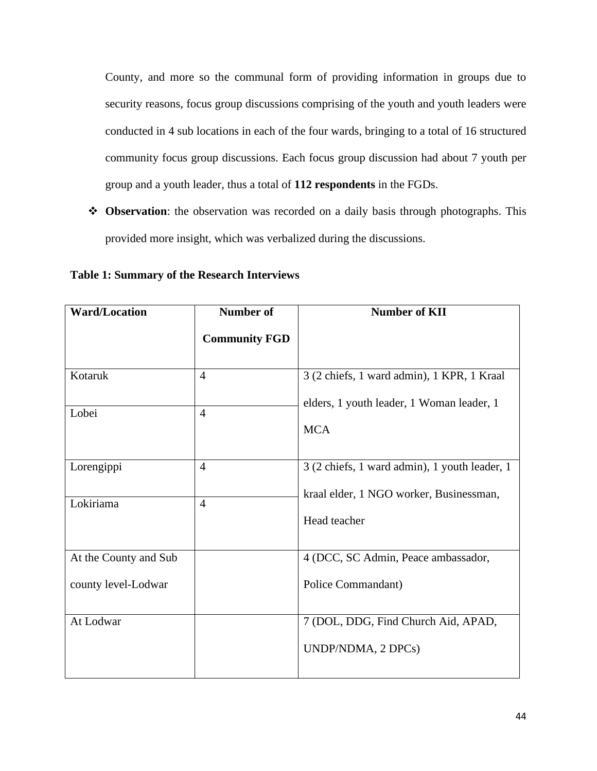County, and more so the communal form of providing information in groups due to security reasons, focus group discussions comprising of the youth and youth leaders were conducted in 4 sub locations in each of the four wards, bringing to a total of 16 structured community focus group discussions. Each focus group discussion had about 7 youth per group and a youth leader, thus a total of **112 respondents** in the FGDs.

- **Observation**: the observation was recorded on a daily basis through photographs. This provided more insight, which was verbalized during the discussions.

**Table 1: Summary of the Research Interviews**

| Ward/Location | Number of Community FGD | Number of KII |
|---|---|---|
| Kotaruk | 4 | 3 (2 chiefs, 1 ward admin), 1 KPR, 1 Kraal elders, 1 youth leader, 1 Woman leader, 1 MCA |
| Lobei | 4 | |
| Lorengippi | 4 | 3 (2 chiefs, 1 ward admin), 1 youth leader, 1 kraal elder, 1 NGO worker, Businessman, Head teacher |
| Lokiriama | 4 | |
| At the County and Sub county level-Lodwar | | 4 (DCC, SC Admin, Peace ambassador, Police Commandant) |
| At Lodwar | | 7 (DOL, DDG, Find Church Aid, APAD, UNDP/NDMA, 2 DPCs) |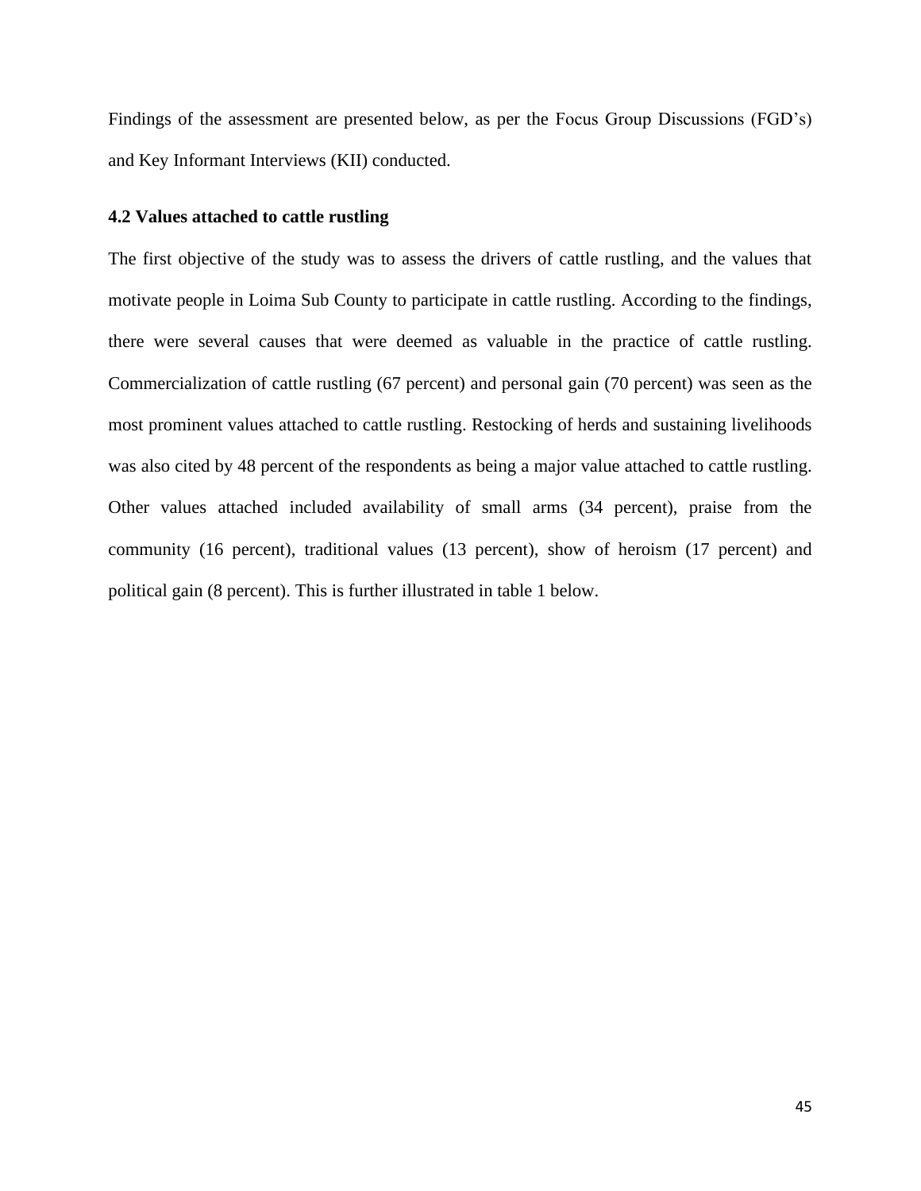Findings of the assessment are presented below, as per the Focus Group Discussions (FGD's) and Key Informant Interviews (KII) conducted.

### 4.2 Values attached to cattle rustling

The first objective of the study was to assess the drivers of cattle rustling, and the values that motivate people in Loima Sub County to participate in cattle rustling. According to the findings, there were several causes that were deemed as valuable in the practice of cattle rustling. Commercialization of cattle rustling (67 percent) and personal gain (70 percent) was seen as the most prominent values attached to cattle rustling. Restocking of herds and sustaining livelihoods was also cited by 48 percent of the respondents as being a major value attached to cattle rustling. Other values attached included availability of small arms (34 percent), praise from the community (16 percent), traditional values (13 percent), show of heroism (17 percent) and political gain (8 percent). This is further illustrated in table 1 below.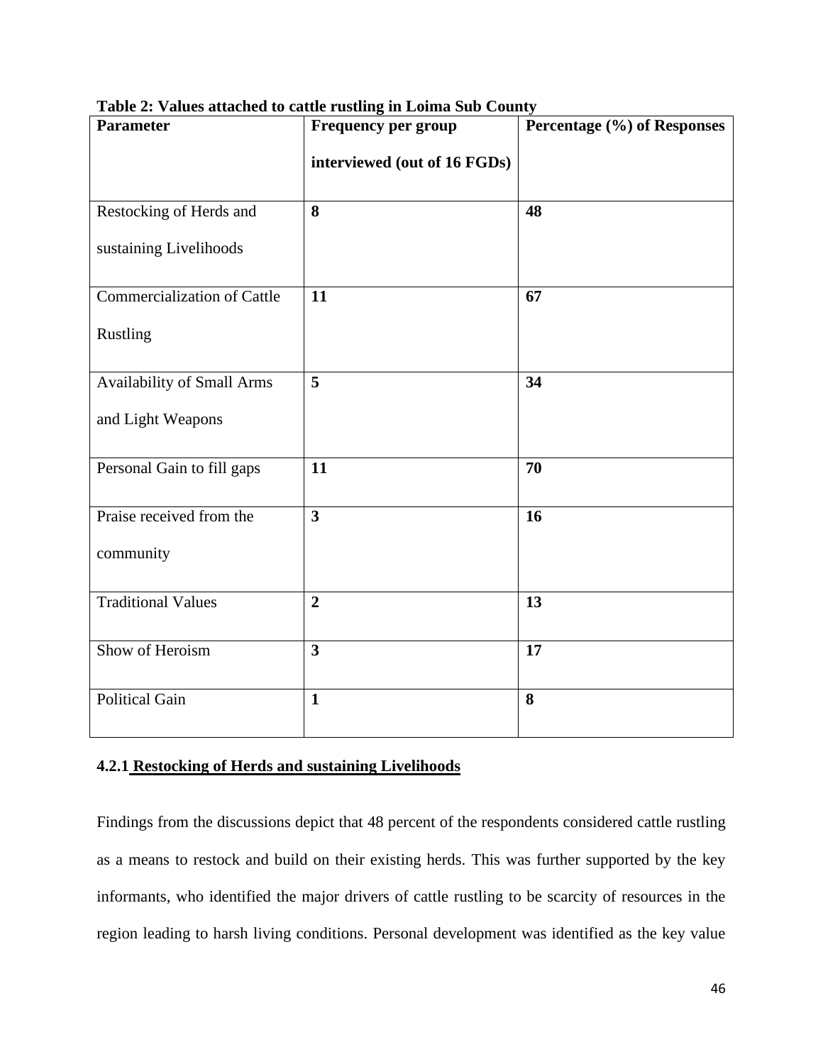**Table 2: Values attached to cattle rustling in Loima Sub County**

| Parameter | Frequency per group interviewed (out of 16 FGDs) | Percentage (%) of Responses |
|---|---|---|
| Restocking of Herds and sustaining Livelihoods | **8** | **48** |
| Commercialization of Cattle Rustling | **11** | **67** |
| Availability of Small Arms and Light Weapons | **5** | **34** |
| Personal Gain to fill gaps | **11** | **70** |
| Praise received from the community | **3** | **16** |
| Traditional Values | **2** | **13** |
| Show of Heroism | **3** | **17** |
| Political Gain | **1** | **8** |

### 4.2.1 Restocking of Herds and sustaining Livelihoods

Findings from the discussions depict that 48 percent of the respondents considered cattle rustling as a means to restock and build on their existing herds. This was further supported by the key informants, who identified the major drivers of cattle rustling to be scarcity of resources in the region leading to harsh living conditions. Personal development was identified as the key value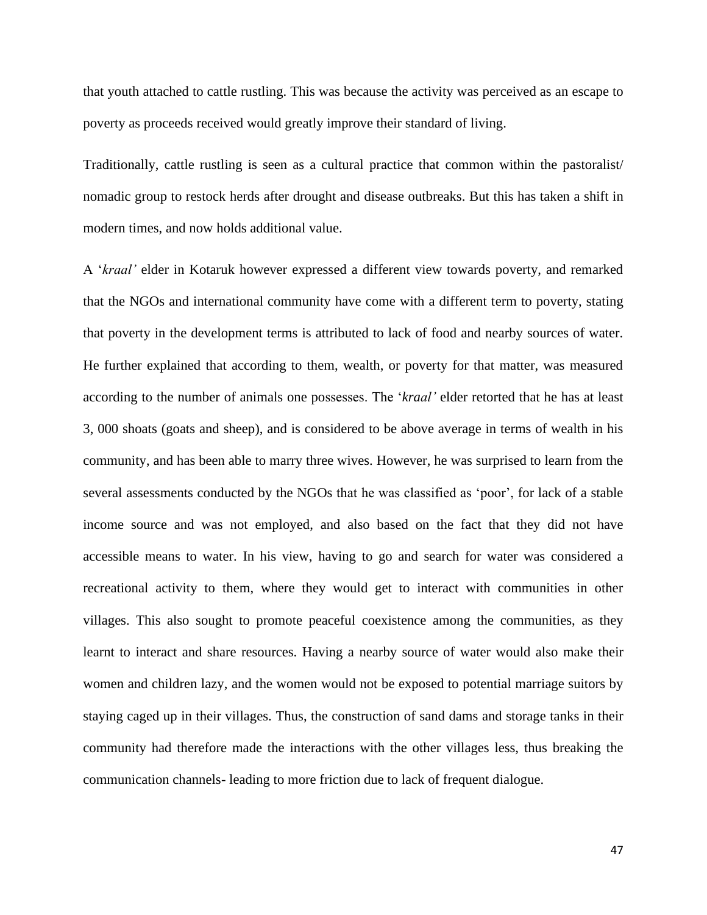that youth attached to cattle rustling. This was because the activity was perceived as an escape to poverty as proceeds received would greatly improve their standard of living.

Traditionally, cattle rustling is seen as a cultural practice that common within the pastoralist/ nomadic group to restock herds after drought and disease outbreaks. But this has taken a shift in modern times, and now holds additional value.

A '*kraal'* elder in Kotaruk however expressed a different view towards poverty, and remarked that the NGOs and international community have come with a different term to poverty, stating that poverty in the development terms is attributed to lack of food and nearby sources of water. He further explained that according to them, wealth, or poverty for that matter, was measured according to the number of animals one possesses. The '*kraal'* elder retorted that he has at least 3, 000 shoats (goats and sheep), and is considered to be above average in terms of wealth in his community, and has been able to marry three wives. However, he was surprised to learn from the several assessments conducted by the NGOs that he was classified as 'poor', for lack of a stable income source and was not employed, and also based on the fact that they did not have accessible means to water. In his view, having to go and search for water was considered a recreational activity to them, where they would get to interact with communities in other villages. This also sought to promote peaceful coexistence among the communities, as they learnt to interact and share resources. Having a nearby source of water would also make their women and children lazy, and the women would not be exposed to potential marriage suitors by staying caged up in their villages. Thus, the construction of sand dams and storage tanks in their community had therefore made the interactions with the other villages less, thus breaking the communication channels- leading to more friction due to lack of frequent dialogue.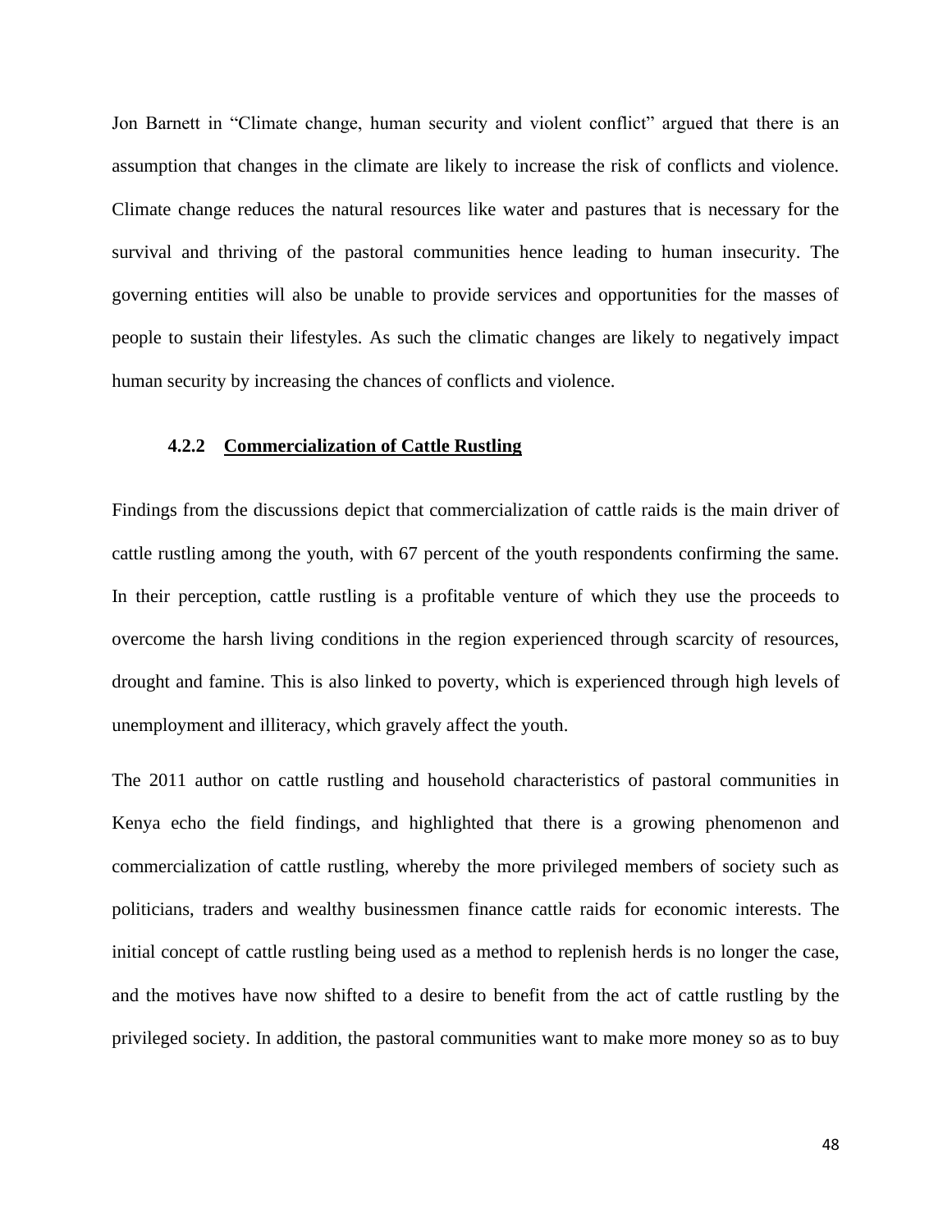Jon Barnett in "Climate change, human security and violent conflict" argued that there is an assumption that changes in the climate are likely to increase the risk of conflicts and violence. Climate change reduces the natural resources like water and pastures that is necessary for the survival and thriving of the pastoral communities hence leading to human insecurity. The governing entities will also be unable to provide services and opportunities for the masses of people to sustain their lifestyles. As such the climatic changes are likely to negatively impact human security by increasing the chances of conflicts and violence.

### 4.2.2 <u>Commercialization of Cattle Rustling</u>

Findings from the discussions depict that commercialization of cattle raids is the main driver of cattle rustling among the youth, with 67 percent of the youth respondents confirming the same. In their perception, cattle rustling is a profitable venture of which they use the proceeds to overcome the harsh living conditions in the region experienced through scarcity of resources, drought and famine. This is also linked to poverty, which is experienced through high levels of unemployment and illiteracy, which gravely affect the youth.

The 2011 author on cattle rustling and household characteristics of pastoral communities in Kenya echo the field findings, and highlighted that there is a growing phenomenon and commercialization of cattle rustling, whereby the more privileged members of society such as politicians, traders and wealthy businessmen finance cattle raids for economic interests. The initial concept of cattle rustling being used as a method to replenish herds is no longer the case, and the motives have now shifted to a desire to benefit from the act of cattle rustling by the privileged society. In addition, the pastoral communities want to make more money so as to buy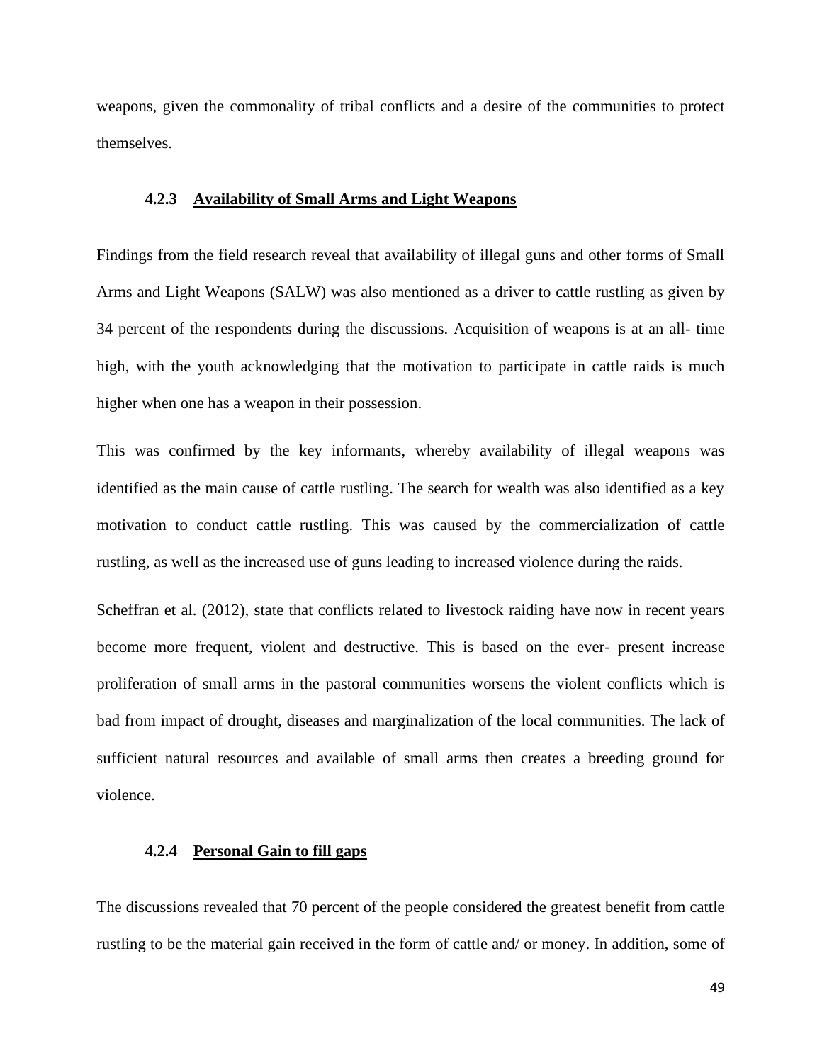weapons, given the commonality of tribal conflicts and a desire of the communities to protect themselves.

### 4.2.3 Availability of Small Arms and Light Weapons

Findings from the field research reveal that availability of illegal guns and other forms of Small Arms and Light Weapons (SALW) was also mentioned as a driver to cattle rustling as given by 34 percent of the respondents during the discussions. Acquisition of weapons is at an all- time high, with the youth acknowledging that the motivation to participate in cattle raids is much higher when one has a weapon in their possession.

This was confirmed by the key informants, whereby availability of illegal weapons was identified as the main cause of cattle rustling. The search for wealth was also identified as a key motivation to conduct cattle rustling. This was caused by the commercialization of cattle rustling, as well as the increased use of guns leading to increased violence during the raids.

Scheffran et al. (2012), state that conflicts related to livestock raiding have now in recent years become more frequent, violent and destructive. This is based on the ever- present increase proliferation of small arms in the pastoral communities worsens the violent conflicts which is bad from impact of drought, diseases and marginalization of the local communities. The lack of sufficient natural resources and available of small arms then creates a breeding ground for violence.

### 4.2.4 Personal Gain to fill gaps

The discussions revealed that 70 percent of the people considered the greatest benefit from cattle rustling to be the material gain received in the form of cattle and/ or money. In addition, some of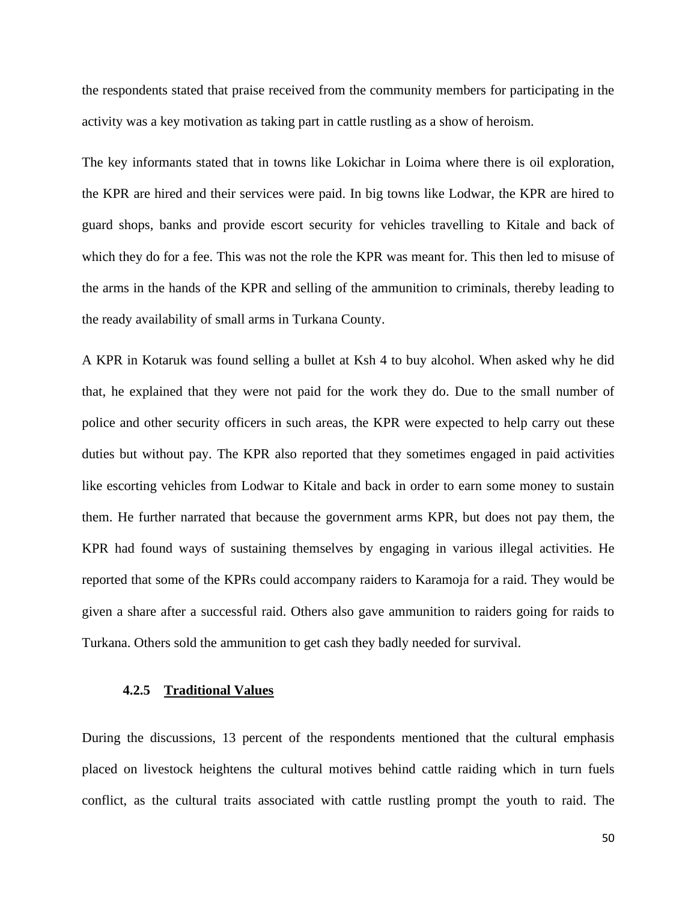the respondents stated that praise received from the community members for participating in the activity was a key motivation as taking part in cattle rustling as a show of heroism.

The key informants stated that in towns like Lokichar in Loima where there is oil exploration, the KPR are hired and their services were paid. In big towns like Lodwar, the KPR are hired to guard shops, banks and provide escort security for vehicles travelling to Kitale and back of which they do for a fee. This was not the role the KPR was meant for. This then led to misuse of the arms in the hands of the KPR and selling of the ammunition to criminals, thereby leading to the ready availability of small arms in Turkana County.

A KPR in Kotaruk was found selling a bullet at Ksh 4 to buy alcohol. When asked why he did that, he explained that they were not paid for the work they do. Due to the small number of police and other security officers in such areas, the KPR were expected to help carry out these duties but without pay. The KPR also reported that they sometimes engaged in paid activities like escorting vehicles from Lodwar to Kitale and back in order to earn some money to sustain them. He further narrated that because the government arms KPR, but does not pay them, the KPR had found ways of sustaining themselves by engaging in various illegal activities. He reported that some of the KPRs could accompany raiders to Karamoja for a raid. They would be given a share after a successful raid. Others also gave ammunition to raiders going for raids to Turkana. Others sold the ammunition to get cash they badly needed for survival.

### 4.2.5 Traditional Values

During the discussions, 13 percent of the respondents mentioned that the cultural emphasis placed on livestock heightens the cultural motives behind cattle raiding which in turn fuels conflict, as the cultural traits associated with cattle rustling prompt the youth to raid. The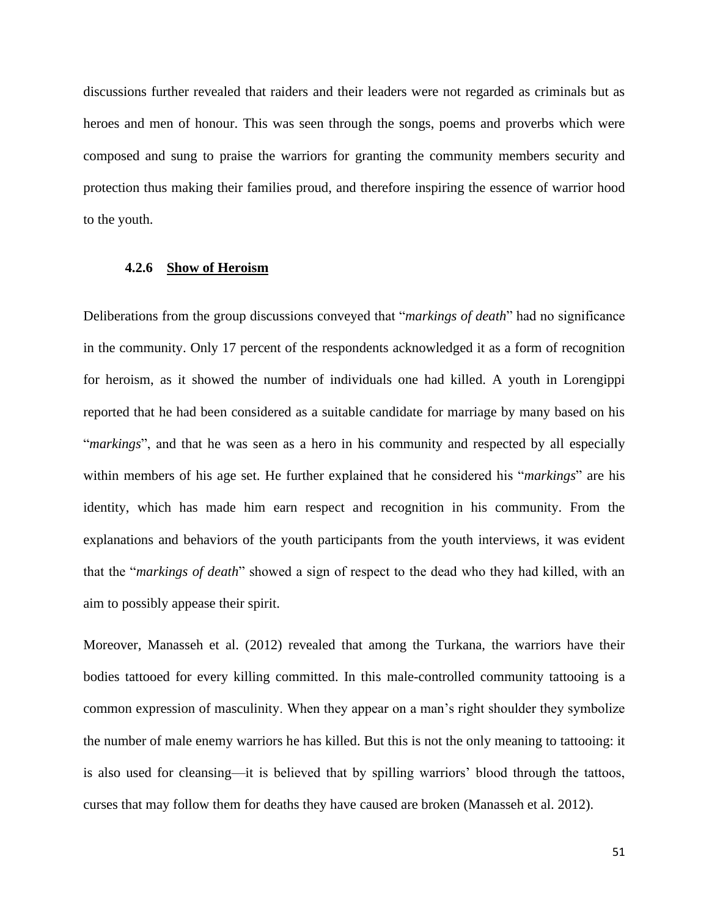discussions further revealed that raiders and their leaders were not regarded as criminals but as heroes and men of honour. This was seen through the songs, poems and proverbs which were composed and sung to praise the warriors for granting the community members security and protection thus making their families proud, and therefore inspiring the essence of warrior hood to the youth.

### 4.2.6 <u>Show of Heroism</u>

Deliberations from the group discussions conveyed that "*markings of death*" had no significance in the community. Only 17 percent of the respondents acknowledged it as a form of recognition for heroism, as it showed the number of individuals one had killed. A youth in Lorengippi reported that he had been considered as a suitable candidate for marriage by many based on his "*markings*", and that he was seen as a hero in his community and respected by all especially within members of his age set. He further explained that he considered his "*markings*" are his identity, which has made him earn respect and recognition in his community. From the explanations and behaviors of the youth participants from the youth interviews, it was evident that the "*markings of death*" showed a sign of respect to the dead who they had killed, with an aim to possibly appease their spirit.

Moreover, Manasseh et al. (2012) revealed that among the Turkana, the warriors have their bodies tattooed for every killing committed. In this male-controlled community tattooing is a common expression of masculinity. When they appear on a man's right shoulder they symbolize the number of male enemy warriors he has killed. But this is not the only meaning to tattooing: it is also used for cleansing—it is believed that by spilling warriors' blood through the tattoos, curses that may follow them for deaths they have caused are broken (Manasseh et al. 2012).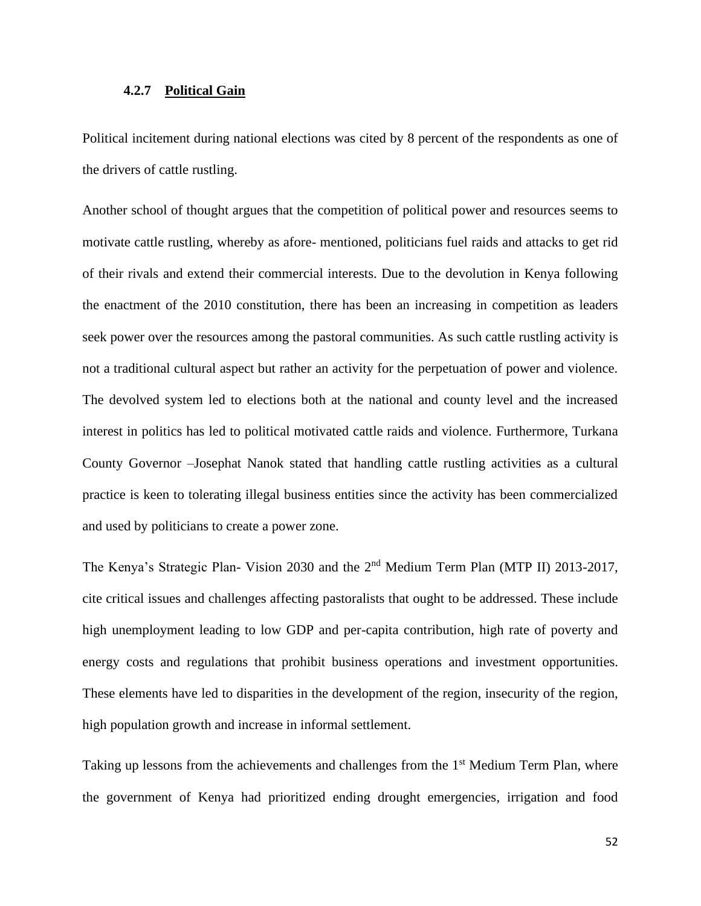#### 4.2.7 Political Gain

Political incitement during national elections was cited by 8 percent of the respondents as one of the drivers of cattle rustling.

Another school of thought argues that the competition of political power and resources seems to motivate cattle rustling, whereby as afore- mentioned, politicians fuel raids and attacks to get rid of their rivals and extend their commercial interests. Due to the devolution in Kenya following the enactment of the 2010 constitution, there has been an increasing in competition as leaders seek power over the resources among the pastoral communities. As such cattle rustling activity is not a traditional cultural aspect but rather an activity for the perpetuation of power and violence. The devolved system led to elections both at the national and county level and the increased interest in politics has led to political motivated cattle raids and violence. Furthermore, Turkana County Governor –Josephat Nanok stated that handling cattle rustling activities as a cultural practice is keen to tolerating illegal business entities since the activity has been commercialized and used by politicians to create a power zone.

The Kenya's Strategic Plan- Vision 2030 and the 2nd Medium Term Plan (MTP II) 2013-2017, cite critical issues and challenges affecting pastoralists that ought to be addressed. These include high unemployment leading to low GDP and per-capita contribution, high rate of poverty and energy costs and regulations that prohibit business operations and investment opportunities. These elements have led to disparities in the development of the region, insecurity of the region, high population growth and increase in informal settlement.

Taking up lessons from the achievements and challenges from the 1st Medium Term Plan, where the government of Kenya had prioritized ending drought emergencies, irrigation and food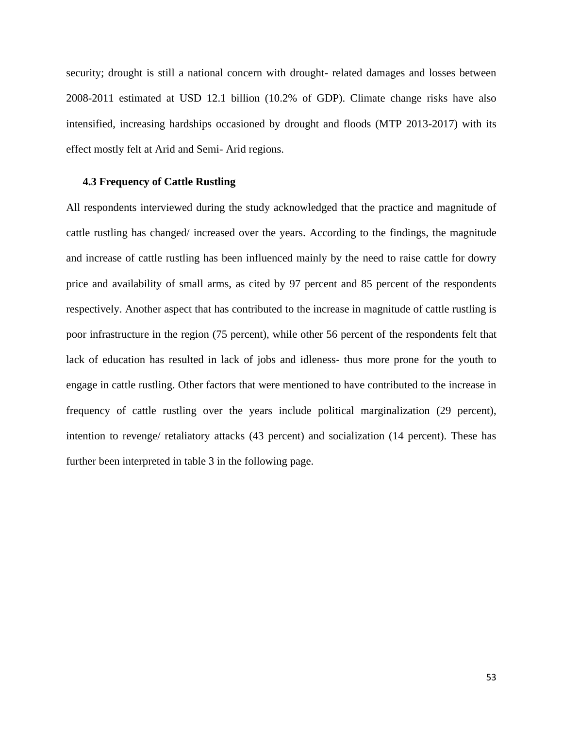security; drought is still a national concern with drought- related damages and losses between 2008-2011 estimated at USD 12.1 billion (10.2% of GDP). Climate change risks have also intensified, increasing hardships occasioned by drought and floods (MTP 2013-2017) with its effect mostly felt at Arid and Semi- Arid regions.

### 4.3 Frequency of Cattle Rustling

All respondents interviewed during the study acknowledged that the practice and magnitude of cattle rustling has changed/ increased over the years. According to the findings, the magnitude and increase of cattle rustling has been influenced mainly by the need to raise cattle for dowry price and availability of small arms, as cited by 97 percent and 85 percent of the respondents respectively. Another aspect that has contributed to the increase in magnitude of cattle rustling is poor infrastructure in the region (75 percent), while other 56 percent of the respondents felt that lack of education has resulted in lack of jobs and idleness- thus more prone for the youth to engage in cattle rustling. Other factors that were mentioned to have contributed to the increase in frequency of cattle rustling over the years include political marginalization (29 percent), intention to revenge/ retaliatory attacks (43 percent) and socialization (14 percent). These has further been interpreted in table 3 in the following page.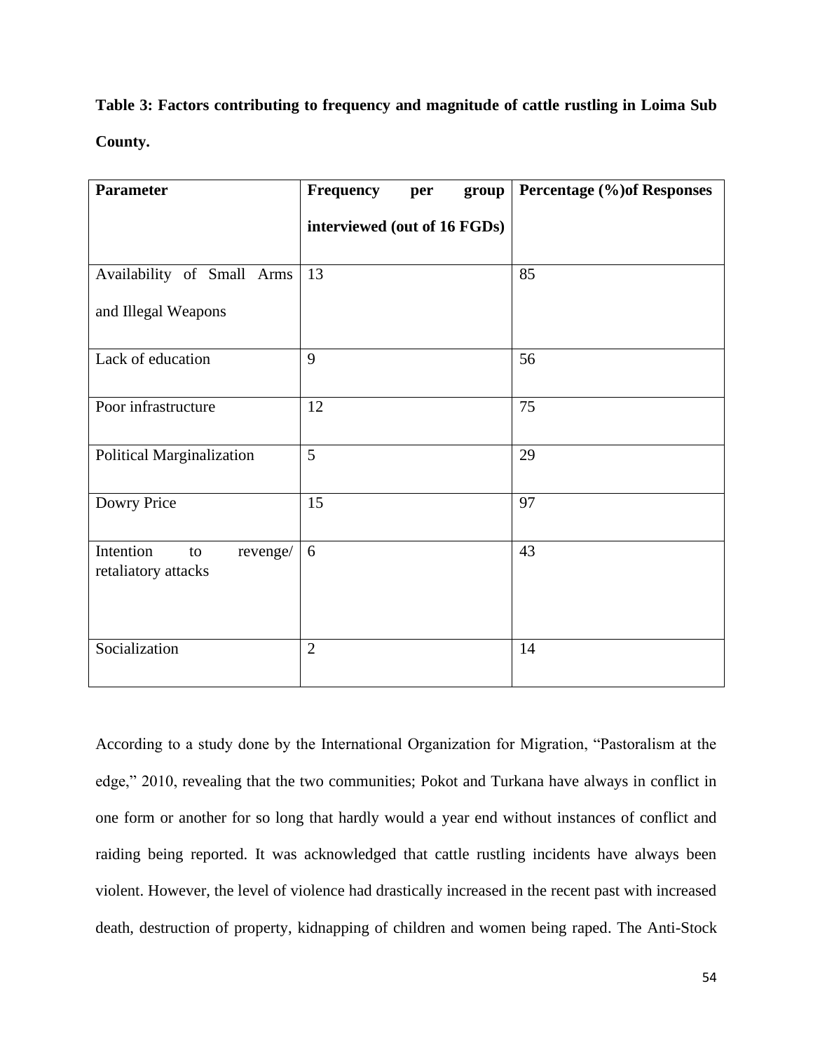**Table 3: Factors contributing to frequency and magnitude of cattle rustling in Loima Sub County.**

| Parameter | Frequency per group interviewed (out of 16 FGDs) | Percentage (%)of Responses |
|---|---|---|
| Availability of Small Arms and Illegal Weapons | 13 | 85 |
| Lack of education | 9 | 56 |
| Poor infrastructure | 12 | 75 |
| Political Marginalization | 5 | 29 |
| Dowry Price | 15 | 97 |
| Intention to revenge/ retaliatory attacks | 6 | 43 |
| Socialization | 2 | 14 |

According to a study done by the International Organization for Migration, "Pastoralism at the edge," 2010, revealing that the two communities; Pokot and Turkana have always in conflict in one form or another for so long that hardly would a year end without instances of conflict and raiding being reported. It was acknowledged that cattle rustling incidents have always been violent. However, the level of violence had drastically increased in the recent past with increased death, destruction of property, kidnapping of children and women being raped. The Anti-Stock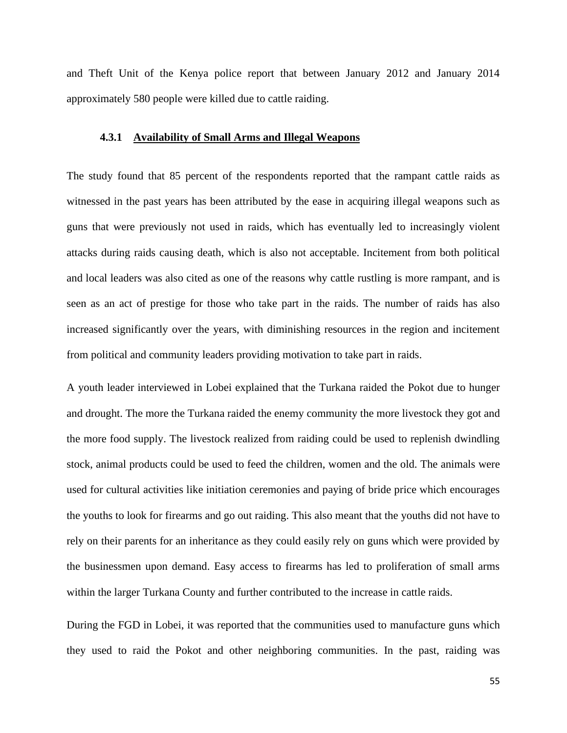and Theft Unit of the Kenya police report that between January 2012 and January 2014 approximately 580 people were killed due to cattle raiding.

### 4.3.1 Availability of Small Arms and Illegal Weapons

The study found that 85 percent of the respondents reported that the rampant cattle raids as witnessed in the past years has been attributed by the ease in acquiring illegal weapons such as guns that were previously not used in raids, which has eventually led to increasingly violent attacks during raids causing death, which is also not acceptable. Incitement from both political and local leaders was also cited as one of the reasons why cattle rustling is more rampant, and is seen as an act of prestige for those who take part in the raids. The number of raids has also increased significantly over the years, with diminishing resources in the region and incitement from political and community leaders providing motivation to take part in raids.

A youth leader interviewed in Lobei explained that the Turkana raided the Pokot due to hunger and drought. The more the Turkana raided the enemy community the more livestock they got and the more food supply. The livestock realized from raiding could be used to replenish dwindling stock, animal products could be used to feed the children, women and the old. The animals were used for cultural activities like initiation ceremonies and paying of bride price which encourages the youths to look for firearms and go out raiding. This also meant that the youths did not have to rely on their parents for an inheritance as they could easily rely on guns which were provided by the businessmen upon demand. Easy access to firearms has led to proliferation of small arms within the larger Turkana County and further contributed to the increase in cattle raids.

During the FGD in Lobei, it was reported that the communities used to manufacture guns which they used to raid the Pokot and other neighboring communities. In the past, raiding was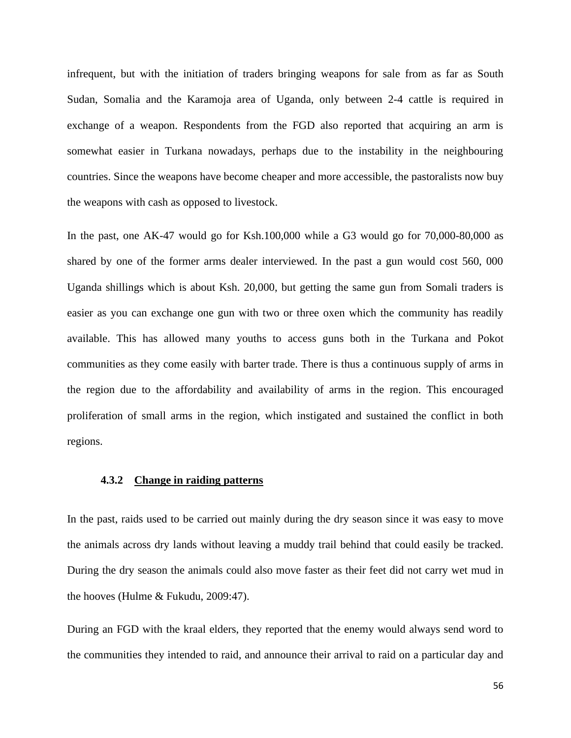infrequent, but with the initiation of traders bringing weapons for sale from as far as South Sudan, Somalia and the Karamoja area of Uganda, only between 2-4 cattle is required in exchange of a weapon. Respondents from the FGD also reported that acquiring an arm is somewhat easier in Turkana nowadays, perhaps due to the instability in the neighbouring countries. Since the weapons have become cheaper and more accessible, the pastoralists now buy the weapons with cash as opposed to livestock.

In the past, one AK-47 would go for Ksh.100,000 while a G3 would go for 70,000-80,000 as shared by one of the former arms dealer interviewed. In the past a gun would cost 560, 000 Uganda shillings which is about Ksh. 20,000, but getting the same gun from Somali traders is easier as you can exchange one gun with two or three oxen which the community has readily available. This has allowed many youths to access guns both in the Turkana and Pokot communities as they come easily with barter trade. There is thus a continuous supply of arms in the region due to the affordability and availability of arms in the region. This encouraged proliferation of small arms in the region, which instigated and sustained the conflict in both regions.

### 4.3.2 Change in raiding patterns

In the past, raids used to be carried out mainly during the dry season since it was easy to move the animals across dry lands without leaving a muddy trail behind that could easily be tracked. During the dry season the animals could also move faster as their feet did not carry wet mud in the hooves (Hulme & Fukudu, 2009:47).

During an FGD with the kraal elders, they reported that the enemy would always send word to the communities they intended to raid, and announce their arrival to raid on a particular day and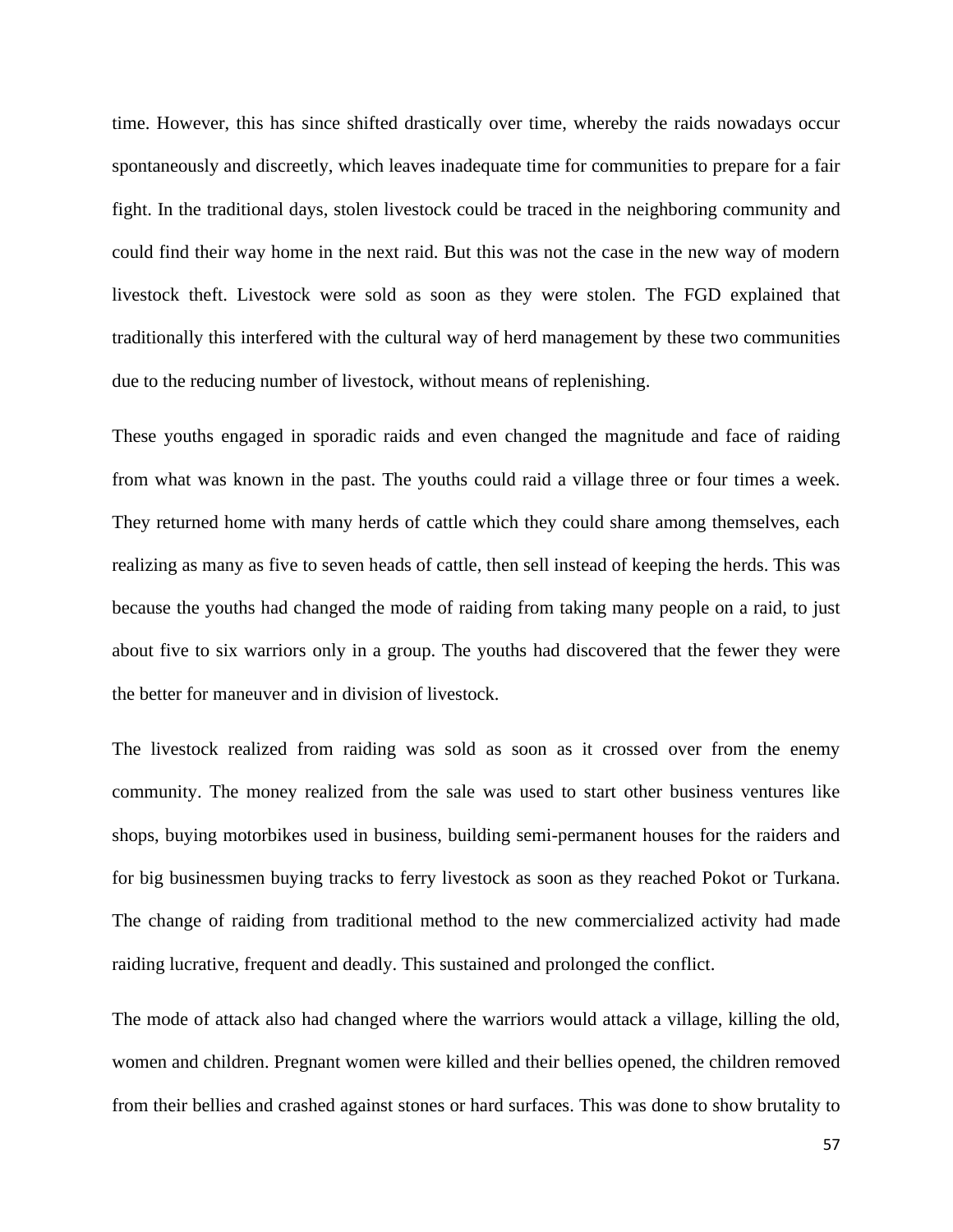time. However, this has since shifted drastically over time, whereby the raids nowadays occur spontaneously and discreetly, which leaves inadequate time for communities to prepare for a fair fight. In the traditional days, stolen livestock could be traced in the neighboring community and could find their way home in the next raid. But this was not the case in the new way of modern livestock theft. Livestock were sold as soon as they were stolen. The FGD explained that traditionally this interfered with the cultural way of herd management by these two communities due to the reducing number of livestock, without means of replenishing.

These youths engaged in sporadic raids and even changed the magnitude and face of raiding from what was known in the past. The youths could raid a village three or four times a week. They returned home with many herds of cattle which they could share among themselves, each realizing as many as five to seven heads of cattle, then sell instead of keeping the herds. This was because the youths had changed the mode of raiding from taking many people on a raid, to just about five to six warriors only in a group. The youths had discovered that the fewer they were the better for maneuver and in division of livestock.

The livestock realized from raiding was sold as soon as it crossed over from the enemy community. The money realized from the sale was used to start other business ventures like shops, buying motorbikes used in business, building semi-permanent houses for the raiders and for big businessmen buying tracks to ferry livestock as soon as they reached Pokot or Turkana. The change of raiding from traditional method to the new commercialized activity had made raiding lucrative, frequent and deadly. This sustained and prolonged the conflict.

The mode of attack also had changed where the warriors would attack a village, killing the old, women and children. Pregnant women were killed and their bellies opened, the children removed from their bellies and crashed against stones or hard surfaces. This was done to show brutality to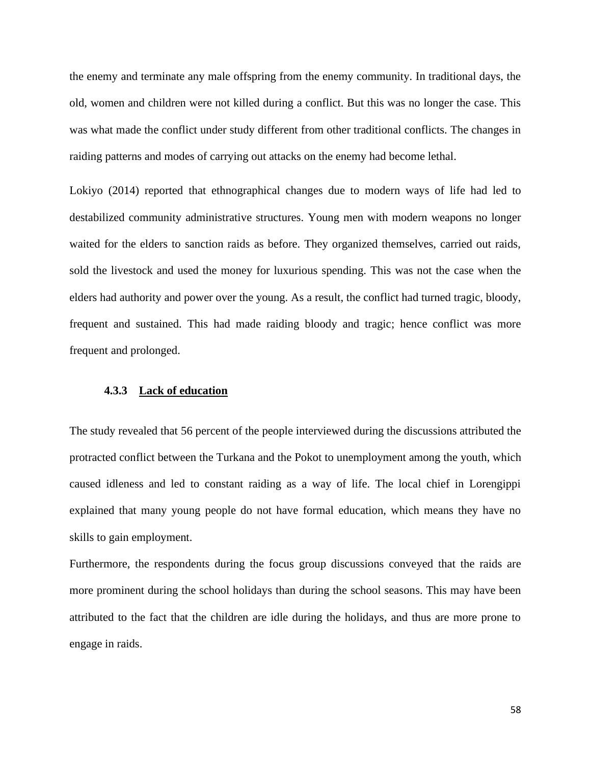the enemy and terminate any male offspring from the enemy community. In traditional days, the old, women and children were not killed during a conflict. But this was no longer the case. This was what made the conflict under study different from other traditional conflicts. The changes in raiding patterns and modes of carrying out attacks on the enemy had become lethal.

Lokiyo (2014) reported that ethnographical changes due to modern ways of life had led to destabilized community administrative structures. Young men with modern weapons no longer waited for the elders to sanction raids as before. They organized themselves, carried out raids, sold the livestock and used the money for luxurious spending. This was not the case when the elders had authority and power over the young. As a result, the conflict had turned tragic, bloody, frequent and sustained. This had made raiding bloody and tragic; hence conflict was more frequent and prolonged.

### 4.3.3 Lack of education

The study revealed that 56 percent of the people interviewed during the discussions attributed the protracted conflict between the Turkana and the Pokot to unemployment among the youth, which caused idleness and led to constant raiding as a way of life. The local chief in Lorengippi explained that many young people do not have formal education, which means they have no skills to gain employment.

Furthermore, the respondents during the focus group discussions conveyed that the raids are more prominent during the school holidays than during the school seasons. This may have been attributed to the fact that the children are idle during the holidays, and thus are more prone to engage in raids.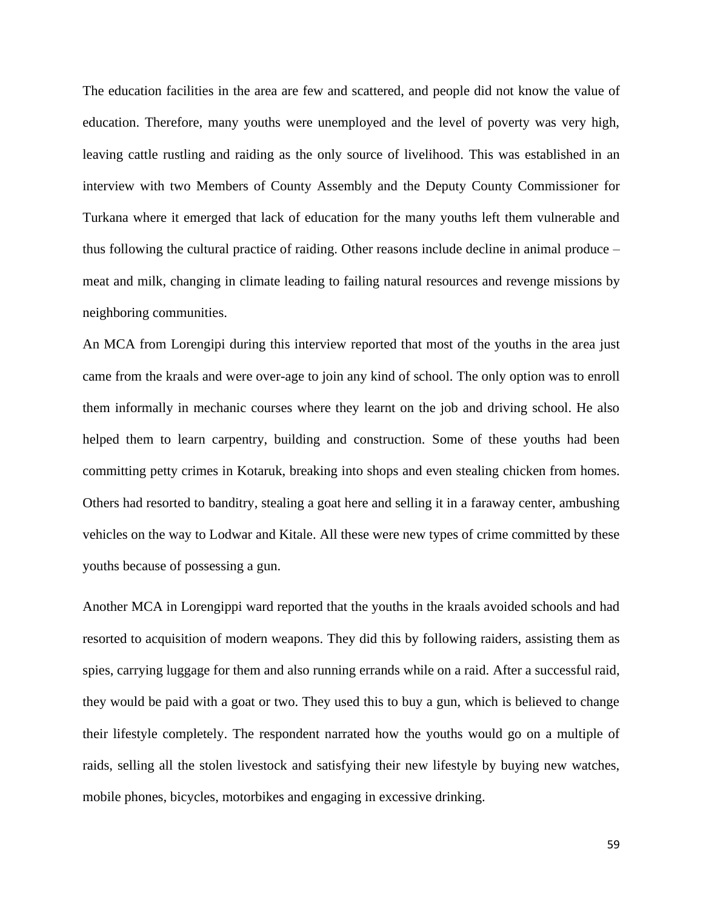The education facilities in the area are few and scattered, and people did not know the value of education. Therefore, many youths were unemployed and the level of poverty was very high, leaving cattle rustling and raiding as the only source of livelihood. This was established in an interview with two Members of County Assembly and the Deputy County Commissioner for Turkana where it emerged that lack of education for the many youths left them vulnerable and thus following the cultural practice of raiding. Other reasons include decline in animal produce – meat and milk, changing in climate leading to failing natural resources and revenge missions by neighboring communities.

An MCA from Lorengipi during this interview reported that most of the youths in the area just came from the kraals and were over-age to join any kind of school. The only option was to enroll them informally in mechanic courses where they learnt on the job and driving school. He also helped them to learn carpentry, building and construction. Some of these youths had been committing petty crimes in Kotaruk, breaking into shops and even stealing chicken from homes. Others had resorted to banditry, stealing a goat here and selling it in a faraway center, ambushing vehicles on the way to Lodwar and Kitale. All these were new types of crime committed by these youths because of possessing a gun.

Another MCA in Lorengippi ward reported that the youths in the kraals avoided schools and had resorted to acquisition of modern weapons. They did this by following raiders, assisting them as spies, carrying luggage for them and also running errands while on a raid. After a successful raid, they would be paid with a goat or two. They used this to buy a gun, which is believed to change their lifestyle completely. The respondent narrated how the youths would go on a multiple of raids, selling all the stolen livestock and satisfying their new lifestyle by buying new watches, mobile phones, bicycles, motorbikes and engaging in excessive drinking.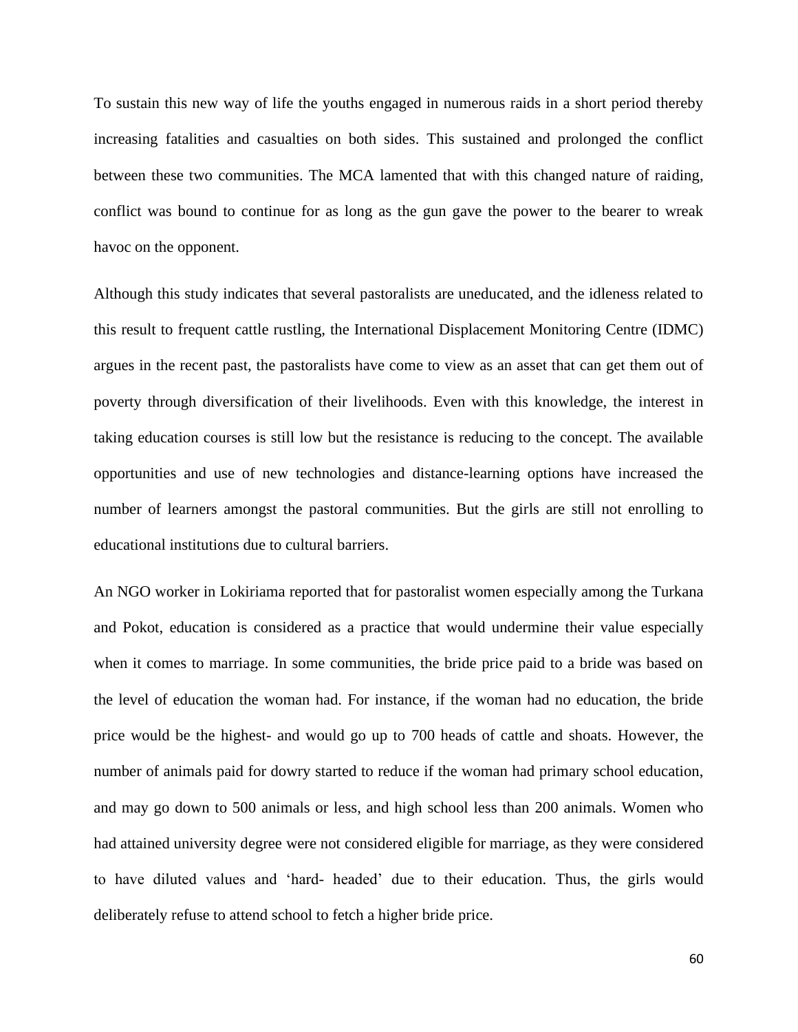To sustain this new way of life the youths engaged in numerous raids in a short period thereby increasing fatalities and casualties on both sides. This sustained and prolonged the conflict between these two communities. The MCA lamented that with this changed nature of raiding, conflict was bound to continue for as long as the gun gave the power to the bearer to wreak havoc on the opponent.

Although this study indicates that several pastoralists are uneducated, and the idleness related to this result to frequent cattle rustling, the International Displacement Monitoring Centre (IDMC) argues in the recent past, the pastoralists have come to view as an asset that can get them out of poverty through diversification of their livelihoods. Even with this knowledge, the interest in taking education courses is still low but the resistance is reducing to the concept. The available opportunities and use of new technologies and distance-learning options have increased the number of learners amongst the pastoral communities. But the girls are still not enrolling to educational institutions due to cultural barriers.

An NGO worker in Lokiriama reported that for pastoralist women especially among the Turkana and Pokot, education is considered as a practice that would undermine their value especially when it comes to marriage. In some communities, the bride price paid to a bride was based on the level of education the woman had. For instance, if the woman had no education, the bride price would be the highest- and would go up to 700 heads of cattle and shoats. However, the number of animals paid for dowry started to reduce if the woman had primary school education, and may go down to 500 animals or less, and high school less than 200 animals. Women who had attained university degree were not considered eligible for marriage, as they were considered to have diluted values and 'hard- headed' due to their education. Thus, the girls would deliberately refuse to attend school to fetch a higher bride price.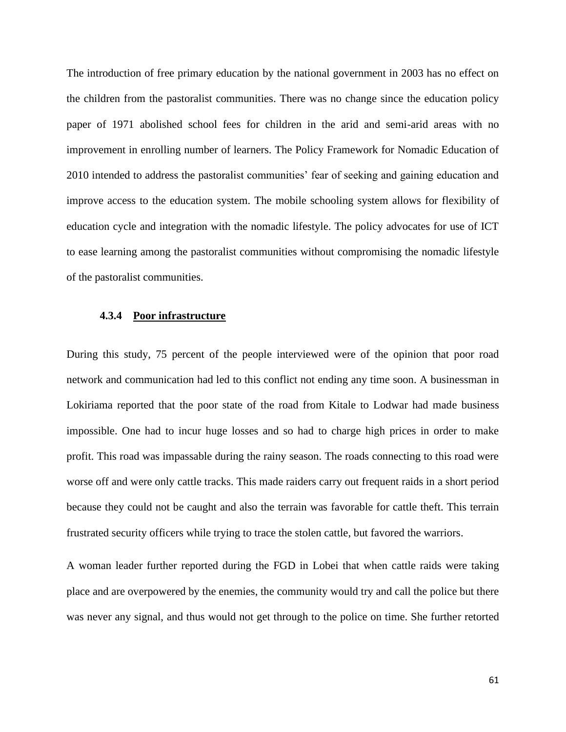The introduction of free primary education by the national government in 2003 has no effect on the children from the pastoralist communities. There was no change since the education policy paper of 1971 abolished school fees for children in the arid and semi-arid areas with no improvement in enrolling number of learners. The Policy Framework for Nomadic Education of 2010 intended to address the pastoralist communities' fear of seeking and gaining education and improve access to the education system. The mobile schooling system allows for flexibility of education cycle and integration with the nomadic lifestyle. The policy advocates for use of ICT to ease learning among the pastoralist communities without compromising the nomadic lifestyle of the pastoralist communities.

#### 4.3.4 Poor infrastructure

During this study, 75 percent of the people interviewed were of the opinion that poor road network and communication had led to this conflict not ending any time soon. A businessman in Lokiriama reported that the poor state of the road from Kitale to Lodwar had made business impossible. One had to incur huge losses and so had to charge high prices in order to make profit. This road was impassable during the rainy season. The roads connecting to this road were worse off and were only cattle tracks. This made raiders carry out frequent raids in a short period because they could not be caught and also the terrain was favorable for cattle theft. This terrain frustrated security officers while trying to trace the stolen cattle, but favored the warriors.

A woman leader further reported during the FGD in Lobei that when cattle raids were taking place and are overpowered by the enemies, the community would try and call the police but there was never any signal, and thus would not get through to the police on time. She further retorted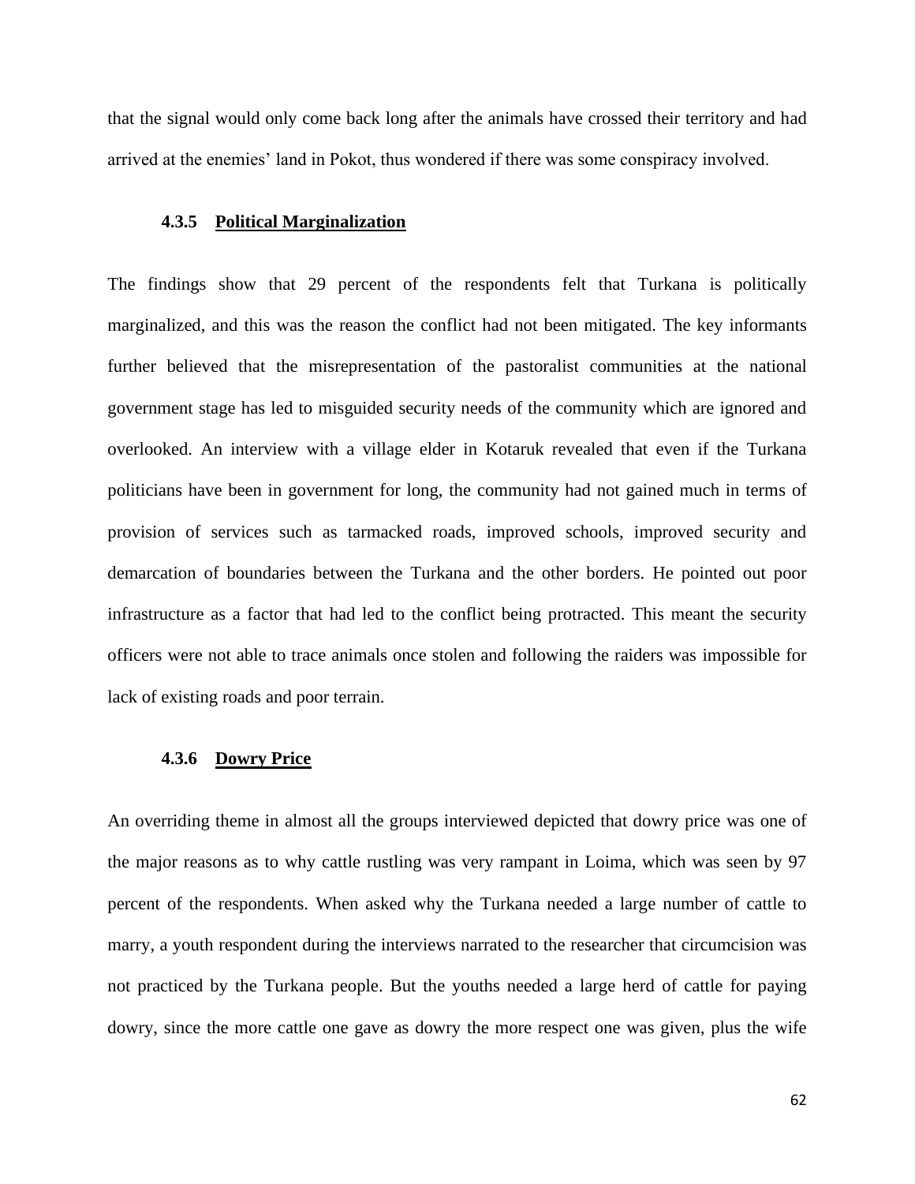that the signal would only come back long after the animals have crossed their territory and had arrived at the enemies' land in Pokot, thus wondered if there was some conspiracy involved.

### 4.3.5 Political Marginalization

The findings show that 29 percent of the respondents felt that Turkana is politically marginalized, and this was the reason the conflict had not been mitigated. The key informants further believed that the misrepresentation of the pastoralist communities at the national government stage has led to misguided security needs of the community which are ignored and overlooked. An interview with a village elder in Kotaruk revealed that even if the Turkana politicians have been in government for long, the community had not gained much in terms of provision of services such as tarmacked roads, improved schools, improved security and demarcation of boundaries between the Turkana and the other borders. He pointed out poor infrastructure as a factor that had led to the conflict being protracted. This meant the security officers were not able to trace animals once stolen and following the raiders was impossible for lack of existing roads and poor terrain.

### 4.3.6 Dowry Price

An overriding theme in almost all the groups interviewed depicted that dowry price was one of the major reasons as to why cattle rustling was very rampant in Loima, which was seen by 97 percent of the respondents. When asked why the Turkana needed a large number of cattle to marry, a youth respondent during the interviews narrated to the researcher that circumcision was not practiced by the Turkana people. But the youths needed a large herd of cattle for paying dowry, since the more cattle one gave as dowry the more respect one was given, plus the wife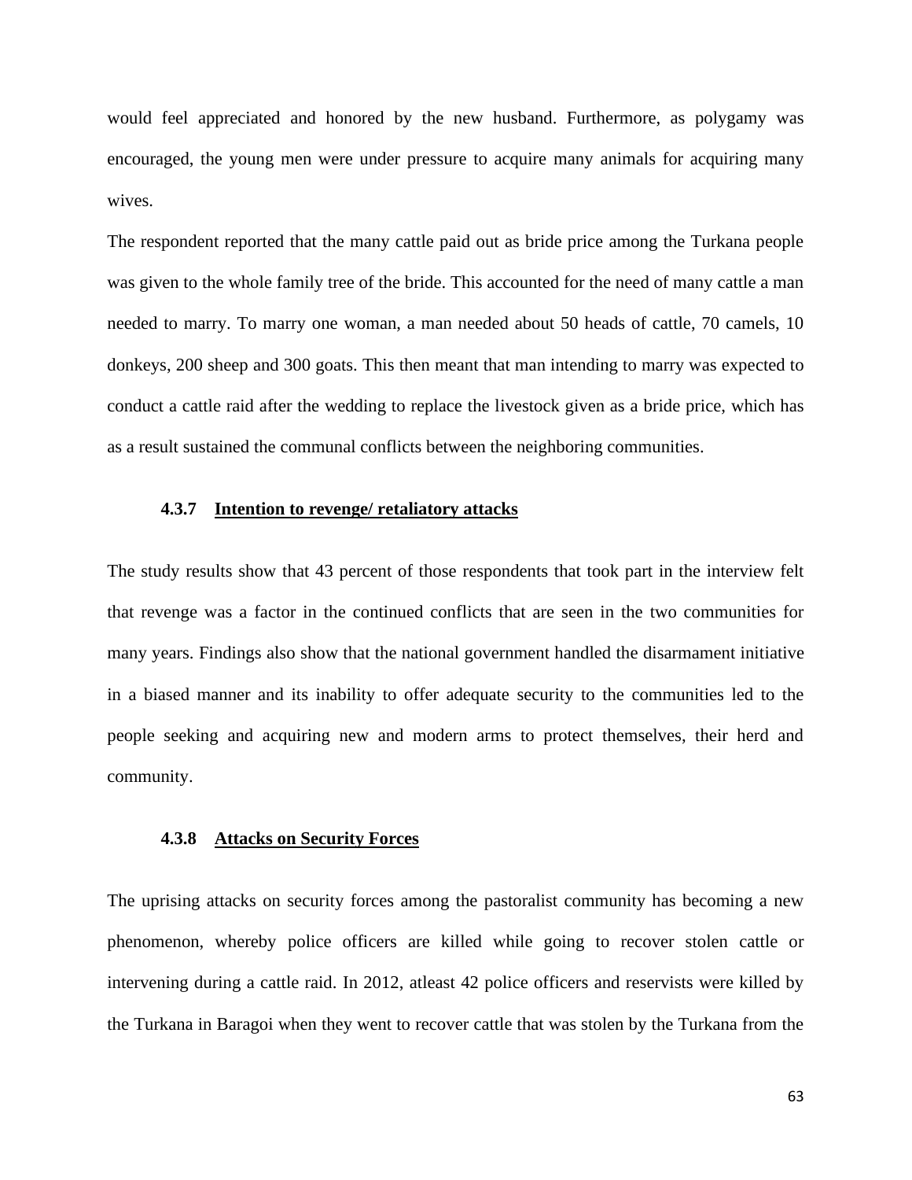would feel appreciated and honored by the new husband. Furthermore, as polygamy was encouraged, the young men were under pressure to acquire many animals for acquiring many wives.

The respondent reported that the many cattle paid out as bride price among the Turkana people was given to the whole family tree of the bride. This accounted for the need of many cattle a man needed to marry. To marry one woman, a man needed about 50 heads of cattle, 70 camels, 10 donkeys, 200 sheep and 300 goats. This then meant that man intending to marry was expected to conduct a cattle raid after the wedding to replace the livestock given as a bride price, which has as a result sustained the communal conflicts between the neighboring communities.

### 4.3.7 Intention to revenge/ retaliatory attacks

The study results show that 43 percent of those respondents that took part in the interview felt that revenge was a factor in the continued conflicts that are seen in the two communities for many years. Findings also show that the national government handled the disarmament initiative in a biased manner and its inability to offer adequate security to the communities led to the people seeking and acquiring new and modern arms to protect themselves, their herd and community.

### 4.3.8 Attacks on Security Forces

The uprising attacks on security forces among the pastoralist community has becoming a new phenomenon, whereby police officers are killed while going to recover stolen cattle or intervening during a cattle raid. In 2012, atleast 42 police officers and reservists were killed by the Turkana in Baragoi when they went to recover cattle that was stolen by the Turkana from the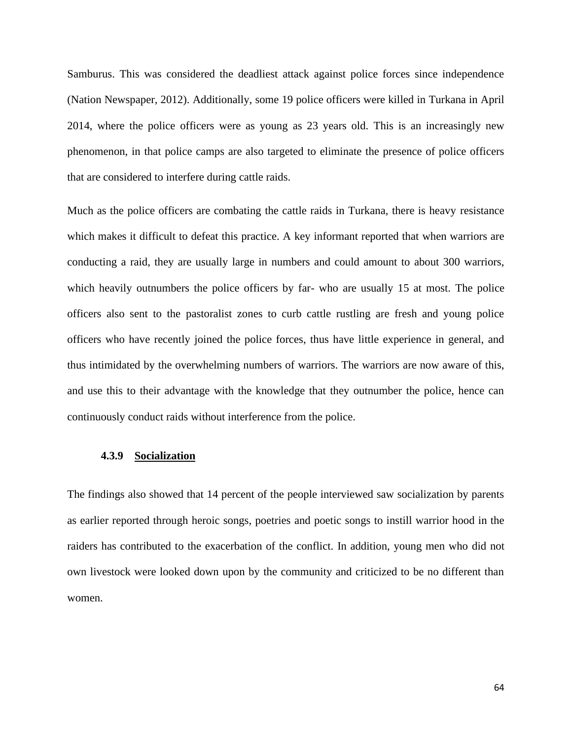Samburus. This was considered the deadliest attack against police forces since independence (Nation Newspaper, 2012). Additionally, some 19 police officers were killed in Turkana in April 2014, where the police officers were as young as 23 years old. This is an increasingly new phenomenon, in that police camps are also targeted to eliminate the presence of police officers that are considered to interfere during cattle raids.

Much as the police officers are combating the cattle raids in Turkana, there is heavy resistance which makes it difficult to defeat this practice. A key informant reported that when warriors are conducting a raid, they are usually large in numbers and could amount to about 300 warriors, which heavily outnumbers the police officers by far- who are usually 15 at most. The police officers also sent to the pastoralist zones to curb cattle rustling are fresh and young police officers who have recently joined the police forces, thus have little experience in general, and thus intimidated by the overwhelming numbers of warriors. The warriors are now aware of this, and use this to their advantage with the knowledge that they outnumber the police, hence can continuously conduct raids without interference from the police.

### 4.3.9 Socialization

The findings also showed that 14 percent of the people interviewed saw socialization by parents as earlier reported through heroic songs, poetries and poetic songs to instill warrior hood in the raiders has contributed to the exacerbation of the conflict. In addition, young men who did not own livestock were looked down upon by the community and criticized to be no different than women.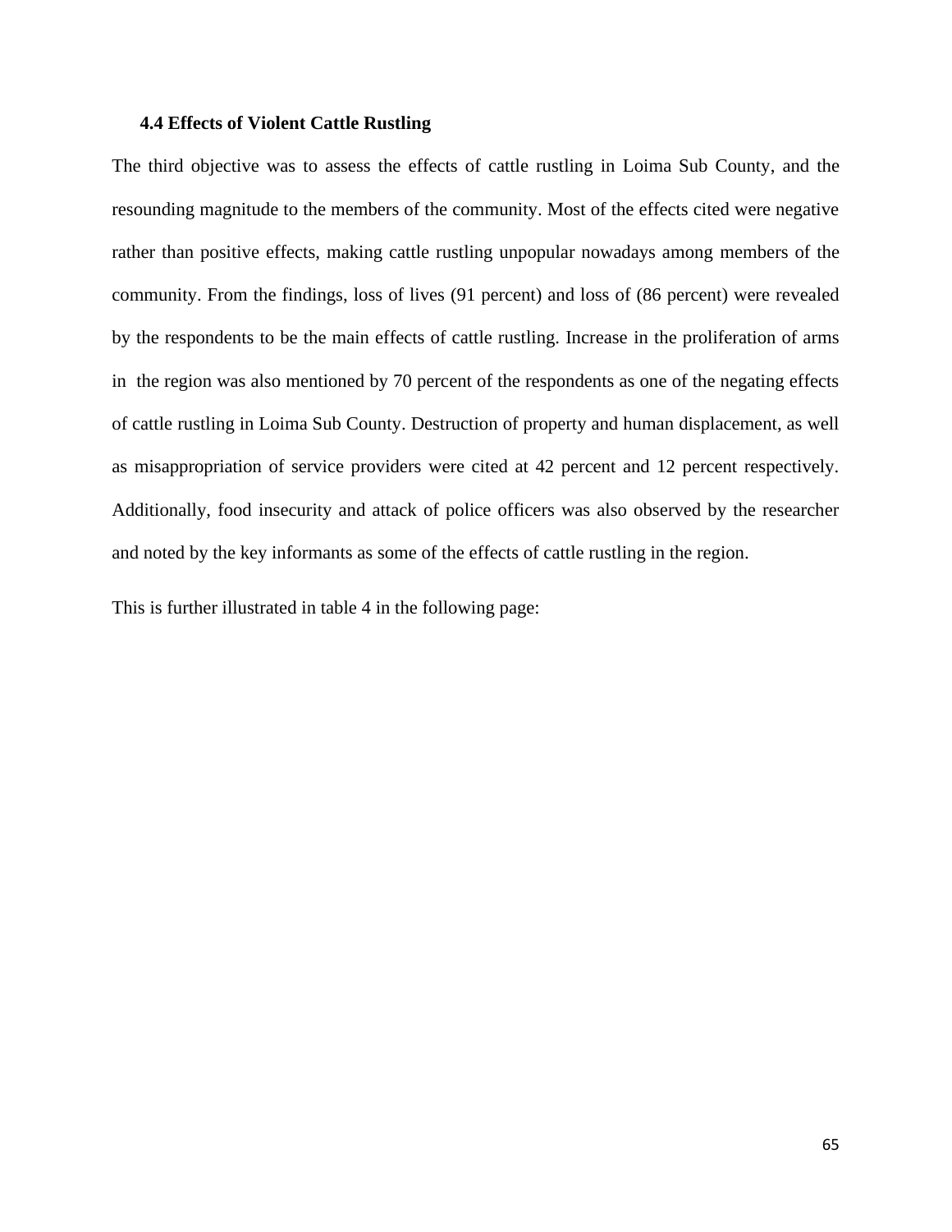### 4.4 Effects of Violent Cattle Rustling

The third objective was to assess the effects of cattle rustling in Loima Sub County, and the resounding magnitude to the members of the community. Most of the effects cited were negative rather than positive effects, making cattle rustling unpopular nowadays among members of the community. From the findings, loss of lives (91 percent) and loss of (86 percent) were revealed by the respondents to be the main effects of cattle rustling. Increase in the proliferation of arms in the region was also mentioned by 70 percent of the respondents as one of the negating effects of cattle rustling in Loima Sub County. Destruction of property and human displacement, as well as misappropriation of service providers were cited at 42 percent and 12 percent respectively. Additionally, food insecurity and attack of police officers was also observed by the researcher and noted by the key informants as some of the effects of cattle rustling in the region.

This is further illustrated in table 4 in the following page: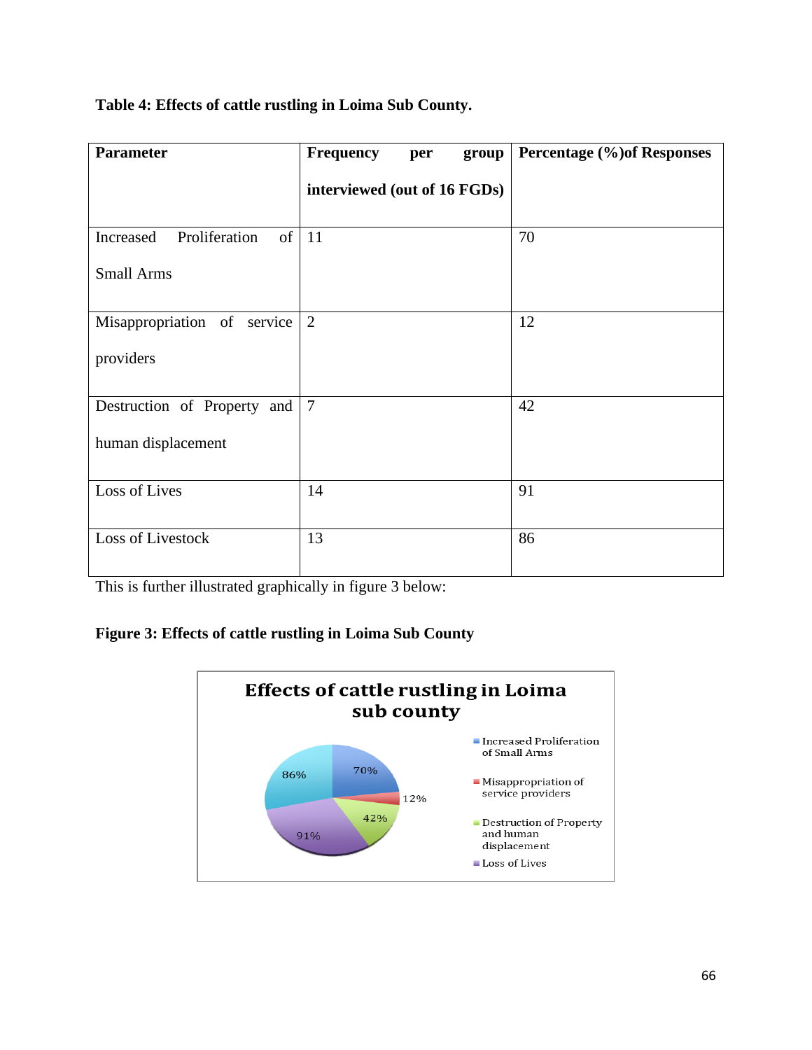**Table 4: Effects of cattle rustling in Loima Sub County.**

| Parameter | Frequency per group interviewed (out of 16 FGDs) | Percentage (%)of Responses |
|---|---|---|
| Increased Proliferation of Small Arms | 11 | 70 |
| Misappropriation of service providers | 2 | 12 |
| Destruction of Property and human displacement | 7 | 42 |
| Loss of Lives | 14 | 91 |
| Loss of Livestock | 13 | 86 |

This is further illustrated graphically in figure 3 below:

**Figure 3: Effects of cattle rustling in Loima Sub County**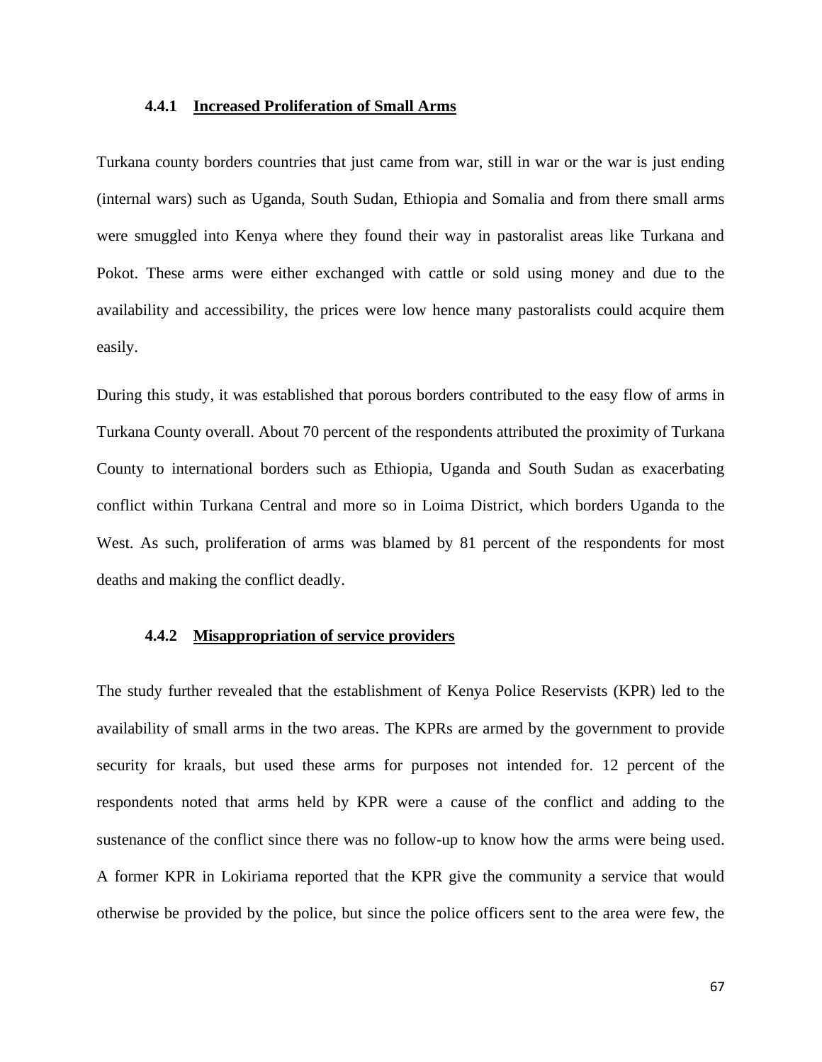### 4.4.1 Increased Proliferation of Small Arms

Turkana county borders countries that just came from war, still in war or the war is just ending (internal wars) such as Uganda, South Sudan, Ethiopia and Somalia and from there small arms were smuggled into Kenya where they found their way in pastoralist areas like Turkana and Pokot. These arms were either exchanged with cattle or sold using money and due to the availability and accessibility, the prices were low hence many pastoralists could acquire them easily.

During this study, it was established that porous borders contributed to the easy flow of arms in Turkana County overall. About 70 percent of the respondents attributed the proximity of Turkana County to international borders such as Ethiopia, Uganda and South Sudan as exacerbating conflict within Turkana Central and more so in Loima District, which borders Uganda to the West. As such, proliferation of arms was blamed by 81 percent of the respondents for most deaths and making the conflict deadly.

### 4.4.2 Misappropriation of service providers

The study further revealed that the establishment of Kenya Police Reservists (KPR) led to the availability of small arms in the two areas. The KPRs are armed by the government to provide security for kraals, but used these arms for purposes not intended for. 12 percent of the respondents noted that arms held by KPR were a cause of the conflict and adding to the sustenance of the conflict since there was no follow-up to know how the arms were being used. A former KPR in Lokiriama reported that the KPR give the community a service that would otherwise be provided by the police, but since the police officers sent to the area were few, the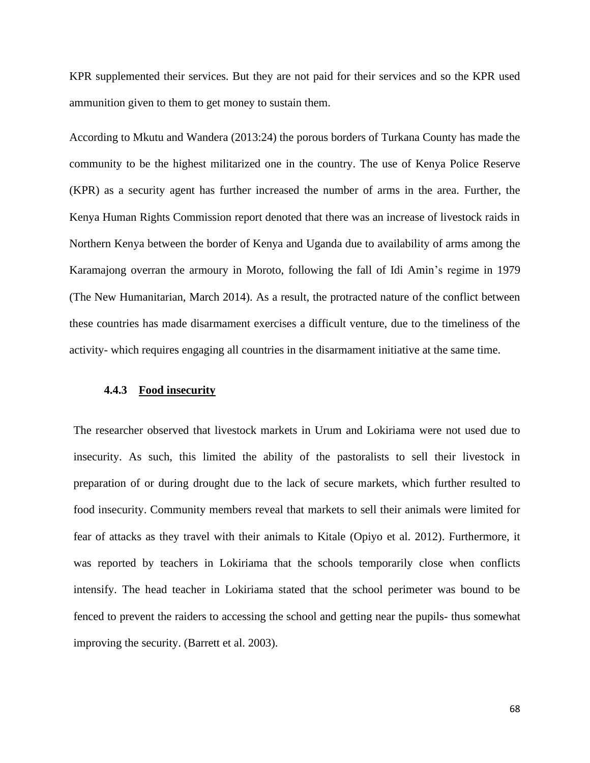KPR supplemented their services. But they are not paid for their services and so the KPR used ammunition given to them to get money to sustain them.

According to Mkutu and Wandera (2013:24) the porous borders of Turkana County has made the community to be the highest militarized one in the country. The use of Kenya Police Reserve (KPR) as a security agent has further increased the number of arms in the area. Further, the Kenya Human Rights Commission report denoted that there was an increase of livestock raids in Northern Kenya between the border of Kenya and Uganda due to availability of arms among the Karamajong overran the armoury in Moroto, following the fall of Idi Amin's regime in 1979 (The New Humanitarian, March 2014). As a result, the protracted nature of the conflict between these countries has made disarmament exercises a difficult venture, due to the timeliness of the activity- which requires engaging all countries in the disarmament initiative at the same time.

### 4.4.3 Food insecurity

The researcher observed that livestock markets in Urum and Lokiriama were not used due to insecurity. As such, this limited the ability of the pastoralists to sell their livestock in preparation of or during drought due to the lack of secure markets, which further resulted to food insecurity. Community members reveal that markets to sell their animals were limited for fear of attacks as they travel with their animals to Kitale (Opiyo et al. 2012). Furthermore, it was reported by teachers in Lokiriama that the schools temporarily close when conflicts intensify. The head teacher in Lokiriama stated that the school perimeter was bound to be fenced to prevent the raiders to accessing the school and getting near the pupils- thus somewhat improving the security. (Barrett et al. 2003).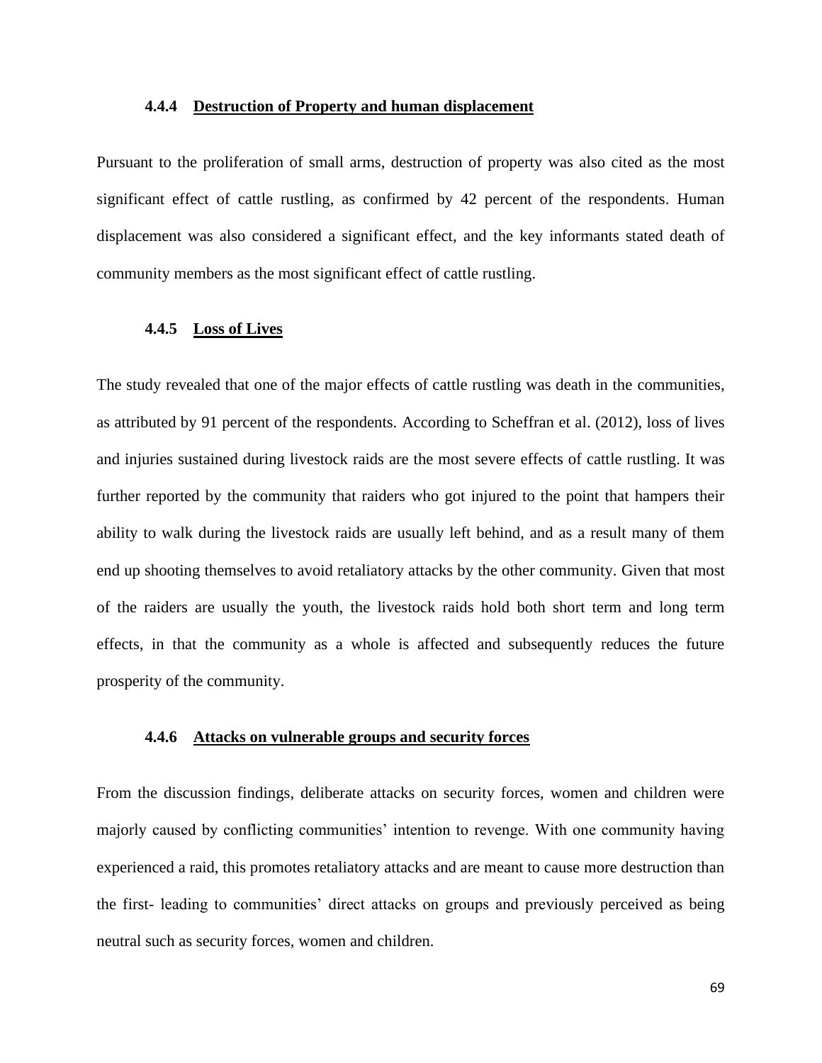#### 4.4.4 <u>Destruction of Property and human displacement</u>

Pursuant to the proliferation of small arms, destruction of property was also cited as the most significant effect of cattle rustling, as confirmed by 42 percent of the respondents. Human displacement was also considered a significant effect, and the key informants stated death of community members as the most significant effect of cattle rustling.

#### 4.4.5 <u>Loss of Lives</u>

The study revealed that one of the major effects of cattle rustling was death in the communities, as attributed by 91 percent of the respondents. According to Scheffran et al. (2012), loss of lives and injuries sustained during livestock raids are the most severe effects of cattle rustling. It was further reported by the community that raiders who got injured to the point that hampers their ability to walk during the livestock raids are usually left behind, and as a result many of them end up shooting themselves to avoid retaliatory attacks by the other community. Given that most of the raiders are usually the youth, the livestock raids hold both short term and long term effects, in that the community as a whole is affected and subsequently reduces the future prosperity of the community.

#### 4.4.6 <u>Attacks on vulnerable groups and security forces</u>

From the discussion findings, deliberate attacks on security forces, women and children were majorly caused by conflicting communities' intention to revenge. With one community having experienced a raid, this promotes retaliatory attacks and are meant to cause more destruction than the first- leading to communities' direct attacks on groups and previously perceived as being neutral such as security forces, women and children.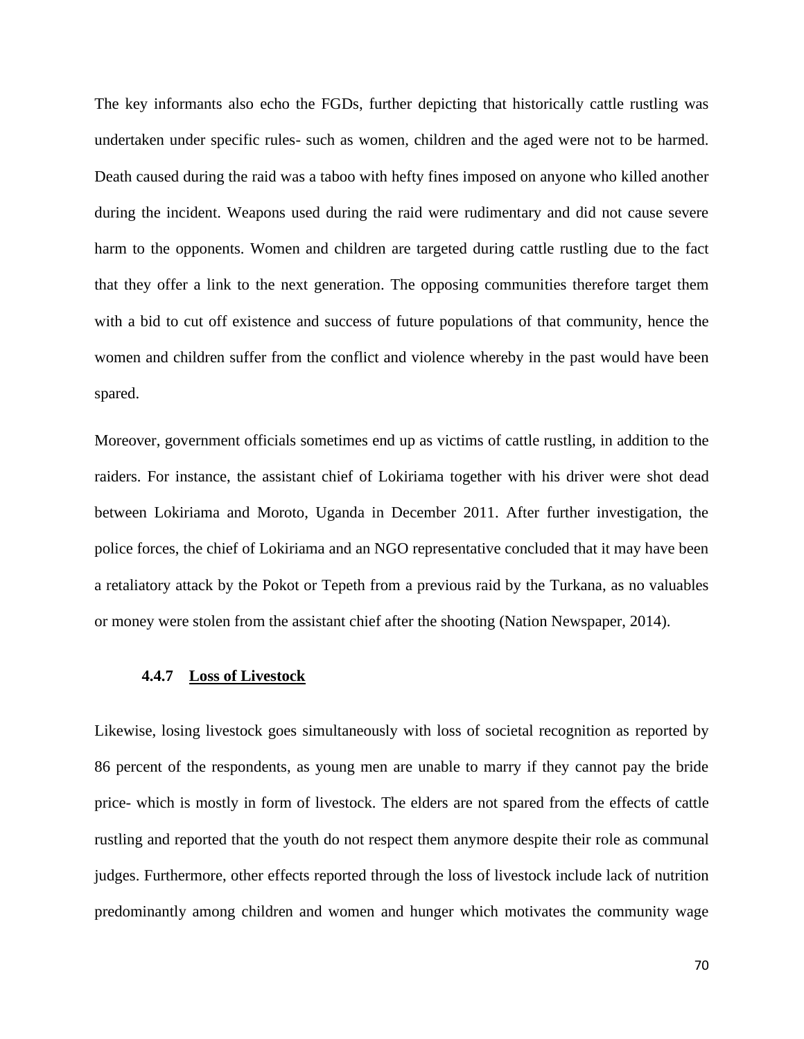The key informants also echo the FGDs, further depicting that historically cattle rustling was undertaken under specific rules- such as women, children and the aged were not to be harmed. Death caused during the raid was a taboo with hefty fines imposed on anyone who killed another during the incident. Weapons used during the raid were rudimentary and did not cause severe harm to the opponents. Women and children are targeted during cattle rustling due to the fact that they offer a link to the next generation. The opposing communities therefore target them with a bid to cut off existence and success of future populations of that community, hence the women and children suffer from the conflict and violence whereby in the past would have been spared.

Moreover, government officials sometimes end up as victims of cattle rustling, in addition to the raiders. For instance, the assistant chief of Lokiriama together with his driver were shot dead between Lokiriama and Moroto, Uganda in December 2011. After further investigation, the police forces, the chief of Lokiriama and an NGO representative concluded that it may have been a retaliatory attack by the Pokot or Tepeth from a previous raid by the Turkana, as no valuables or money were stolen from the assistant chief after the shooting (Nation Newspaper, 2014).

#### 4.4.7 Loss of Livestock

Likewise, losing livestock goes simultaneously with loss of societal recognition as reported by 86 percent of the respondents, as young men are unable to marry if they cannot pay the bride price- which is mostly in form of livestock. The elders are not spared from the effects of cattle rustling and reported that the youth do not respect them anymore despite their role as communal judges. Furthermore, other effects reported through the loss of livestock include lack of nutrition predominantly among children and women and hunger which motivates the community wage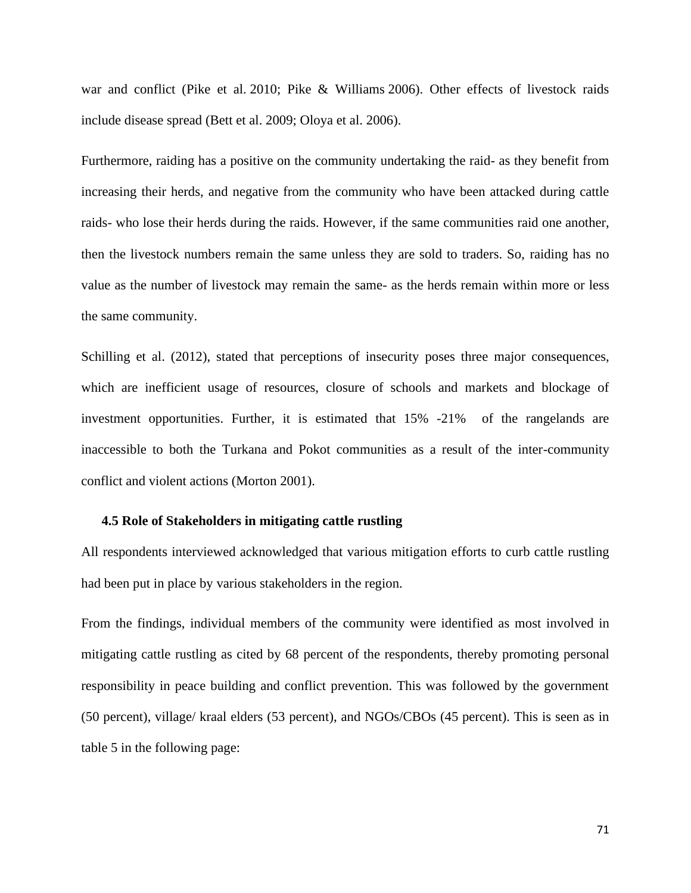war and conflict (Pike et al. 2010; Pike & Williams 2006). Other effects of livestock raids include disease spread (Bett et al. 2009; Oloya et al. 2006).

Furthermore, raiding has a positive on the community undertaking the raid- as they benefit from increasing their herds, and negative from the community who have been attacked during cattle raids- who lose their herds during the raids. However, if the same communities raid one another, then the livestock numbers remain the same unless they are sold to traders. So, raiding has no value as the number of livestock may remain the same- as the herds remain within more or less the same community.

Schilling et al. (2012), stated that perceptions of insecurity poses three major consequences, which are inefficient usage of resources, closure of schools and markets and blockage of investment opportunities. Further, it is estimated that 15% -21% of the rangelands are inaccessible to both the Turkana and Pokot communities as a result of the inter-community conflict and violent actions (Morton 2001).

### 4.5 Role of Stakeholders in mitigating cattle rustling

All respondents interviewed acknowledged that various mitigation efforts to curb cattle rustling had been put in place by various stakeholders in the region.

From the findings, individual members of the community were identified as most involved in mitigating cattle rustling as cited by 68 percent of the respondents, thereby promoting personal responsibility in peace building and conflict prevention. This was followed by the government (50 percent), village/ kraal elders (53 percent), and NGOs/CBOs (45 percent). This is seen as in table 5 in the following page: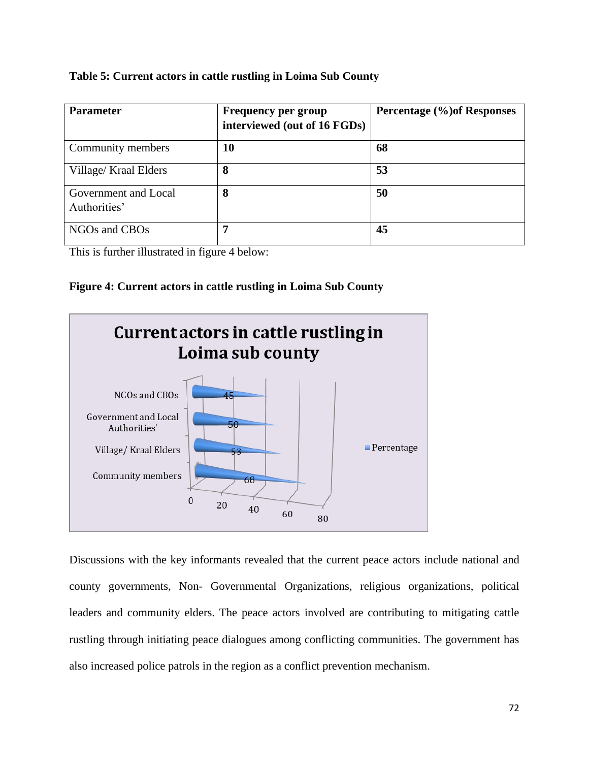**Table 5: Current actors in cattle rustling in Loima Sub County**

| Parameter | Frequency per group interviewed (out of 16 FGDs) | Percentage (%)of Responses |
|---|---|---|
| Community members | **10** | **68** |
| Village/ Kraal Elders | **8** | **53** |
| Government and Local Authorities' | **8** | **50** |
| NGOs and CBOs | **7** | **45** |

This is further illustrated in figure 4 below:

**Figure 4: Current actors in cattle rustling in Loima Sub County**

Discussions with the key informants revealed that the current peace actors include national and county governments, Non- Governmental Organizations, religious organizations, political leaders and community elders. The peace actors involved are contributing to mitigating cattle rustling through initiating peace dialogues among conflicting communities. The government has also increased police patrols in the region as a conflict prevention mechanism.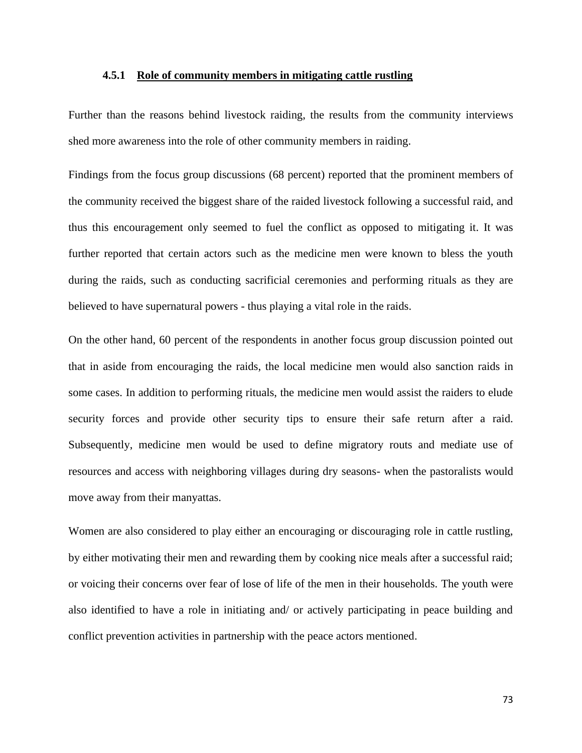### 4.5.1 Role of community members in mitigating cattle rustling

Further than the reasons behind livestock raiding, the results from the community interviews shed more awareness into the role of other community members in raiding.

Findings from the focus group discussions (68 percent) reported that the prominent members of the community received the biggest share of the raided livestock following a successful raid, and thus this encouragement only seemed to fuel the conflict as opposed to mitigating it. It was further reported that certain actors such as the medicine men were known to bless the youth during the raids, such as conducting sacrificial ceremonies and performing rituals as they are believed to have supernatural powers - thus playing a vital role in the raids.

On the other hand, 60 percent of the respondents in another focus group discussion pointed out that in aside from encouraging the raids, the local medicine men would also sanction raids in some cases. In addition to performing rituals, the medicine men would assist the raiders to elude security forces and provide other security tips to ensure their safe return after a raid. Subsequently, medicine men would be used to define migratory routs and mediate use of resources and access with neighboring villages during dry seasons- when the pastoralists would move away from their manyattas.

Women are also considered to play either an encouraging or discouraging role in cattle rustling, by either motivating their men and rewarding them by cooking nice meals after a successful raid; or voicing their concerns over fear of lose of life of the men in their households. The youth were also identified to have a role in initiating and/ or actively participating in peace building and conflict prevention activities in partnership with the peace actors mentioned.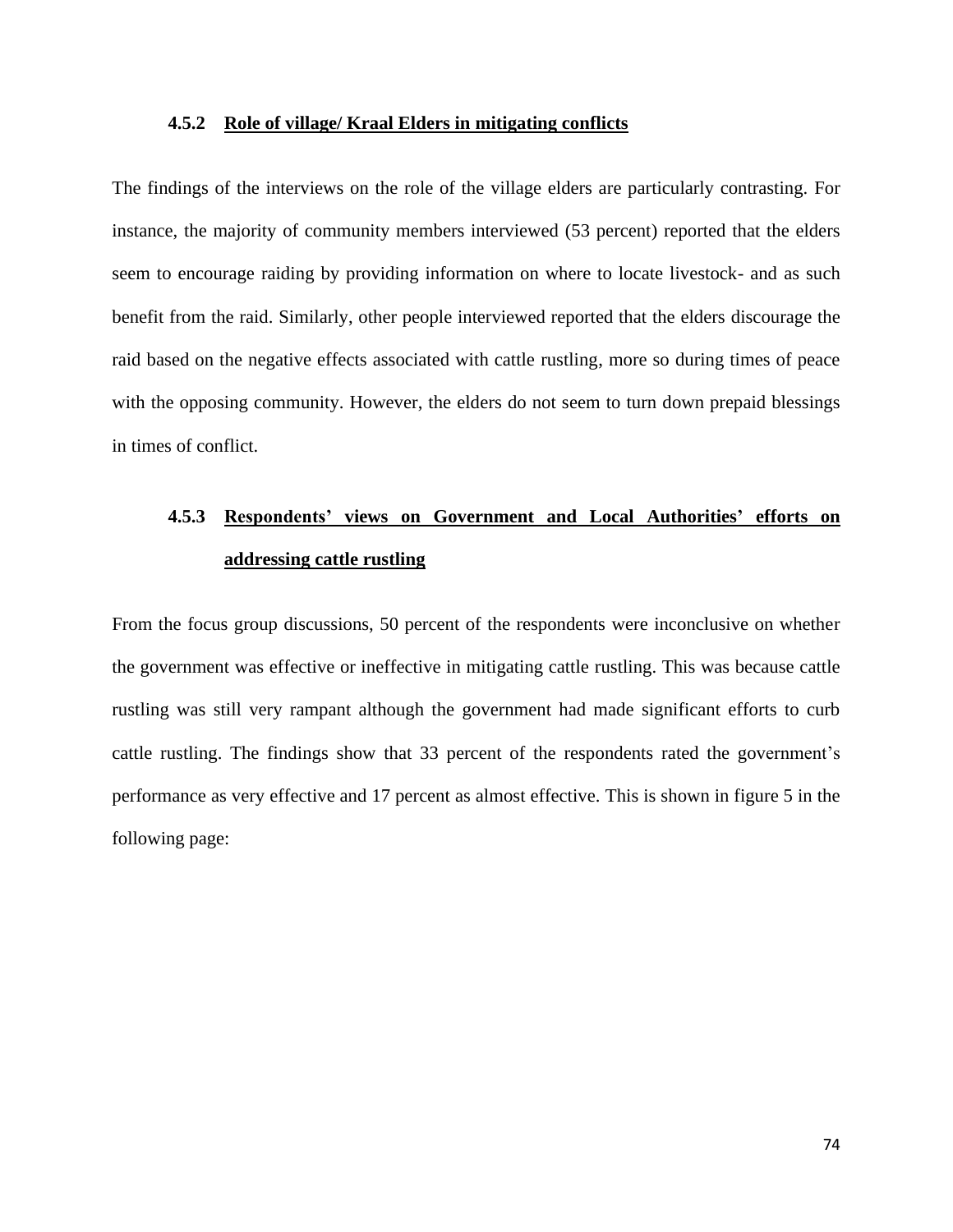#### 4.5.2 Role of village/ Kraal Elders in mitigating conflicts

The findings of the interviews on the role of the village elders are particularly contrasting. For instance, the majority of community members interviewed (53 percent) reported that the elders seem to encourage raiding by providing information on where to locate livestock- and as such benefit from the raid. Similarly, other people interviewed reported that the elders discourage the raid based on the negative effects associated with cattle rustling, more so during times of peace with the opposing community. However, the elders do not seem to turn down prepaid blessings in times of conflict.

#### 4.5.3 Respondents' views on Government and Local Authorities' efforts on addressing cattle rustling

From the focus group discussions, 50 percent of the respondents were inconclusive on whether the government was effective or ineffective in mitigating cattle rustling. This was because cattle rustling was still very rampant although the government had made significant efforts to curb cattle rustling. The findings show that 33 percent of the respondents rated the government's performance as very effective and 17 percent as almost effective. This is shown in figure 5 in the following page: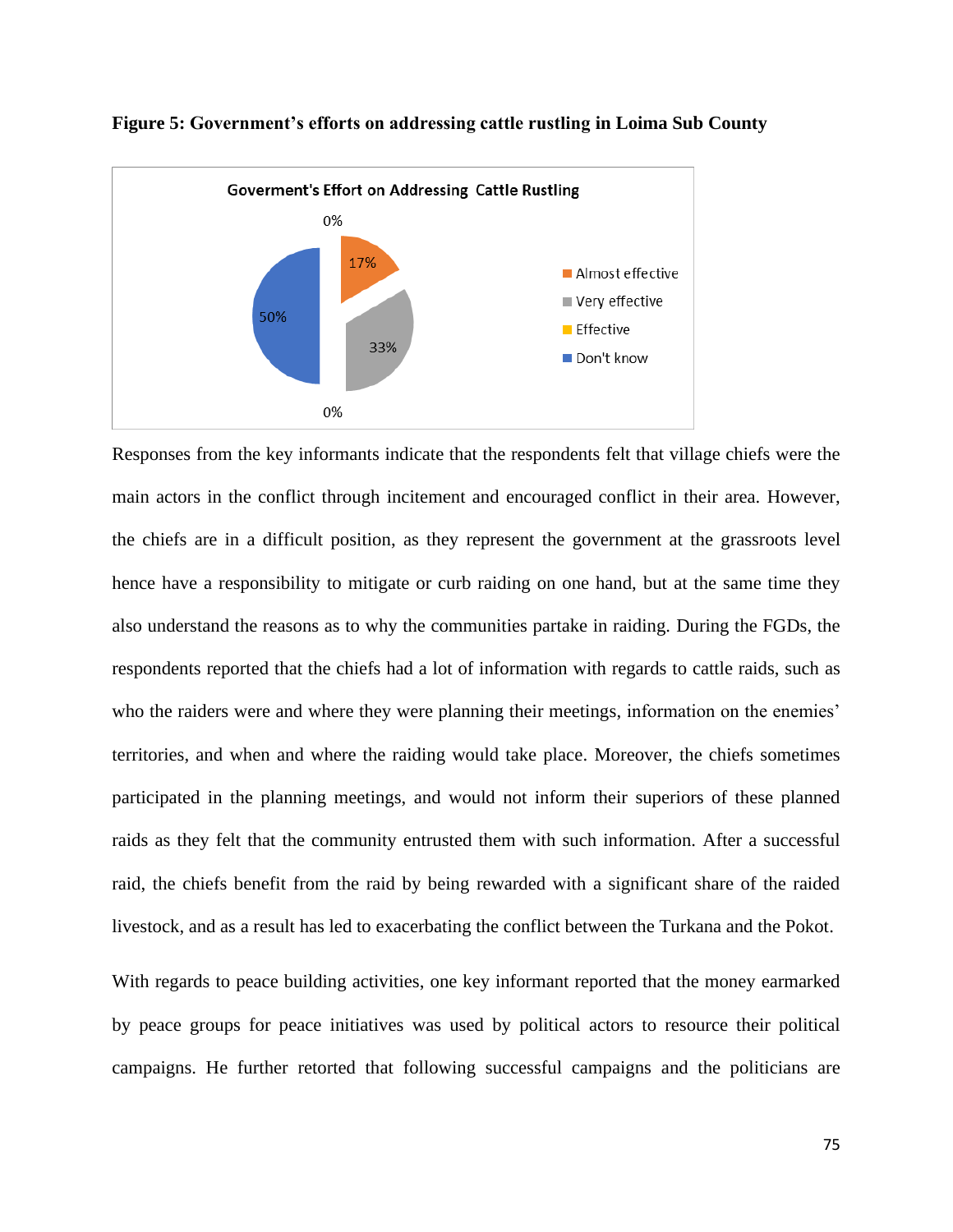**Figure 5: Government's efforts on addressing cattle rustling in Loima Sub County**

Responses from the key informants indicate that the respondents felt that village chiefs were the main actors in the conflict through incitement and encouraged conflict in their area. However, the chiefs are in a difficult position, as they represent the government at the grassroots level hence have a responsibility to mitigate or curb raiding on one hand, but at the same time they also understand the reasons as to why the communities partake in raiding. During the FGDs, the respondents reported that the chiefs had a lot of information with regards to cattle raids, such as who the raiders were and where they were planning their meetings, information on the enemies' territories, and when and where the raiding would take place. Moreover, the chiefs sometimes participated in the planning meetings, and would not inform their superiors of these planned raids as they felt that the community entrusted them with such information. After a successful raid, the chiefs benefit from the raid by being rewarded with a significant share of the raided livestock, and as a result has led to exacerbating the conflict between the Turkana and the Pokot.

With regards to peace building activities, one key informant reported that the money earmarked by peace groups for peace initiatives was used by political actors to resource their political campaigns. He further retorted that following successful campaigns and the politicians are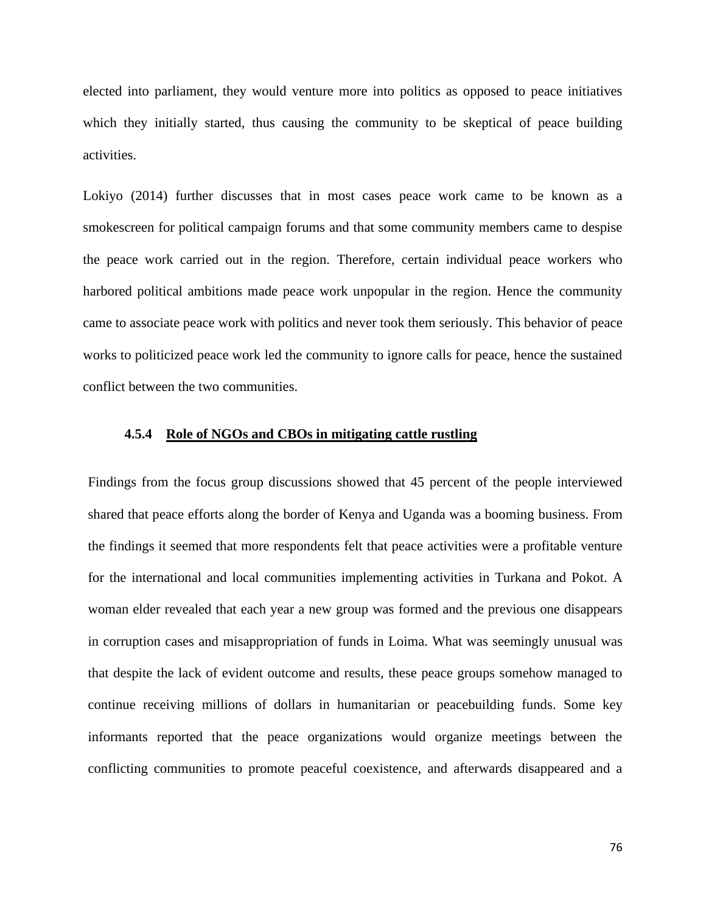elected into parliament, they would venture more into politics as opposed to peace initiatives which they initially started, thus causing the community to be skeptical of peace building activities.

Lokiyo (2014) further discusses that in most cases peace work came to be known as a smokescreen for political campaign forums and that some community members came to despise the peace work carried out in the region. Therefore, certain individual peace workers who harbored political ambitions made peace work unpopular in the region. Hence the community came to associate peace work with politics and never took them seriously. This behavior of peace works to politicized peace work led the community to ignore calls for peace, hence the sustained conflict between the two communities.

### 4.5.4 Role of NGOs and CBOs in mitigating cattle rustling

Findings from the focus group discussions showed that 45 percent of the people interviewed shared that peace efforts along the border of Kenya and Uganda was a booming business. From the findings it seemed that more respondents felt that peace activities were a profitable venture for the international and local communities implementing activities in Turkana and Pokot. A woman elder revealed that each year a new group was formed and the previous one disappears in corruption cases and misappropriation of funds in Loima. What was seemingly unusual was that despite the lack of evident outcome and results, these peace groups somehow managed to continue receiving millions of dollars in humanitarian or peacebuilding funds. Some key informants reported that the peace organizations would organize meetings between the conflicting communities to promote peaceful coexistence, and afterwards disappeared and a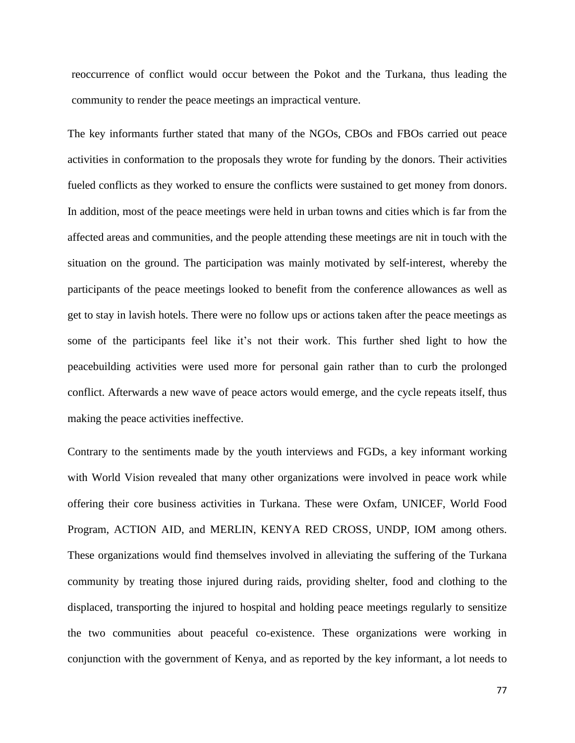reoccurrence of conflict would occur between the Pokot and the Turkana, thus leading the community to render the peace meetings an impractical venture.

The key informants further stated that many of the NGOs, CBOs and FBOs carried out peace activities in conformation to the proposals they wrote for funding by the donors. Their activities fueled conflicts as they worked to ensure the conflicts were sustained to get money from donors. In addition, most of the peace meetings were held in urban towns and cities which is far from the affected areas and communities, and the people attending these meetings are nit in touch with the situation on the ground. The participation was mainly motivated by self-interest, whereby the participants of the peace meetings looked to benefit from the conference allowances as well as get to stay in lavish hotels. There were no follow ups or actions taken after the peace meetings as some of the participants feel like it's not their work. This further shed light to how the peacebuilding activities were used more for personal gain rather than to curb the prolonged conflict. Afterwards a new wave of peace actors would emerge, and the cycle repeats itself, thus making the peace activities ineffective.

Contrary to the sentiments made by the youth interviews and FGDs, a key informant working with World Vision revealed that many other organizations were involved in peace work while offering their core business activities in Turkana. These were Oxfam, UNICEF, World Food Program, ACTION AID, and MERLIN, KENYA RED CROSS, UNDP, IOM among others. These organizations would find themselves involved in alleviating the suffering of the Turkana community by treating those injured during raids, providing shelter, food and clothing to the displaced, transporting the injured to hospital and holding peace meetings regularly to sensitize the two communities about peaceful co-existence. These organizations were working in conjunction with the government of Kenya, and as reported by the key informant, a lot needs to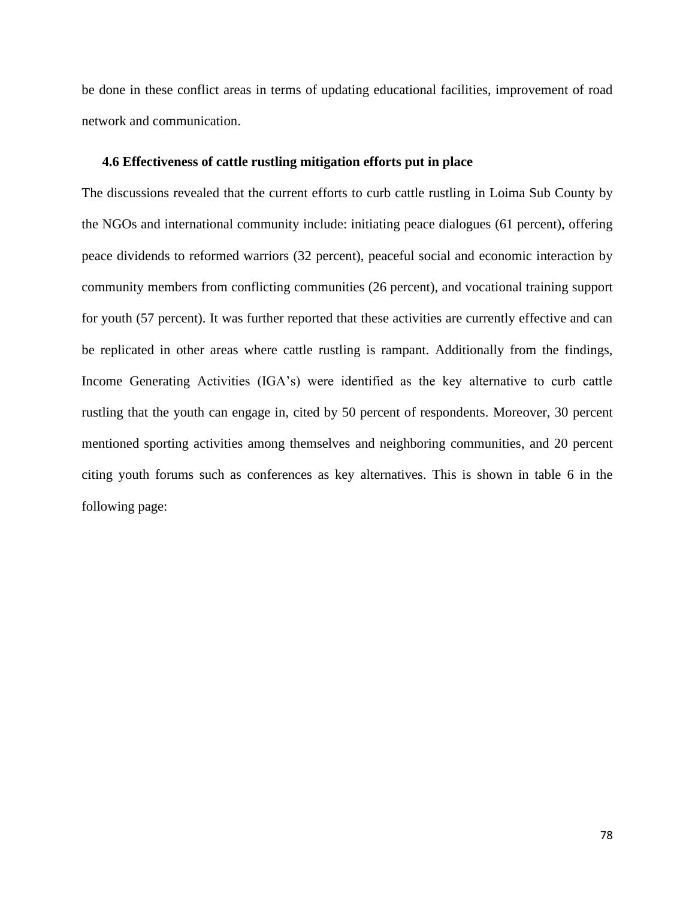be done in these conflict areas in terms of updating educational facilities, improvement of road network and communication.

### 4.6 Effectiveness of cattle rustling mitigation efforts put in place

The discussions revealed that the current efforts to curb cattle rustling in Loima Sub County by the NGOs and international community include: initiating peace dialogues (61 percent), offering peace dividends to reformed warriors (32 percent), peaceful social and economic interaction by community members from conflicting communities (26 percent), and vocational training support for youth (57 percent). It was further reported that these activities are currently effective and can be replicated in other areas where cattle rustling is rampant. Additionally from the findings, Income Generating Activities (IGA's) were identified as the key alternative to curb cattle rustling that the youth can engage in, cited by 50 percent of respondents. Moreover, 30 percent mentioned sporting activities among themselves and neighboring communities, and 20 percent citing youth forums such as conferences as key alternatives. This is shown in table 6 in the following page: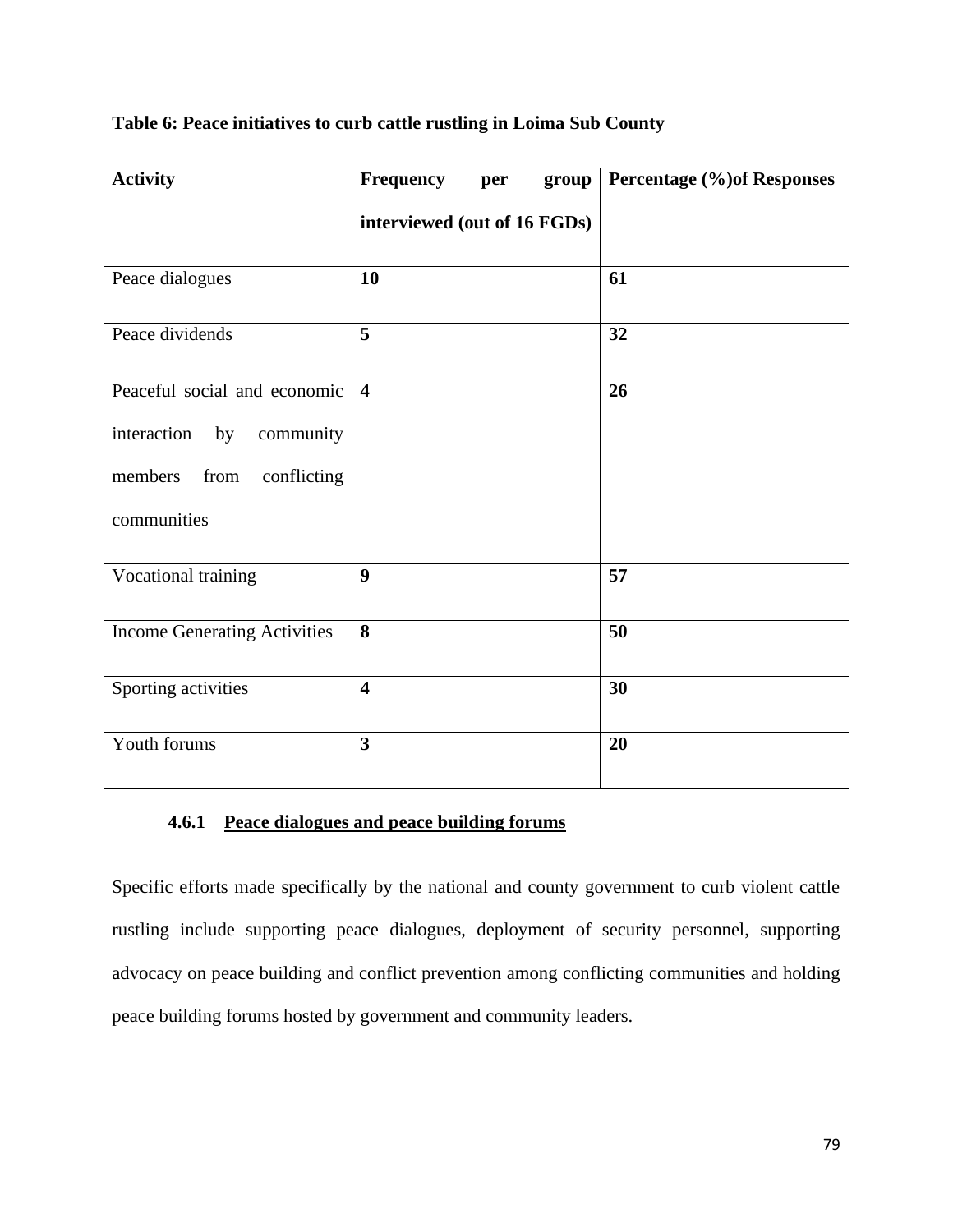**Table 6: Peace initiatives to curb cattle rustling in Loima Sub County**

| Activity | Frequency per group interviewed (out of 16 FGDs) | Percentage (%)of Responses |
|---|---|---|
| Peace dialogues | **10** | **61** |
| Peace dividends | **5** | **32** |
| Peaceful social and economic interaction by community members from conflicting communities | **4** | **26** |
| Vocational training | **9** | **57** |
| Income Generating Activities | **8** | **50** |
| Sporting activities | **4** | **30** |
| Youth forums | **3** | **20** |

### 4.6.1 Peace dialogues and peace building forums

Specific efforts made specifically by the national and county government to curb violent cattle rustling include supporting peace dialogues, deployment of security personnel, supporting advocacy on peace building and conflict prevention among conflicting communities and holding peace building forums hosted by government and community leaders.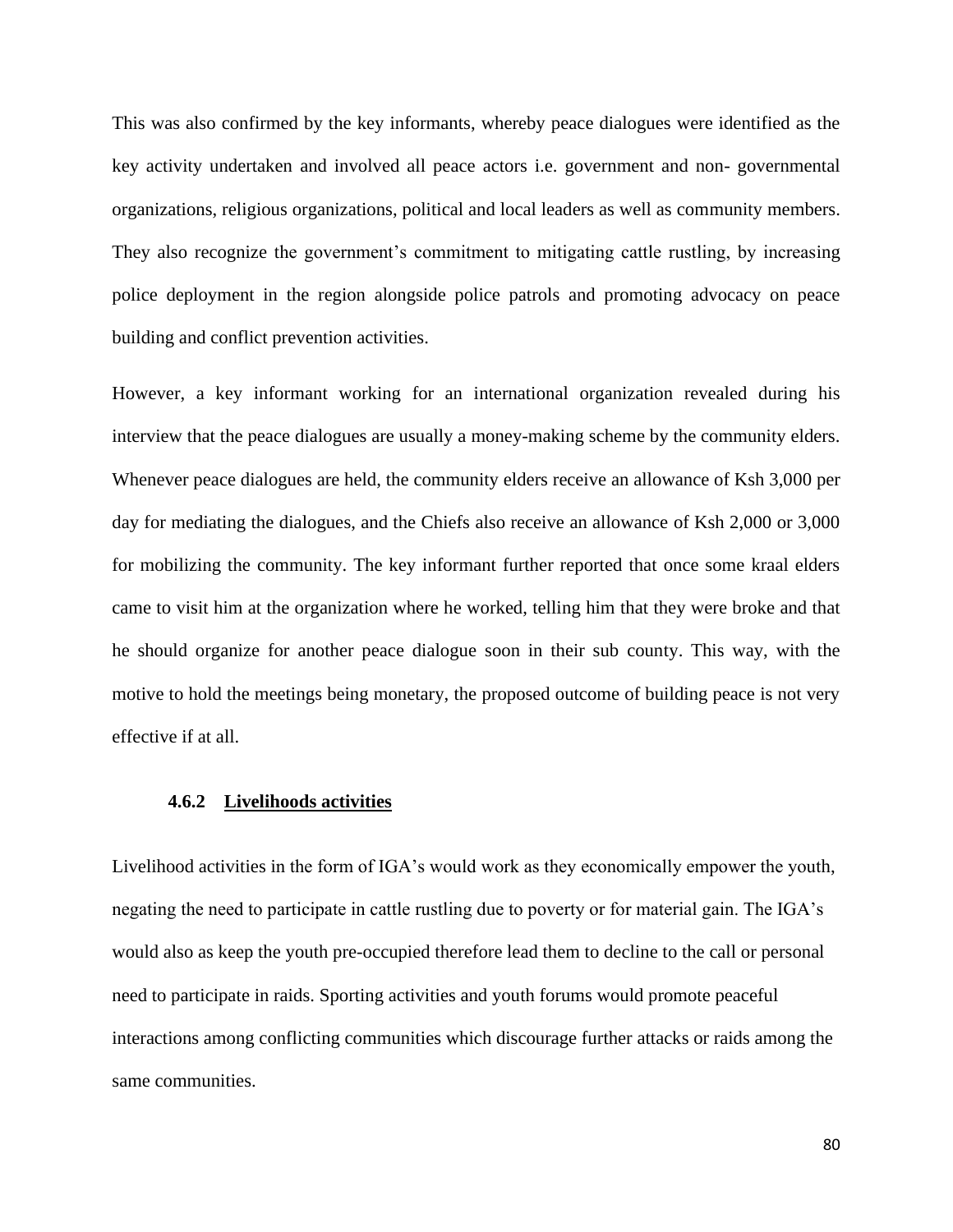This was also confirmed by the key informants, whereby peace dialogues were identified as the key activity undertaken and involved all peace actors i.e. government and non- governmental organizations, religious organizations, political and local leaders as well as community members. They also recognize the government's commitment to mitigating cattle rustling, by increasing police deployment in the region alongside police patrols and promoting advocacy on peace building and conflict prevention activities.

However, a key informant working for an international organization revealed during his interview that the peace dialogues are usually a money-making scheme by the community elders. Whenever peace dialogues are held, the community elders receive an allowance of Ksh 3,000 per day for mediating the dialogues, and the Chiefs also receive an allowance of Ksh 2,000 or 3,000 for mobilizing the community. The key informant further reported that once some kraal elders came to visit him at the organization where he worked, telling him that they were broke and that he should organize for another peace dialogue soon in their sub county. This way, with the motive to hold the meetings being monetary, the proposed outcome of building peace is not very effective if at all.

#### 4.6.2 Livelihoods activities

Livelihood activities in the form of IGA's would work as they economically empower the youth, negating the need to participate in cattle rustling due to poverty or for material gain. The IGA's would also as keep the youth pre-occupied therefore lead them to decline to the call or personal need to participate in raids. Sporting activities and youth forums would promote peaceful interactions among conflicting communities which discourage further attacks or raids among the same communities.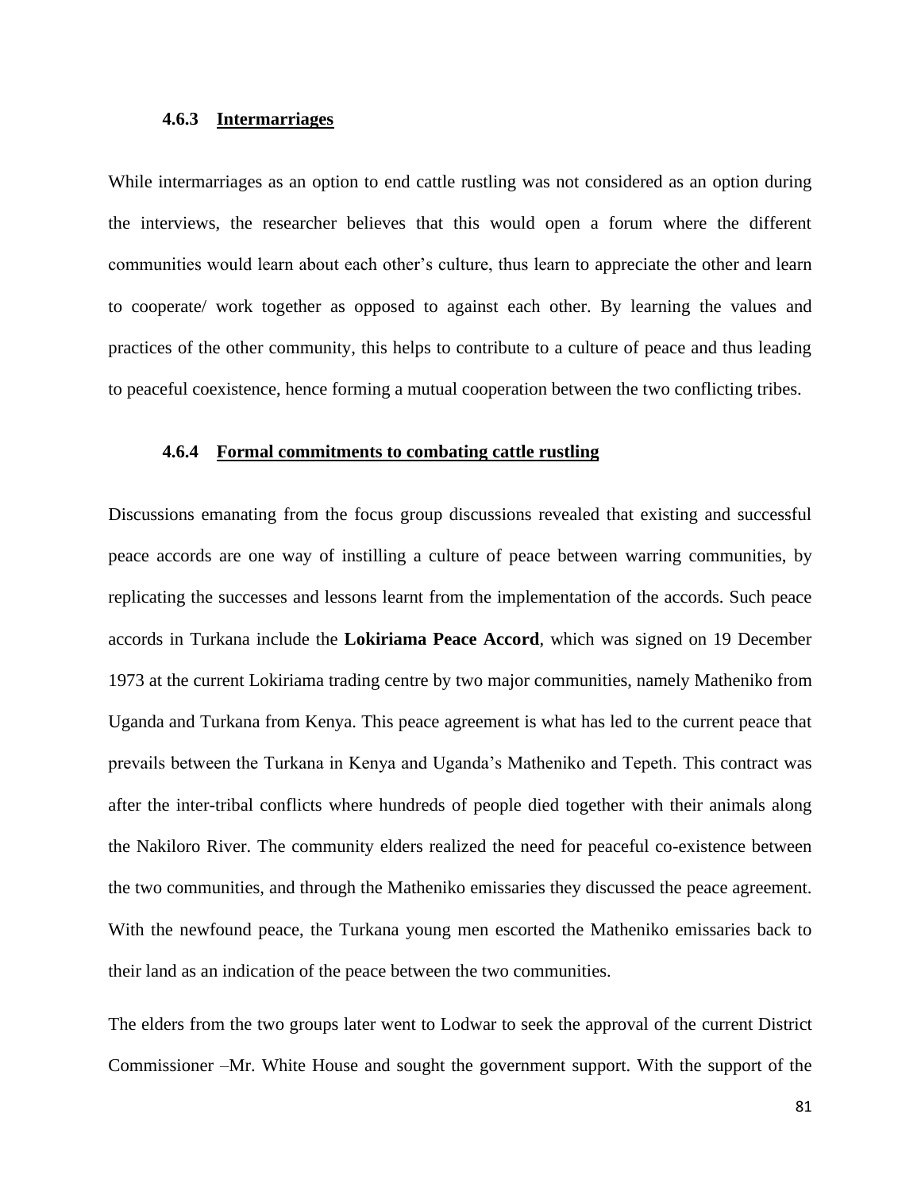### 4.6.3 Intermarriages

While intermarriages as an option to end cattle rustling was not considered as an option during the interviews, the researcher believes that this would open a forum where the different communities would learn about each other's culture, thus learn to appreciate the other and learn to cooperate/ work together as opposed to against each other. By learning the values and practices of the other community, this helps to contribute to a culture of peace and thus leading to peaceful coexistence, hence forming a mutual cooperation between the two conflicting tribes.

### 4.6.4 Formal commitments to combating cattle rustling

Discussions emanating from the focus group discussions revealed that existing and successful peace accords are one way of instilling a culture of peace between warring communities, by replicating the successes and lessons learnt from the implementation of the accords. Such peace accords in Turkana include the **Lokiriama Peace Accord**, which was signed on 19 December 1973 at the current Lokiriama trading centre by two major communities, namely Matheniko from Uganda and Turkana from Kenya. This peace agreement is what has led to the current peace that prevails between the Turkana in Kenya and Uganda's Matheniko and Tepeth. This contract was after the inter-tribal conflicts where hundreds of people died together with their animals along the Nakiloro River. The community elders realized the need for peaceful co-existence between the two communities, and through the Matheniko emissaries they discussed the peace agreement. With the newfound peace, the Turkana young men escorted the Matheniko emissaries back to their land as an indication of the peace between the two communities.

The elders from the two groups later went to Lodwar to seek the approval of the current District Commissioner –Mr. White House and sought the government support. With the support of the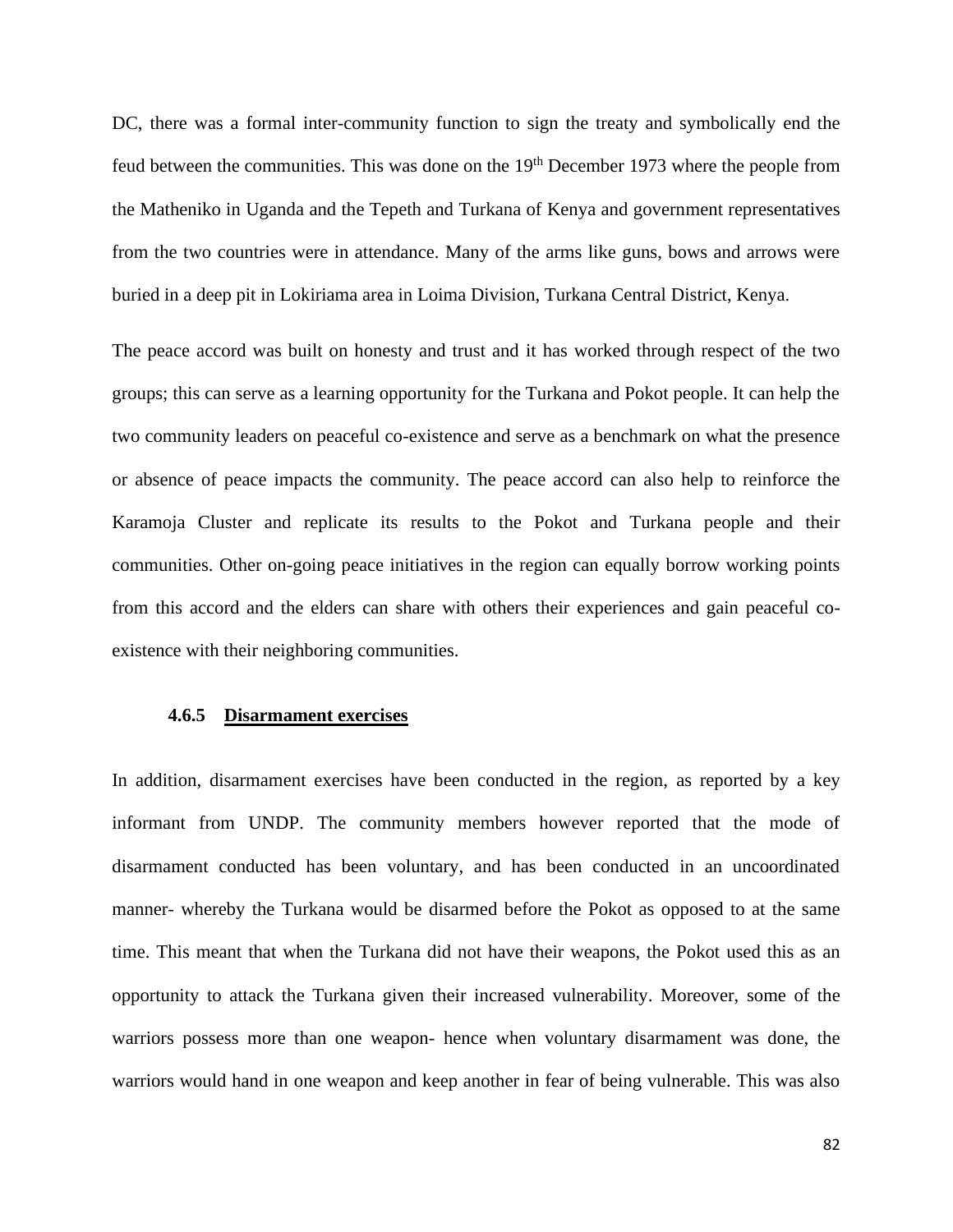DC, there was a formal inter-community function to sign the treaty and symbolically end the feud between the communities. This was done on the 19th December 1973 where the people from the Matheniko in Uganda and the Tepeth and Turkana of Kenya and government representatives from the two countries were in attendance. Many of the arms like guns, bows and arrows were buried in a deep pit in Lokiriama area in Loima Division, Turkana Central District, Kenya.

The peace accord was built on honesty and trust and it has worked through respect of the two groups; this can serve as a learning opportunity for the Turkana and Pokot people. It can help the two community leaders on peaceful co-existence and serve as a benchmark on what the presence or absence of peace impacts the community. The peace accord can also help to reinforce the Karamoja Cluster and replicate its results to the Pokot and Turkana people and their communities. Other on-going peace initiatives in the region can equally borrow working points from this accord and the elders can share with others their experiences and gain peaceful co-existence with their neighboring communities.

#### 4.6.5 Disarmament exercises

In addition, disarmament exercises have been conducted in the region, as reported by a key informant from UNDP. The community members however reported that the mode of disarmament conducted has been voluntary, and has been conducted in an uncoordinated manner- whereby the Turkana would be disarmed before the Pokot as opposed to at the same time. This meant that when the Turkana did not have their weapons, the Pokot used this as an opportunity to attack the Turkana given their increased vulnerability. Moreover, some of the warriors possess more than one weapon- hence when voluntary disarmament was done, the warriors would hand in one weapon and keep another in fear of being vulnerable. This was also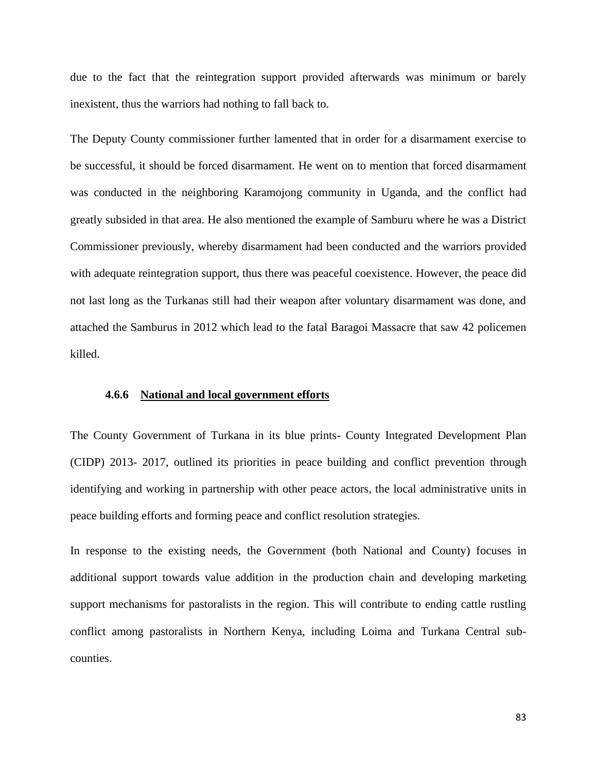due to the fact that the reintegration support provided afterwards was minimum or barely inexistent, thus the warriors had nothing to fall back to.

The Deputy County commissioner further lamented that in order for a disarmament exercise to be successful, it should be forced disarmament. He went on to mention that forced disarmament was conducted in the neighboring Karamojong community in Uganda, and the conflict had greatly subsided in that area. He also mentioned the example of Samburu where he was a District Commissioner previously, whereby disarmament had been conducted and the warriors provided with adequate reintegration support, thus there was peaceful coexistence. However, the peace did not last long as the Turkanas still had their weapon after voluntary disarmament was done, and attached the Samburus in 2012 which lead to the fatal Baragoi Massacre that saw 42 policemen killed.

#### 4.6.6 National and local government efforts

The County Government of Turkana in its blue prints- County Integrated Development Plan (CIDP) 2013- 2017, outlined its priorities in peace building and conflict prevention through identifying and working in partnership with other peace actors, the local administrative units in peace building efforts and forming peace and conflict resolution strategies.

In response to the existing needs, the Government (both National and County) focuses in additional support towards value addition in the production chain and developing marketing support mechanisms for pastoralists in the region. This will contribute to ending cattle rustling conflict among pastoralists in Northern Kenya, including Loima and Turkana Central sub-counties.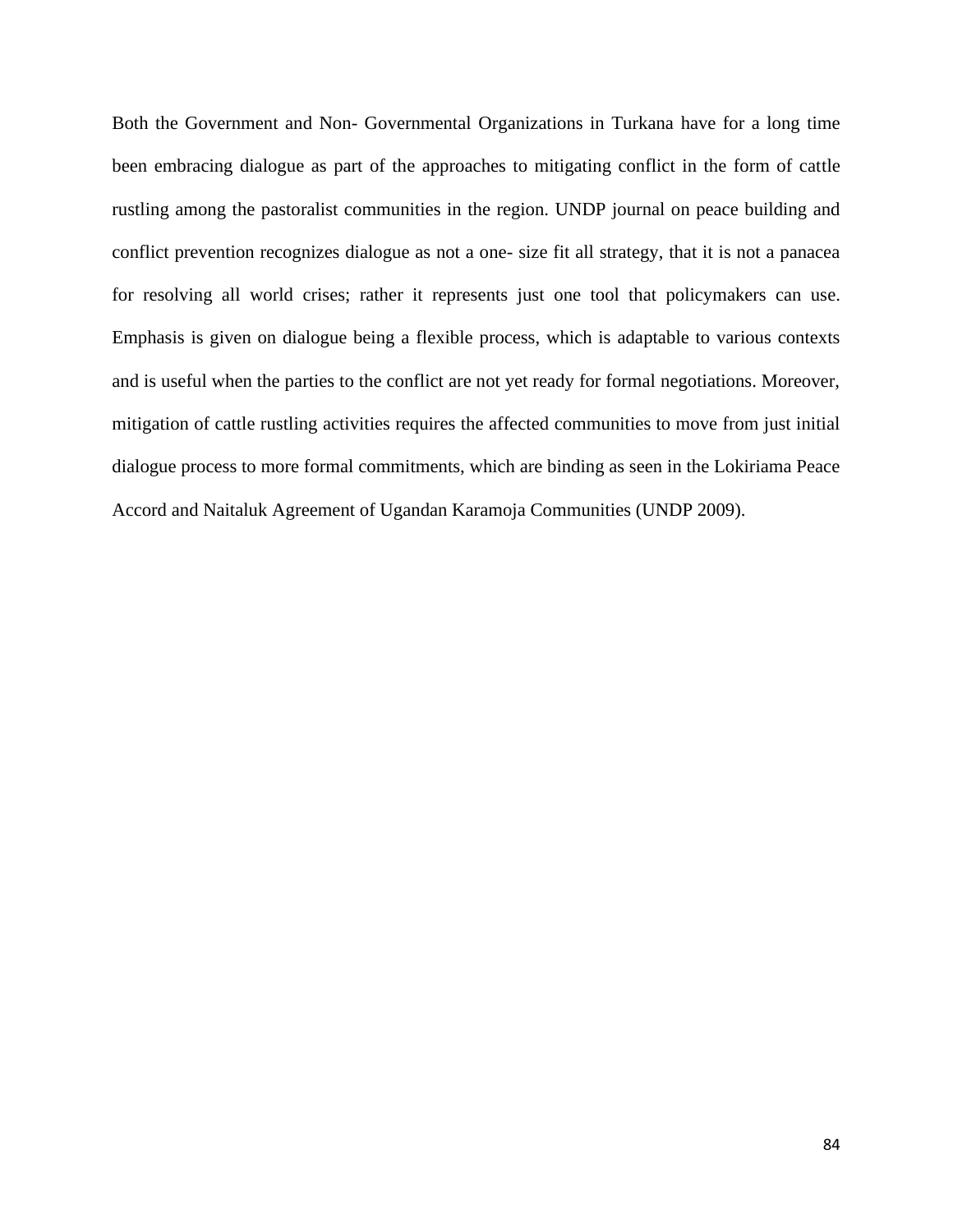Both the Government and Non- Governmental Organizations in Turkana have for a long time been embracing dialogue as part of the approaches to mitigating conflict in the form of cattle rustling among the pastoralist communities in the region. UNDP journal on peace building and conflict prevention recognizes dialogue as not a one- size fit all strategy, that it is not a panacea for resolving all world crises; rather it represents just one tool that policymakers can use. Emphasis is given on dialogue being a flexible process, which is adaptable to various contexts and is useful when the parties to the conflict are not yet ready for formal negotiations. Moreover, mitigation of cattle rustling activities requires the affected communities to move from just initial dialogue process to more formal commitments, which are binding as seen in the Lokiriama Peace Accord and Naitaluk Agreement of Ugandan Karamoja Communities (UNDP 2009).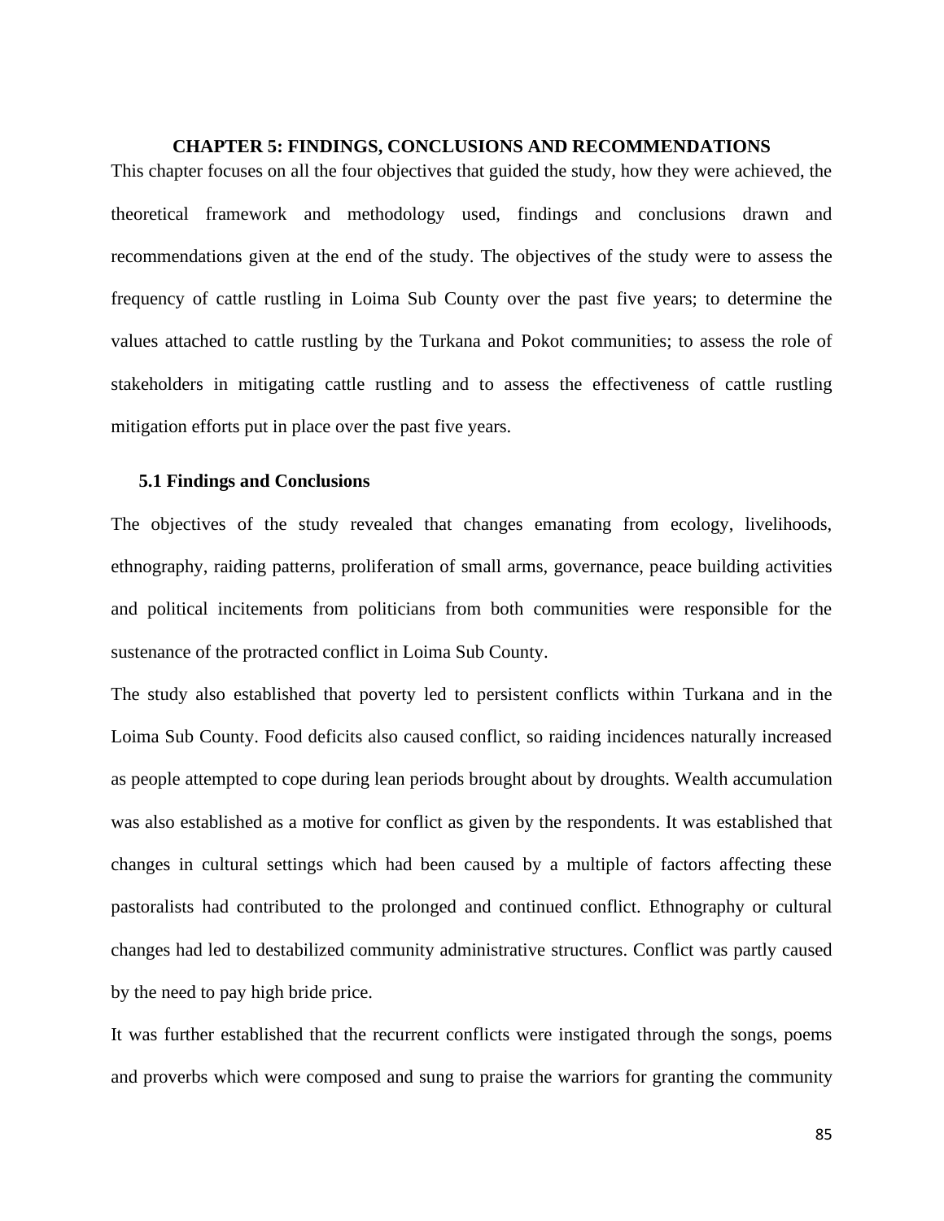# CHAPTER 5: FINDINGS, CONCLUSIONS AND RECOMMENDATIONS

This chapter focuses on all the four objectives that guided the study, how they were achieved, the theoretical framework and methodology used, findings and conclusions drawn and recommendations given at the end of the study. The objectives of the study were to assess the frequency of cattle rustling in Loima Sub County over the past five years; to determine the values attached to cattle rustling by the Turkana and Pokot communities; to assess the role of stakeholders in mitigating cattle rustling and to assess the effectiveness of cattle rustling mitigation efforts put in place over the past five years.

## 5.1 Findings and Conclusions

The objectives of the study revealed that changes emanating from ecology, livelihoods, ethnography, raiding patterns, proliferation of small arms, governance, peace building activities and political incitements from politicians from both communities were responsible for the sustenance of the protracted conflict in Loima Sub County.

The study also established that poverty led to persistent conflicts within Turkana and in the Loima Sub County. Food deficits also caused conflict, so raiding incidences naturally increased as people attempted to cope during lean periods brought about by droughts. Wealth accumulation was also established as a motive for conflict as given by the respondents. It was established that changes in cultural settings which had been caused by a multiple of factors affecting these pastoralists had contributed to the prolonged and continued conflict. Ethnography or cultural changes had led to destabilized community administrative structures. Conflict was partly caused by the need to pay high bride price.

It was further established that the recurrent conflicts were instigated through the songs, poems and proverbs which were composed and sung to praise the warriors for granting the community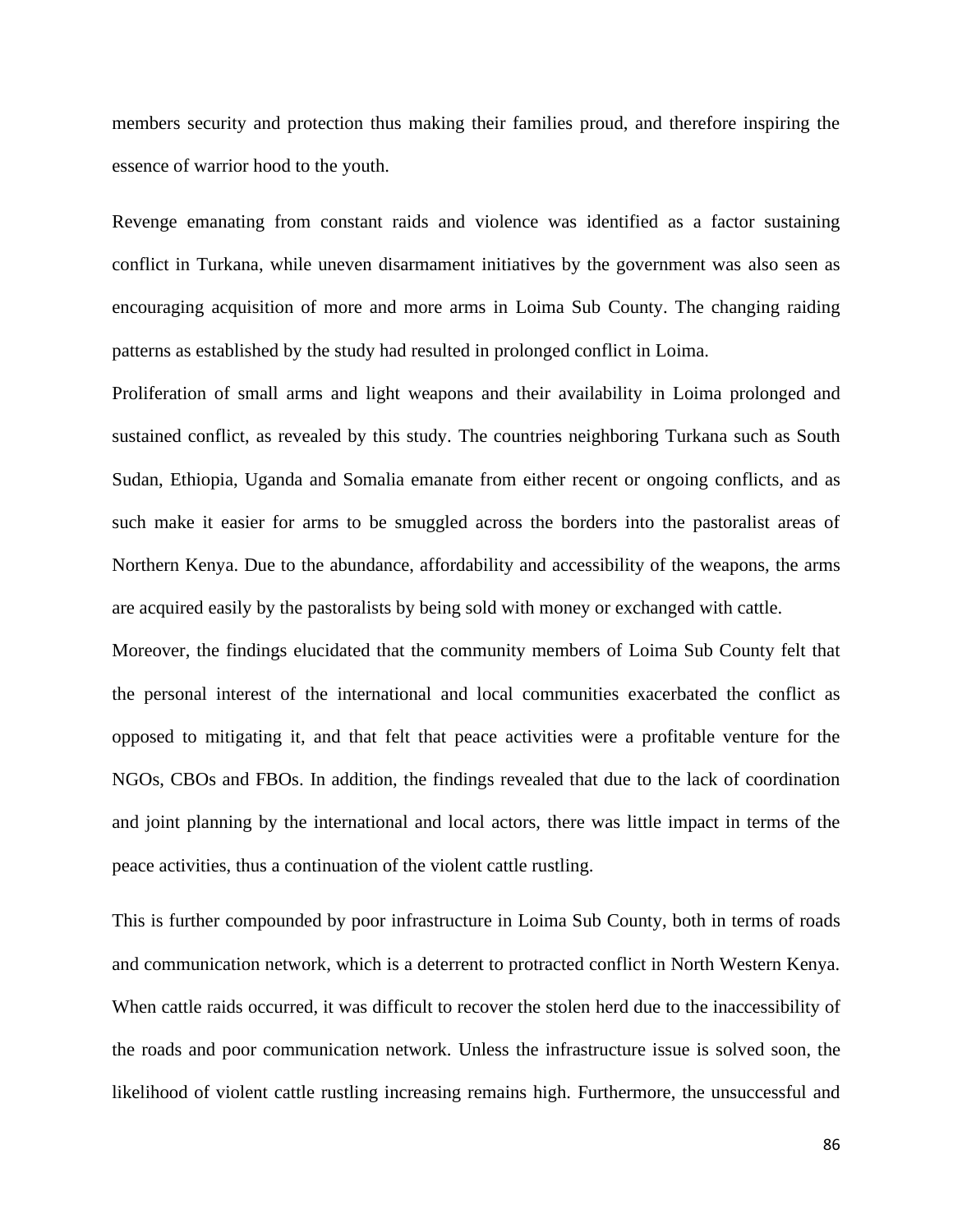members security and protection thus making their families proud, and therefore inspiring the essence of warrior hood to the youth.

Revenge emanating from constant raids and violence was identified as a factor sustaining conflict in Turkana, while uneven disarmament initiatives by the government was also seen as encouraging acquisition of more and more arms in Loima Sub County. The changing raiding patterns as established by the study had resulted in prolonged conflict in Loima.

Proliferation of small arms and light weapons and their availability in Loima prolonged and sustained conflict, as revealed by this study. The countries neighboring Turkana such as South Sudan, Ethiopia, Uganda and Somalia emanate from either recent or ongoing conflicts, and as such make it easier for arms to be smuggled across the borders into the pastoralist areas of Northern Kenya. Due to the abundance, affordability and accessibility of the weapons, the arms are acquired easily by the pastoralists by being sold with money or exchanged with cattle.

Moreover, the findings elucidated that the community members of Loima Sub County felt that the personal interest of the international and local communities exacerbated the conflict as opposed to mitigating it, and that felt that peace activities were a profitable venture for the NGOs, CBOs and FBOs. In addition, the findings revealed that due to the lack of coordination and joint planning by the international and local actors, there was little impact in terms of the peace activities, thus a continuation of the violent cattle rustling.

This is further compounded by poor infrastructure in Loima Sub County, both in terms of roads and communication network, which is a deterrent to protracted conflict in North Western Kenya. When cattle raids occurred, it was difficult to recover the stolen herd due to the inaccessibility of the roads and poor communication network. Unless the infrastructure issue is solved soon, the likelihood of violent cattle rustling increasing remains high. Furthermore, the unsuccessful and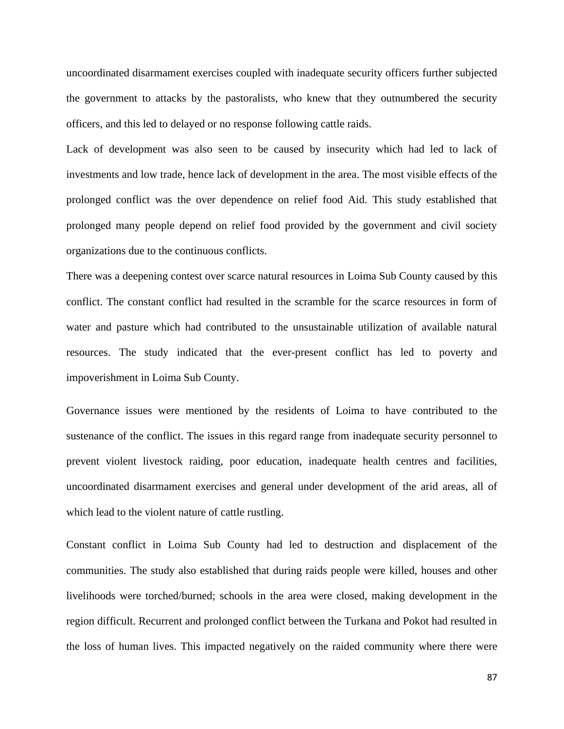uncoordinated disarmament exercises coupled with inadequate security officers further subjected the government to attacks by the pastoralists, who knew that they outnumbered the security officers, and this led to delayed or no response following cattle raids.

Lack of development was also seen to be caused by insecurity which had led to lack of investments and low trade, hence lack of development in the area. The most visible effects of the prolonged conflict was the over dependence on relief food Aid. This study established that prolonged many people depend on relief food provided by the government and civil society organizations due to the continuous conflicts.

There was a deepening contest over scarce natural resources in Loima Sub County caused by this conflict. The constant conflict had resulted in the scramble for the scarce resources in form of water and pasture which had contributed to the unsustainable utilization of available natural resources. The study indicated that the ever-present conflict has led to poverty and impoverishment in Loima Sub County.

Governance issues were mentioned by the residents of Loima to have contributed to the sustenance of the conflict. The issues in this regard range from inadequate security personnel to prevent violent livestock raiding, poor education, inadequate health centres and facilities, uncoordinated disarmament exercises and general under development of the arid areas, all of which lead to the violent nature of cattle rustling.

Constant conflict in Loima Sub County had led to destruction and displacement of the communities. The study also established that during raids people were killed, houses and other livelihoods were torched/burned; schools in the area were closed, making development in the region difficult. Recurrent and prolonged conflict between the Turkana and Pokot had resulted in the loss of human lives. This impacted negatively on the raided community where there were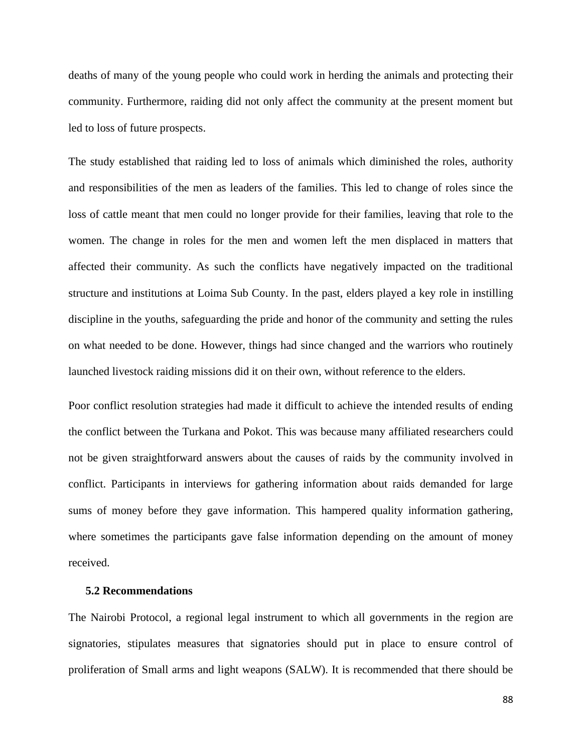deaths of many of the young people who could work in herding the animals and protecting their community. Furthermore, raiding did not only affect the community at the present moment but led to loss of future prospects.

The study established that raiding led to loss of animals which diminished the roles, authority and responsibilities of the men as leaders of the families. This led to change of roles since the loss of cattle meant that men could no longer provide for their families, leaving that role to the women. The change in roles for the men and women left the men displaced in matters that affected their community. As such the conflicts have negatively impacted on the traditional structure and institutions at Loima Sub County. In the past, elders played a key role in instilling discipline in the youths, safeguarding the pride and honor of the community and setting the rules on what needed to be done. However, things had since changed and the warriors who routinely launched livestock raiding missions did it on their own, without reference to the elders.

Poor conflict resolution strategies had made it difficult to achieve the intended results of ending the conflict between the Turkana and Pokot. This was because many affiliated researchers could not be given straightforward answers about the causes of raids by the community involved in conflict. Participants in interviews for gathering information about raids demanded for large sums of money before they gave information. This hampered quality information gathering, where sometimes the participants gave false information depending on the amount of money received.

## 5.2 Recommendations

The Nairobi Protocol, a regional legal instrument to which all governments in the region are signatories, stipulates measures that signatories should put in place to ensure control of proliferation of Small arms and light weapons (SALW). It is recommended that there should be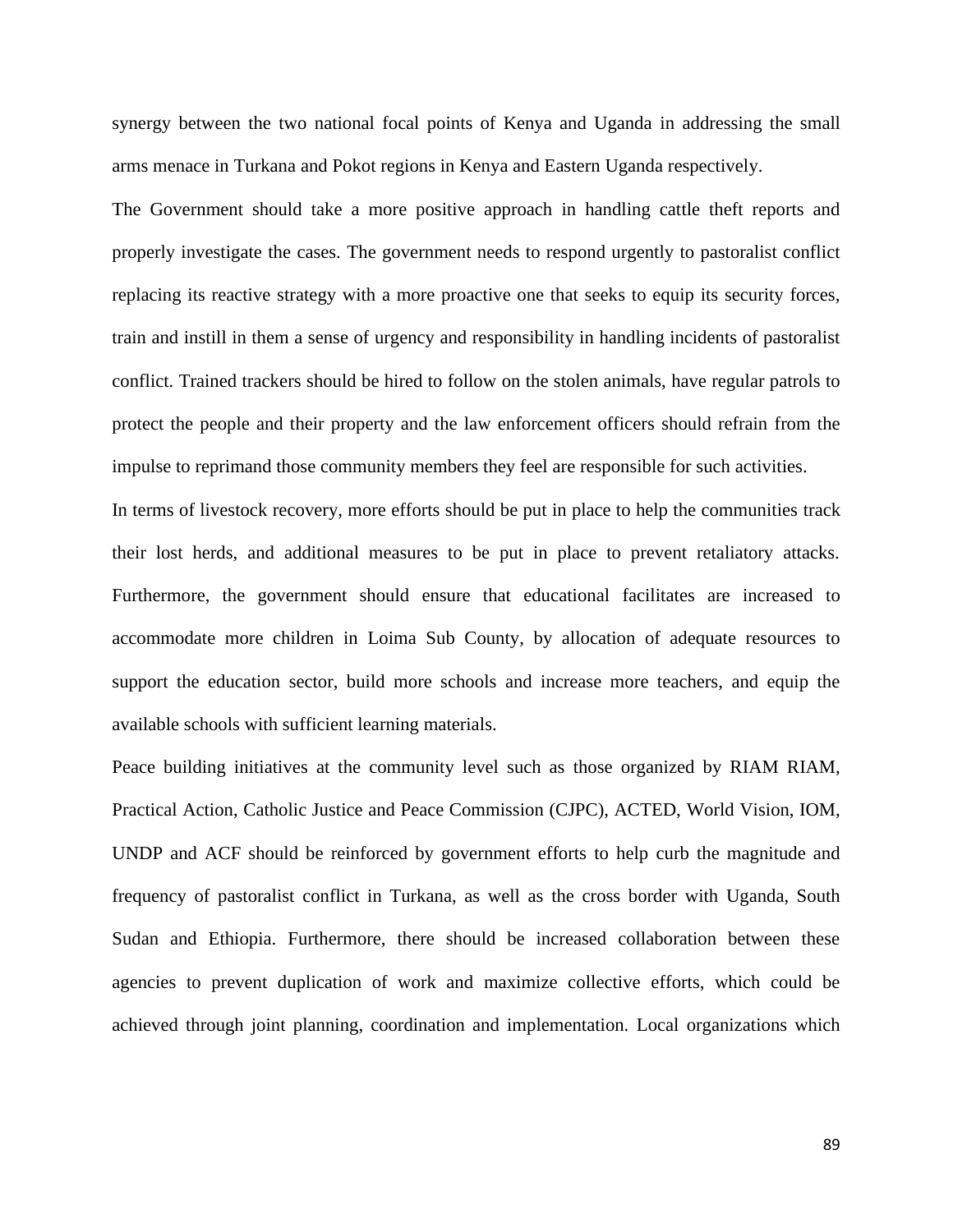synergy between the two national focal points of Kenya and Uganda in addressing the small arms menace in Turkana and Pokot regions in Kenya and Eastern Uganda respectively.

The Government should take a more positive approach in handling cattle theft reports and properly investigate the cases. The government needs to respond urgently to pastoralist conflict replacing its reactive strategy with a more proactive one that seeks to equip its security forces, train and instill in them a sense of urgency and responsibility in handling incidents of pastoralist conflict. Trained trackers should be hired to follow on the stolen animals, have regular patrols to protect the people and their property and the law enforcement officers should refrain from the impulse to reprimand those community members they feel are responsible for such activities.

In terms of livestock recovery, more efforts should be put in place to help the communities track their lost herds, and additional measures to be put in place to prevent retaliatory attacks. Furthermore, the government should ensure that educational facilitates are increased to accommodate more children in Loima Sub County, by allocation of adequate resources to support the education sector, build more schools and increase more teachers, and equip the available schools with sufficient learning materials.

Peace building initiatives at the community level such as those organized by RIAM RIAM, Practical Action, Catholic Justice and Peace Commission (CJPC), ACTED, World Vision, IOM, UNDP and ACF should be reinforced by government efforts to help curb the magnitude and frequency of pastoralist conflict in Turkana, as well as the cross border with Uganda, South Sudan and Ethiopia. Furthermore, there should be increased collaboration between these agencies to prevent duplication of work and maximize collective efforts, which could be achieved through joint planning, coordination and implementation. Local organizations which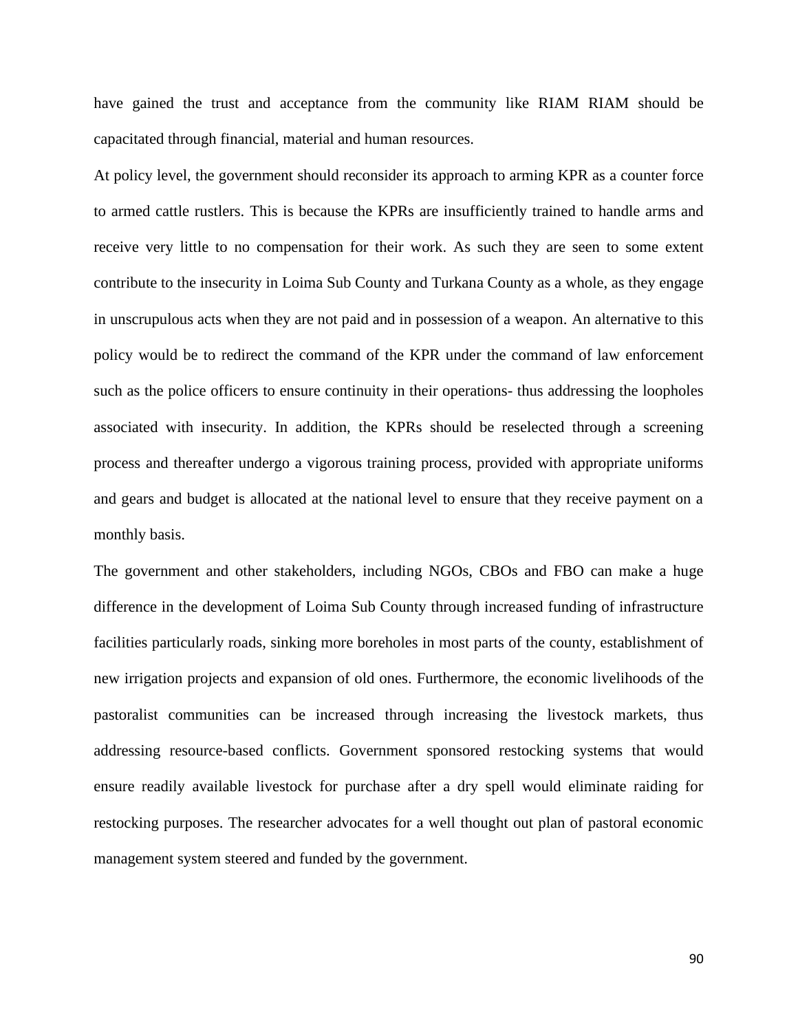have gained the trust and acceptance from the community like RIAM RIAM should be capacitated through financial, material and human resources.

At policy level, the government should reconsider its approach to arming KPR as a counter force to armed cattle rustlers. This is because the KPRs are insufficiently trained to handle arms and receive very little to no compensation for their work. As such they are seen to some extent contribute to the insecurity in Loima Sub County and Turkana County as a whole, as they engage in unscrupulous acts when they are not paid and in possession of a weapon. An alternative to this policy would be to redirect the command of the KPR under the command of law enforcement such as the police officers to ensure continuity in their operations- thus addressing the loopholes associated with insecurity. In addition, the KPRs should be reselected through a screening process and thereafter undergo a vigorous training process, provided with appropriate uniforms and gears and budget is allocated at the national level to ensure that they receive payment on a monthly basis.

The government and other stakeholders, including NGOs, CBOs and FBO can make a huge difference in the development of Loima Sub County through increased funding of infrastructure facilities particularly roads, sinking more boreholes in most parts of the county, establishment of new irrigation projects and expansion of old ones. Furthermore, the economic livelihoods of the pastoralist communities can be increased through increasing the livestock markets, thus addressing resource-based conflicts. Government sponsored restocking systems that would ensure readily available livestock for purchase after a dry spell would eliminate raiding for restocking purposes. The researcher advocates for a well thought out plan of pastoral economic management system steered and funded by the government.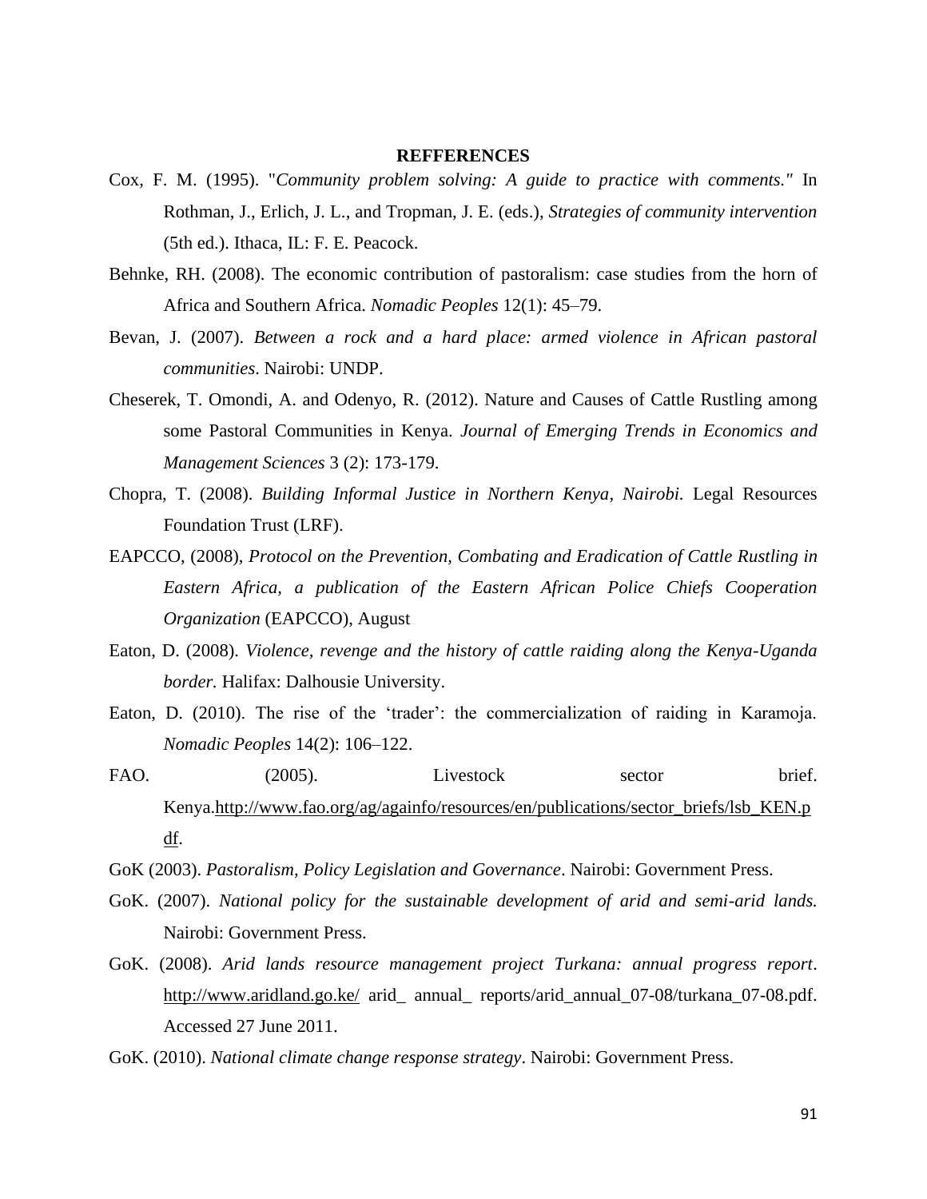**REFFERENCES**

Cox, F. M. (1995). "*Community problem solving: A guide to practice with comments."* In Rothman, J., Erlich, J. L., and Tropman, J. E. (eds.), *Strategies of community intervention* (5th ed.). Ithaca, IL: F. E. Peacock.

Behnke, RH. (2008). The economic contribution of pastoralism: case studies from the horn of Africa and Southern Africa. *Nomadic Peoples* 12(1): 45–79.

Bevan, J. (2007). *Between a rock and a hard place: armed violence in African pastoral communities*. Nairobi: UNDP.

Cheserek, T. Omondi, A. and Odenyo, R. (2012). Nature and Causes of Cattle Rustling among some Pastoral Communities in Kenya. *Journal of Emerging Trends in Economics and Management Sciences* 3 (2): 173-179.

Chopra, T. (2008). *Building Informal Justice in Northern Kenya, Nairobi.* Legal Resources Foundation Trust (LRF).

EAPCCO, (2008), *Protocol on the Prevention, Combating and Eradication of Cattle Rustling in Eastern Africa, a publication of the Eastern African Police Chiefs Cooperation Organization* (EAPCCO), August

Eaton, D. (2008). *Violence, revenge and the history of cattle raiding along the Kenya-Uganda border.* Halifax: Dalhousie University.

Eaton, D. (2010). The rise of the 'trader': the commercialization of raiding in Karamoja. *Nomadic Peoples* 14(2): 106–122.

FAO. (2005). Livestock sector brief. Kenya.http://www.fao.org/ag/againfo/resources/en/publications/sector_briefs/lsb_KEN.pdf.

GoK (2003). *Pastoralism, Policy Legislation and Governance*. Nairobi: Government Press.

GoK. (2007). *National policy for the sustainable development of arid and semi-arid lands.* Nairobi: Government Press.

GoK. (2008). *Arid lands resource management project Turkana: annual progress report*. http://www.aridland.go.ke/ arid_ annual_ reports/arid_annual_07-08/turkana_07-08.pdf. Accessed 27 June 2011.

GoK. (2010). *National climate change response strategy*. Nairobi: Government Press.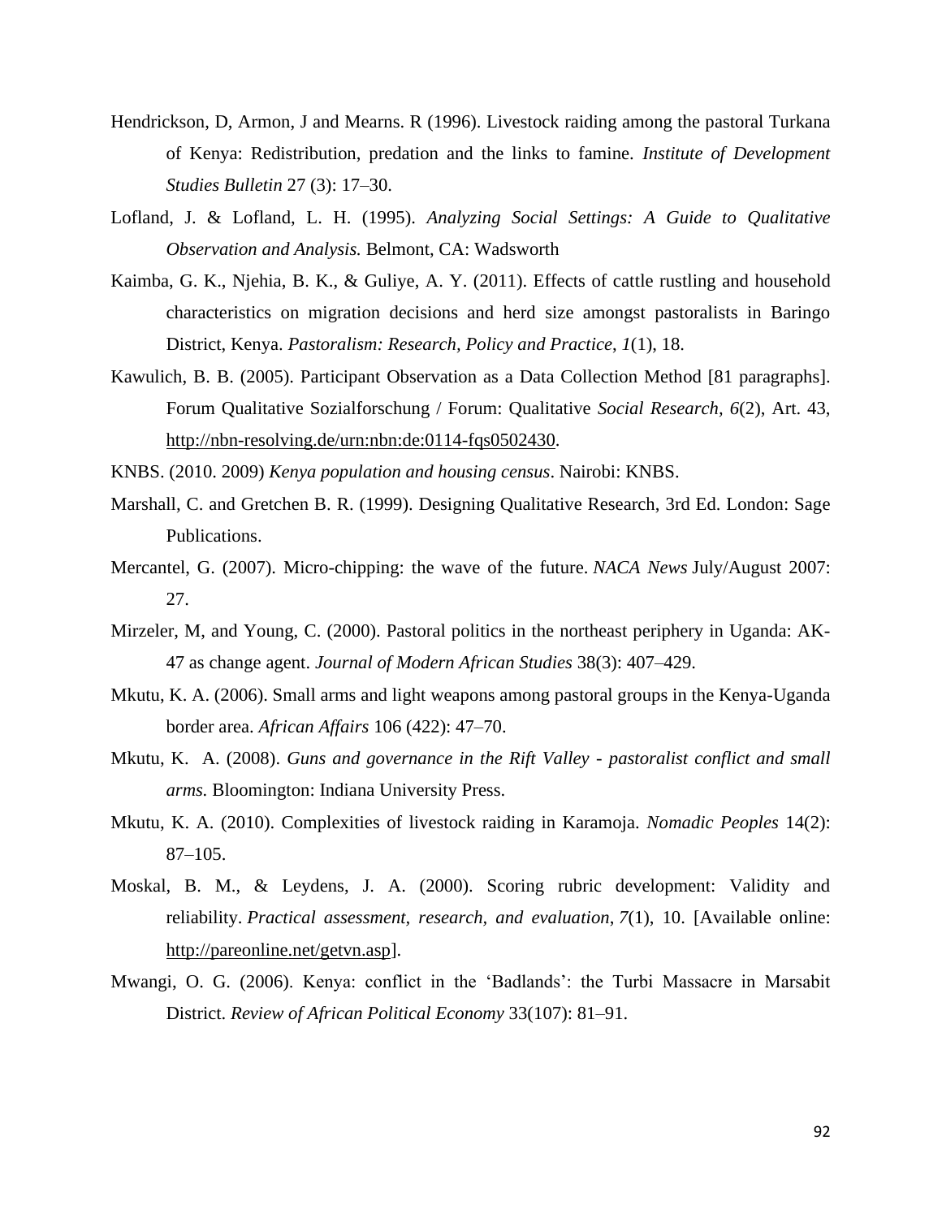Hendrickson, D, Armon, J and Mearns. R (1996). Livestock raiding among the pastoral Turkana of Kenya: Redistribution, predation and the links to famine. *Institute of Development Studies Bulletin* 27 (3): 17–30.

Lofland, J. & Lofland, L. H. (1995). *Analyzing Social Settings: A Guide to Qualitative Observation and Analysis.* Belmont, CA: Wadsworth

Kaimba, G. K., Njehia, B. K., & Guliye, A. Y. (2011). Effects of cattle rustling and household characteristics on migration decisions and herd size amongst pastoralists in Baringo District, Kenya. *Pastoralism: Research, Policy and Practice*, *1*(1), 18.

Kawulich, B. B. (2005). Participant Observation as a Data Collection Method [81 paragraphs]. Forum Qualitative Sozialforschung / Forum: Qualitative *Social Research*, *6*(2), Art. 43, http://nbn-resolving.de/urn:nbn:de:0114-fqs0502430.

KNBS. (2010. 2009) *Kenya population and housing census*. Nairobi: KNBS.

Marshall, C. and Gretchen B. R. (1999). Designing Qualitative Research, 3rd Ed. London: Sage Publications.

Mercantel, G. (2007). Micro-chipping: the wave of the future. *NACA News* July/August 2007: 27.

Mirzeler, M, and Young, C. (2000). Pastoral politics in the northeast periphery in Uganda: AK-47 as change agent. *Journal of Modern African Studies* 38(3): 407–429.

Mkutu, K. A. (2006). Small arms and light weapons among pastoral groups in the Kenya-Uganda border area. *African Affairs* 106 (422): 47–70.

Mkutu, K. A. (2008). *Guns and governance in the Rift Valley - pastoralist conflict and small arms.* Bloomington: Indiana University Press.

Mkutu, K. A. (2010). Complexities of livestock raiding in Karamoja. *Nomadic Peoples* 14(2): 87–105.

Moskal, B. M., & Leydens, J. A. (2000). Scoring rubric development: Validity and reliability. *Practical assessment, research, and evaluation*, *7*(1), 10. [Available online: http://pareonline.net/getvn.asp].

Mwangi, O. G. (2006). Kenya: conflict in the 'Badlands': the Turbi Massacre in Marsabit District. *Review of African Political Economy* 33(107): 81–91.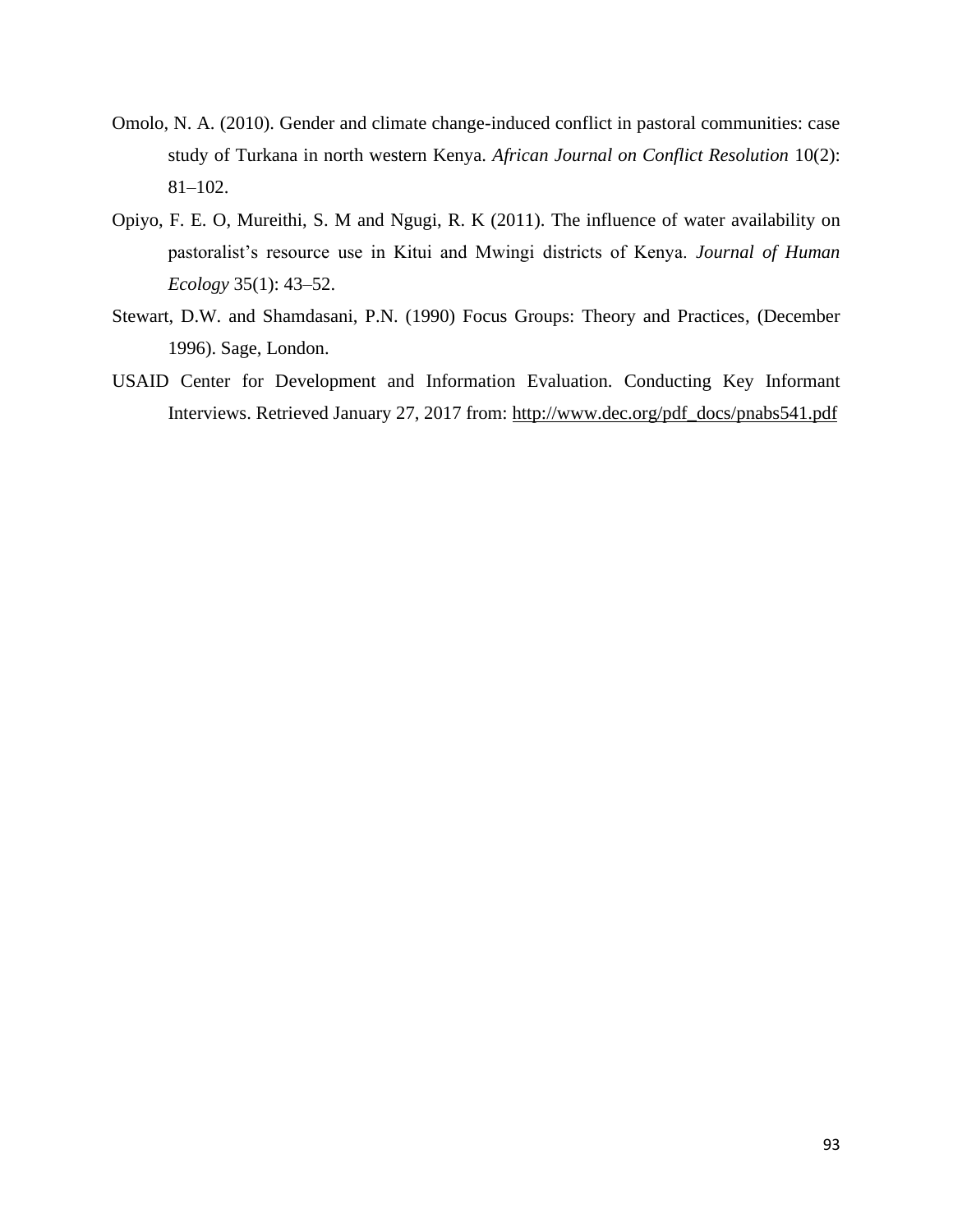Omolo, N. A. (2010). Gender and climate change-induced conflict in pastoral communities: case study of Turkana in north western Kenya. *African Journal on Conflict Resolution* 10(2): 81–102.

Opiyo, F. E. O, Mureithi, S. M and Ngugi, R. K (2011). The influence of water availability on pastoralist's resource use in Kitui and Mwingi districts of Kenya. *Journal of Human Ecology* 35(1): 43–52.

Stewart, D.W. and Shamdasani, P.N. (1990) Focus Groups: Theory and Practices, (December 1996). Sage, London.

USAID Center for Development and Information Evaluation. Conducting Key Informant Interviews. Retrieved January 27, 2017 from: http://www.dec.org/pdf_docs/pnabs541.pdf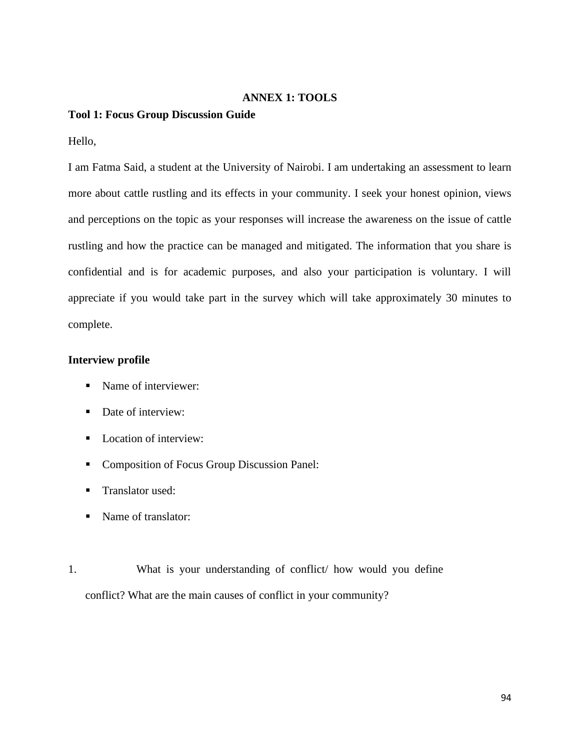# ANNEX 1: TOOLS

## Tool 1: Focus Group Discussion Guide

Hello,

I am Fatma Said, a student at the University of Nairobi. I am undertaking an assessment to learn more about cattle rustling and its effects in your community. I seek your honest opinion, views and perceptions on the topic as your responses will increase the awareness on the issue of cattle rustling and how the practice can be managed and mitigated. The information that you share is confidential and is for academic purposes, and also your participation is voluntary. I will appreciate if you would take part in the survey which will take approximately 30 minutes to complete.

### Interview profile

- Name of interviewer:
- Date of interview:
- Location of interview:
- Composition of Focus Group Discussion Panel:
- Translator used:
- Name of translator:

1. What is your understanding of conflict/ how would you define conflict? What are the main causes of conflict in your community?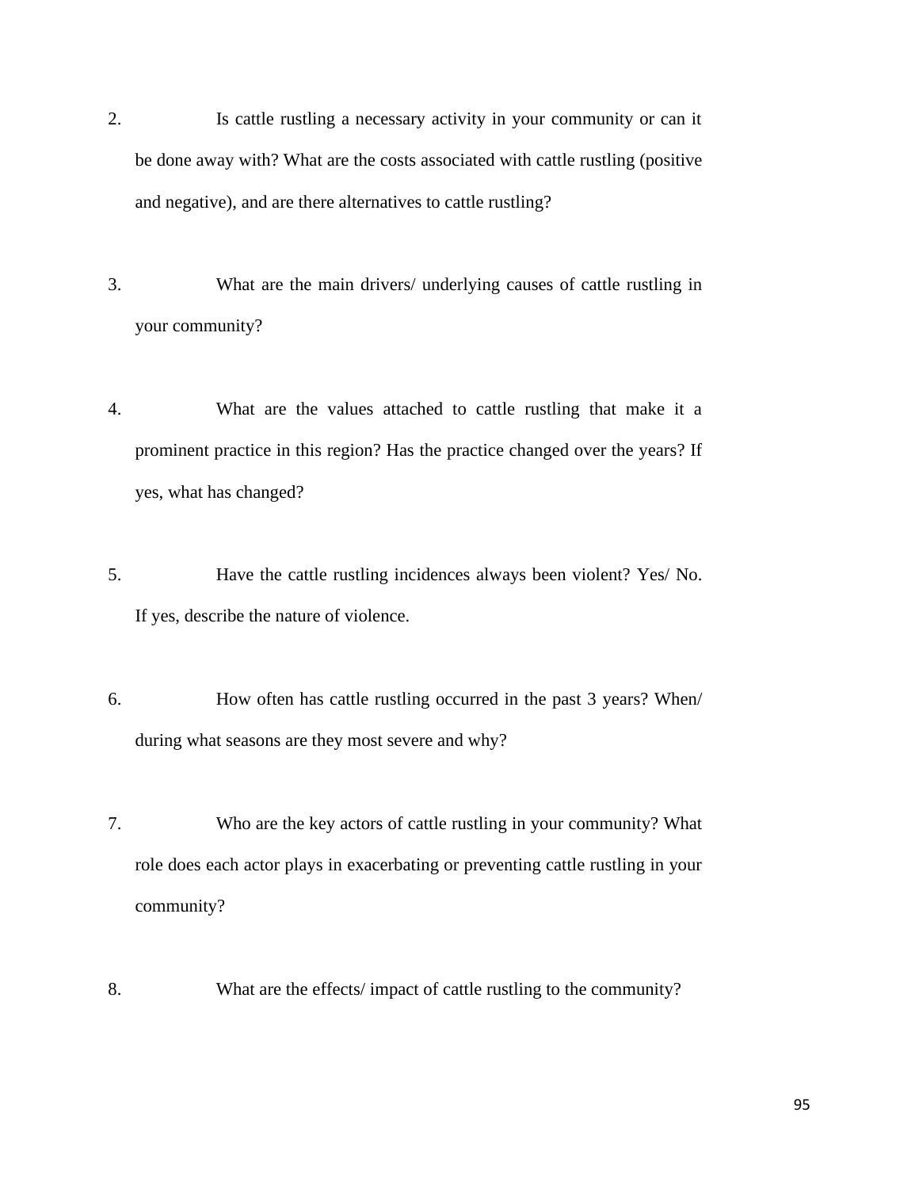2. Is cattle rustling a necessary activity in your community or can it be done away with? What are the costs associated with cattle rustling (positive and negative), and are there alternatives to cattle rustling?

3. What are the main drivers/ underlying causes of cattle rustling in your community?

4. What are the values attached to cattle rustling that make it a prominent practice in this region? Has the practice changed over the years? If yes, what has changed?

5. Have the cattle rustling incidences always been violent? Yes/ No. If yes, describe the nature of violence.

6. How often has cattle rustling occurred in the past 3 years? When/ during what seasons are they most severe and why?

7. Who are the key actors of cattle rustling in your community? What role does each actor plays in exacerbating or preventing cattle rustling in your community?

8. What are the effects/ impact of cattle rustling to the community?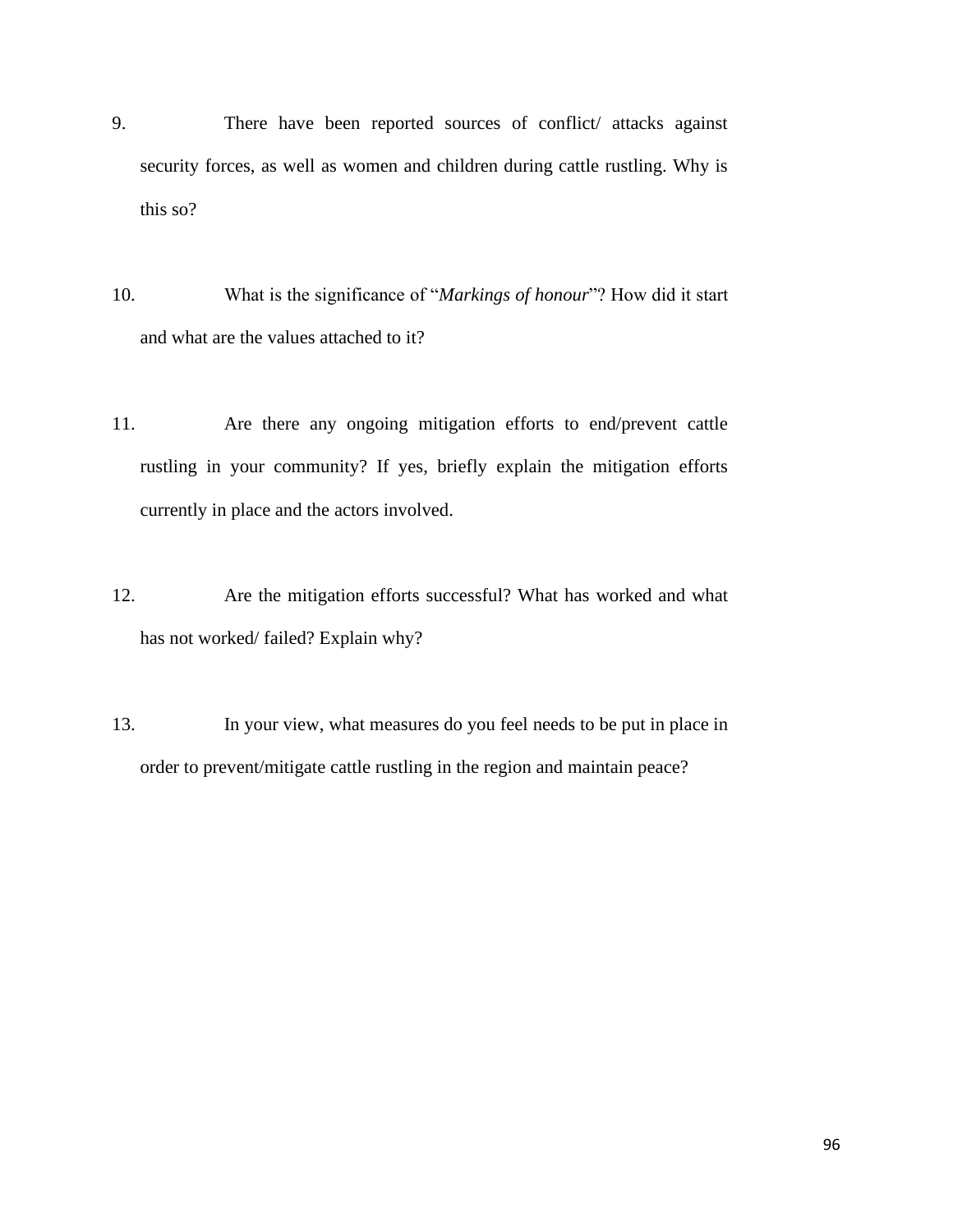9. There have been reported sources of conflict/ attacks against security forces, as well as women and children during cattle rustling. Why is this so?

10. What is the significance of "*Markings of honour*"? How did it start and what are the values attached to it?

11. Are there any ongoing mitigation efforts to end/prevent cattle rustling in your community? If yes, briefly explain the mitigation efforts currently in place and the actors involved.

12. Are the mitigation efforts successful? What has worked and what has not worked/ failed? Explain why?

13. In your view, what measures do you feel needs to be put in place in order to prevent/mitigate cattle rustling in the region and maintain peace?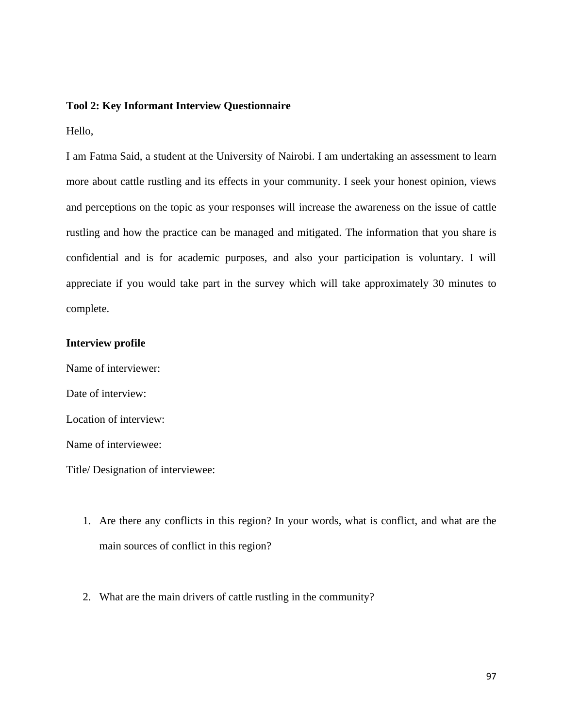**Tool 2: Key Informant Interview Questionnaire**

Hello,

I am Fatma Said, a student at the University of Nairobi. I am undertaking an assessment to learn more about cattle rustling and its effects in your community. I seek your honest opinion, views and perceptions on the topic as your responses will increase the awareness on the issue of cattle rustling and how the practice can be managed and mitigated. The information that you share is confidential and is for academic purposes, and also your participation is voluntary. I will appreciate if you would take part in the survey which will take approximately 30 minutes to complete.

**Interview profile**

Name of interviewer:

Date of interview:

Location of interview:

Name of interviewee:

Title/ Designation of interviewee:

1. Are there any conflicts in this region? In your words, what is conflict, and what are the main sources of conflict in this region?

2. What are the main drivers of cattle rustling in the community?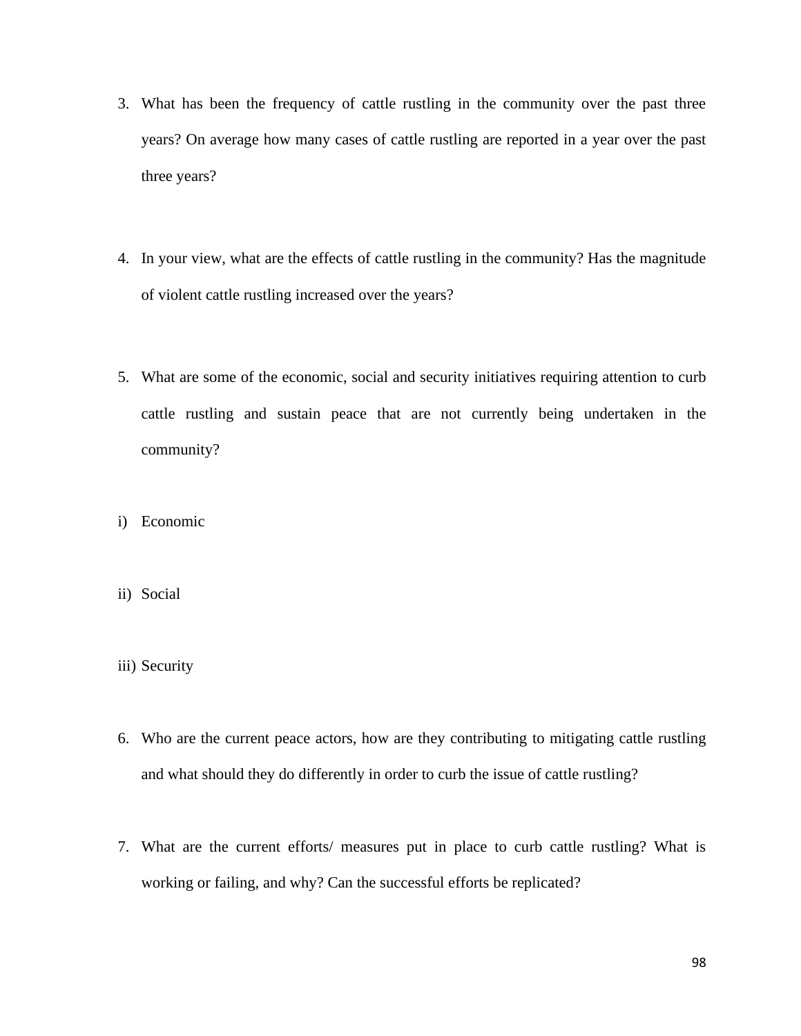3. What has been the frequency of cattle rustling in the community over the past three years? On average how many cases of cattle rustling are reported in a year over the past three years?

4. In your view, what are the effects of cattle rustling in the community? Has the magnitude of violent cattle rustling increased over the years?

5. What are some of the economic, social and security initiatives requiring attention to curb cattle rustling and sustain peace that are not currently being undertaken in the community?

i) Economic

ii) Social

iii) Security

6. Who are the current peace actors, how are they contributing to mitigating cattle rustling and what should they do differently in order to curb the issue of cattle rustling?

7. What are the current efforts/ measures put in place to curb cattle rustling? What is working or failing, and why? Can the successful efforts be replicated?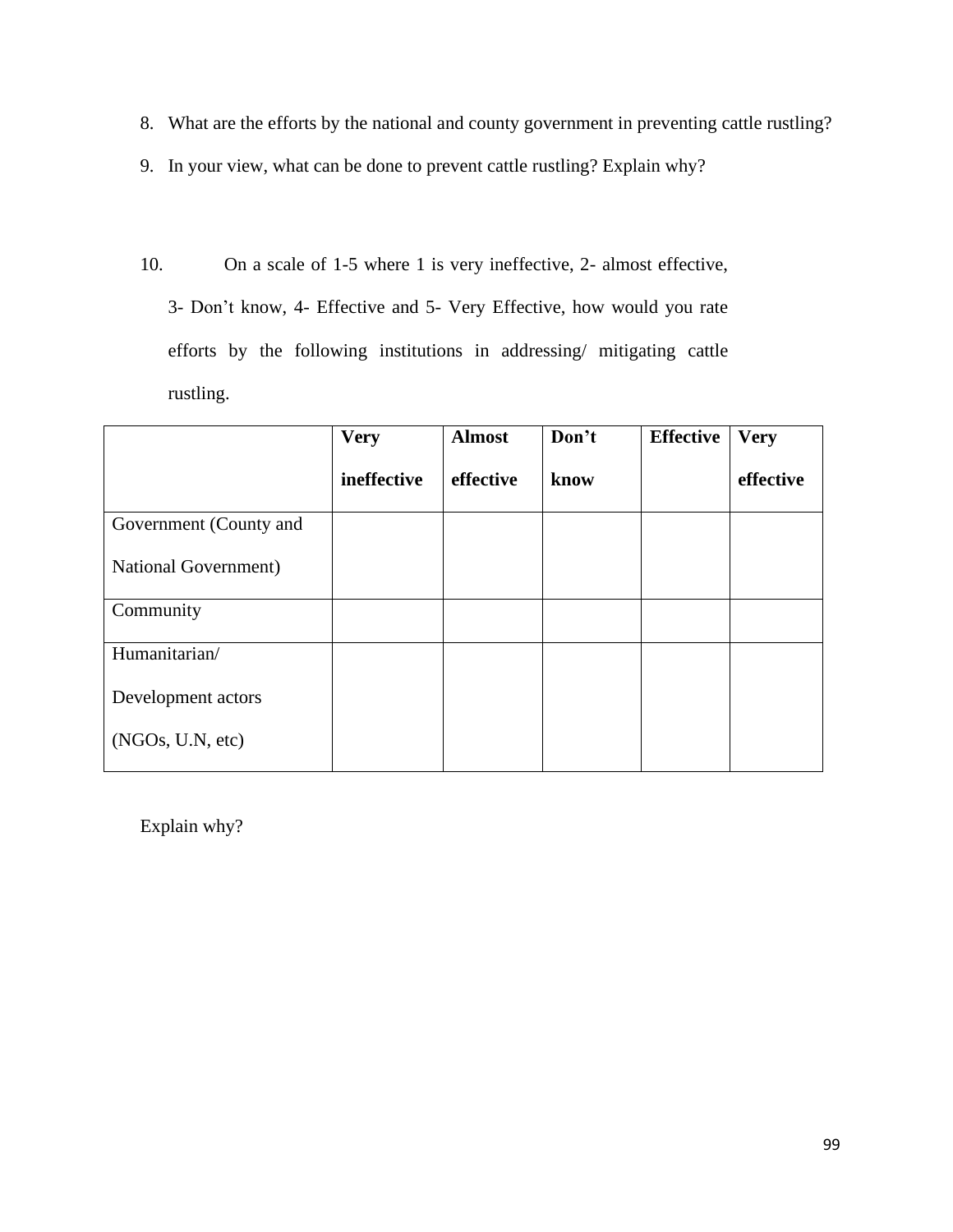8. What are the efforts by the national and county government in preventing cattle rustling?
9. In your view, what can be done to prevent cattle rustling? Explain why?

10. On a scale of 1-5 where 1 is very ineffective, 2- almost effective, 3- Don't know, 4- Effective and 5- Very Effective, how would you rate efforts by the following institutions in addressing/ mitigating cattle rustling.

| | **Very ineffective** | **Almost effective** | **Don't know** | **Effective** | **Very effective** |
|---|---|---|---|---|---|
| Government (County and National Government) | | | | | |
| Community | | | | | |
| Humanitarian/ Development actors (NGOs, U.N, etc) | | | | | |

Explain why?